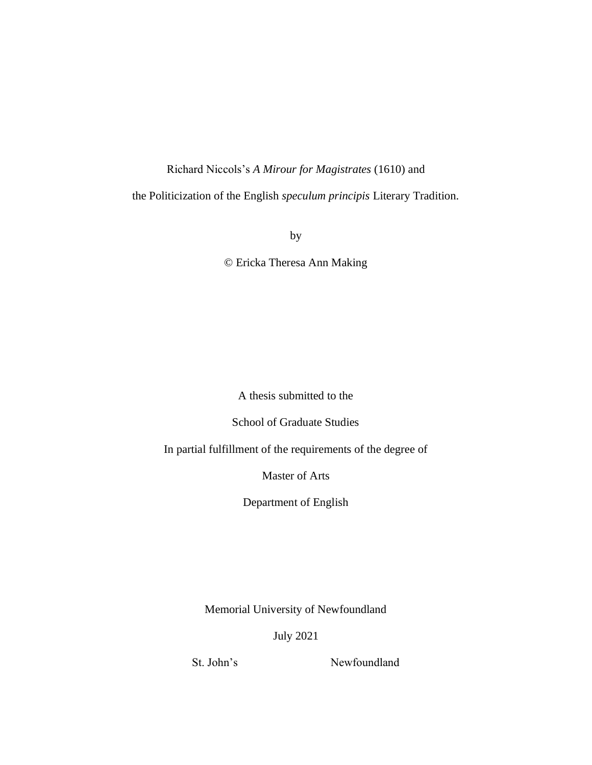Richard Niccols's *A Mirour for Magistrates* (1610) and

the Politicization of the English *speculum principis* Literary Tradition.

by

© Ericka Theresa Ann Making

A thesis submitted to the

School of Graduate Studies

In partial fulfillment of the requirements of the degree of

Master of Arts

Department of English

Memorial University of Newfoundland

July 2021

St. John's Newfoundland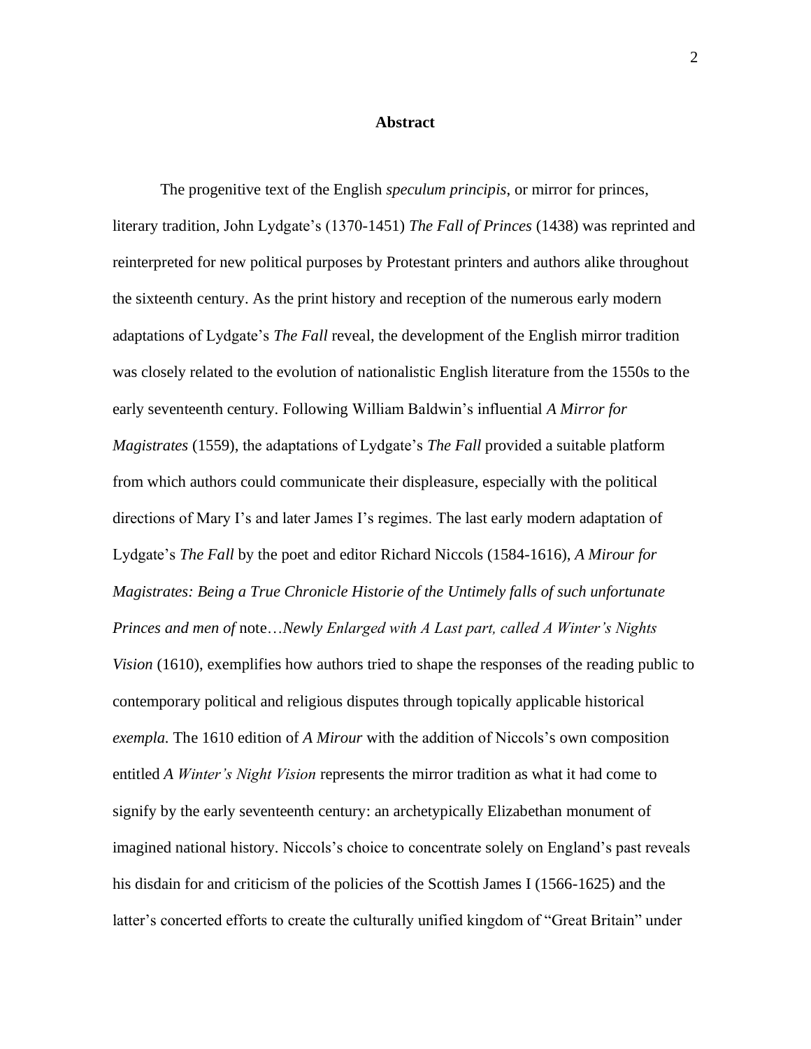**Abstract**

The progenitive text of the English *speculum principis*, or mirror for princes, literary tradition, John Lydgate's (1370-1451) *The Fall of Princes* (1438) was reprinted and reinterpreted for new political purposes by Protestant printers and authors alike throughout the sixteenth century. As the print history and reception of the numerous early modern adaptations of Lydgate's *The Fall* reveal, the development of the English mirror tradition was closely related to the evolution of nationalistic English literature from the 1550s to the early seventeenth century. Following William Baldwin's influential *A Mirror for Magistrates* (1559), the adaptations of Lydgate's *The Fall* provided a suitable platform from which authors could communicate their displeasure, especially with the political directions of Mary I's and later James I's regimes. The last early modern adaptation of Lydgate's *The Fall* by the poet and editor Richard Niccols (1584-1616), *A Mirour for Magistrates: Being a True Chronicle Historie of the Untimely falls of such unfortunate Princes and men of* note…*Newly Enlarged with A Last part, called A Winter's Nights Vision* (1610), exemplifies how authors tried to shape the responses of the reading public to contemporary political and religious disputes through topically applicable historical *exempla.* The 1610 edition of *A Mirour* with the addition of Niccols's own composition entitled *A Winter's Night Vision* represents the mirror tradition as what it had come to signify by the early seventeenth century: an archetypically Elizabethan monument of imagined national history. Niccols's choice to concentrate solely on England's past reveals his disdain for and criticism of the policies of the Scottish James I (1566-1625) and the latter's concerted efforts to create the culturally unified kingdom of "Great Britain" under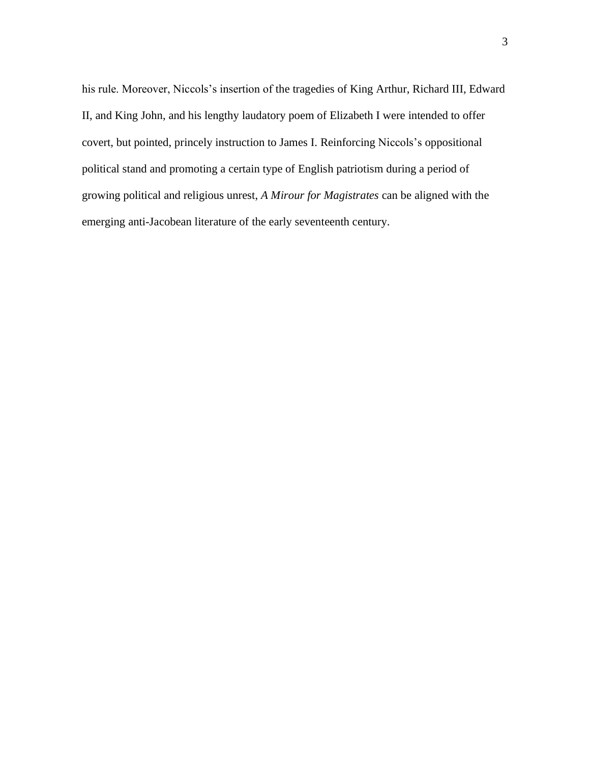his rule. Moreover, Niccols's insertion of the tragedies of King Arthur, Richard III, Edward II, and King John, and his lengthy laudatory poem of Elizabeth I were intended to offer covert, but pointed, princely instruction to James I. Reinforcing Niccols's oppositional political stand and promoting a certain type of English patriotism during a period of growing political and religious unrest, *A Mirour for Magistrates* can be aligned with the emerging anti-Jacobean literature of the early seventeenth century.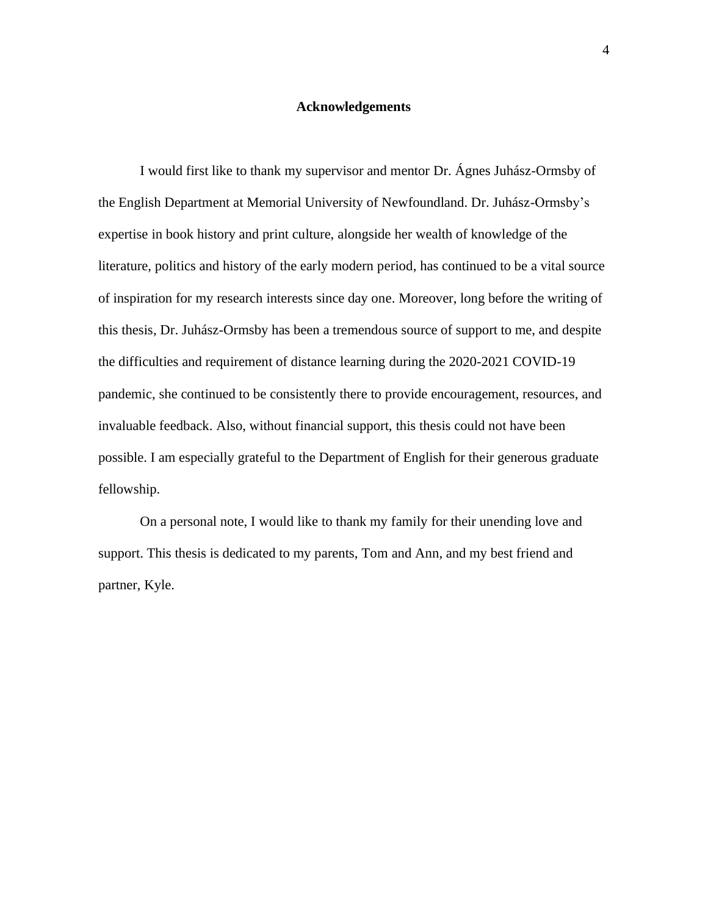## Acknowledgements

I would first like to thank my supervisor and mentor Dr. Ágnes Juhász-Ormsby of the English Department at Memorial University of Newfoundland. Dr. Juhász-Ormsby's expertise in book history and print culture, alongside her wealth of knowledge of the literature, politics and history of the early modern period, has continued to be a vital source of inspiration for my research interests since day one. Moreover, long before the writing of this thesis, Dr. Juhász-Ormsby has been a tremendous source of support to me, and despite the difficulties and requirement of distance learning during the 2020-2021 COVID-19 pandemic, she continued to be consistently there to provide encouragement, resources, and invaluable feedback. Also, without financial support, this thesis could not have been possible. I am especially grateful to the Department of English for their generous graduate fellowship.

On a personal note, I would like to thank my family for their unending love and support. This thesis is dedicated to my parents, Tom and Ann, and my best friend and partner, Kyle.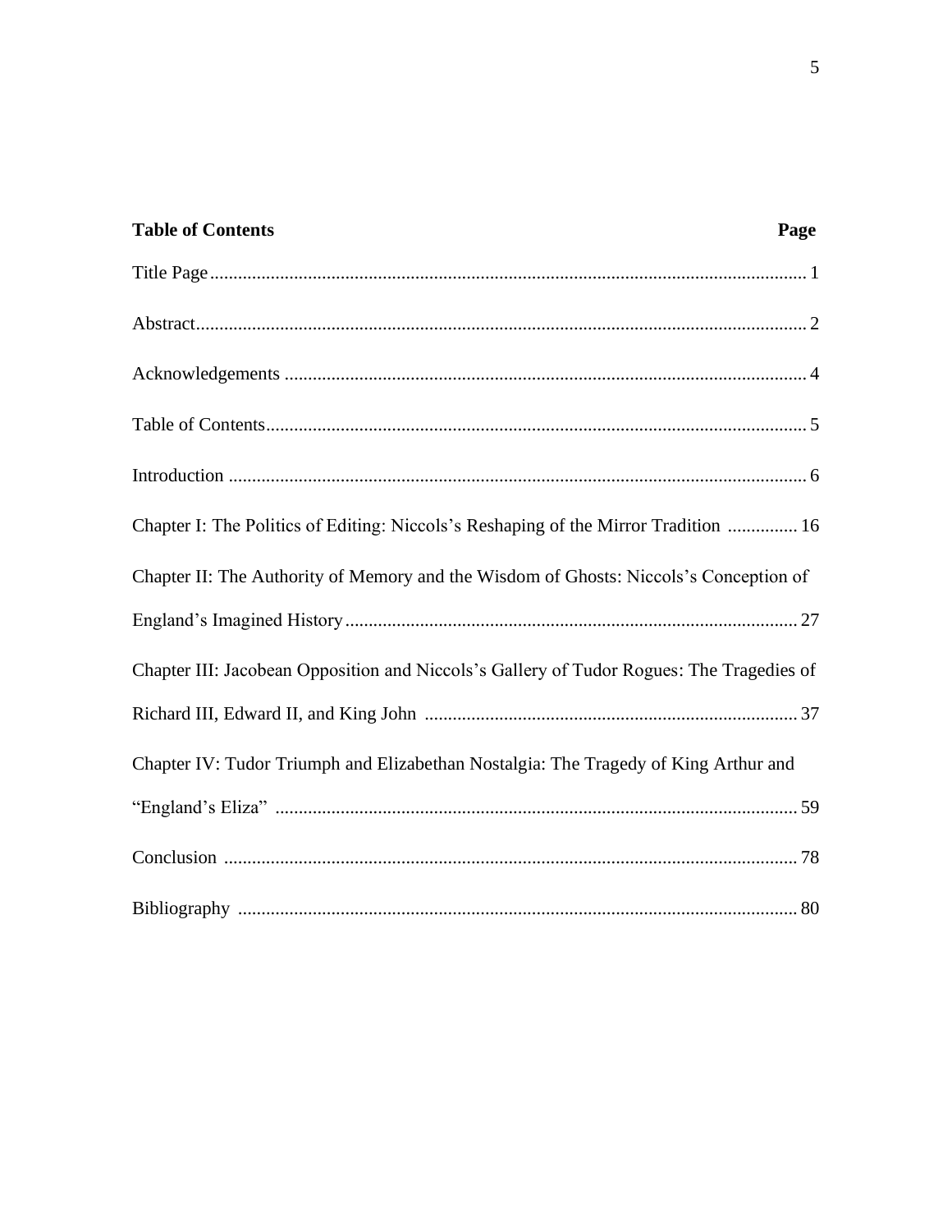**Table of Contents** **Page**

Title Page ............................................................ 1

Abstract ............................................................ 2

Acknowledgements ............................................................ 4

Table of Contents ............................................................ 5

Introduction ............................................................ 6

Chapter I: The Politics of Editing: Niccols's Reshaping of the Mirror Tradition ............... 16

Chapter II: The Authority of Memory and the Wisdom of Ghosts: Niccols's Conception of England's Imagined History ............................................................ 27

Chapter III: Jacobean Opposition and Niccols's Gallery of Tudor Rogues: The Tragedies of Richard III, Edward II, and King John ............................................................ 37

Chapter IV: Tudor Triumph and Elizabethan Nostalgia: The Tragedy of King Arthur and "England's Eliza" ............................................................ 59

Conclusion ............................................................ 78

Bibliography ............................................................ 80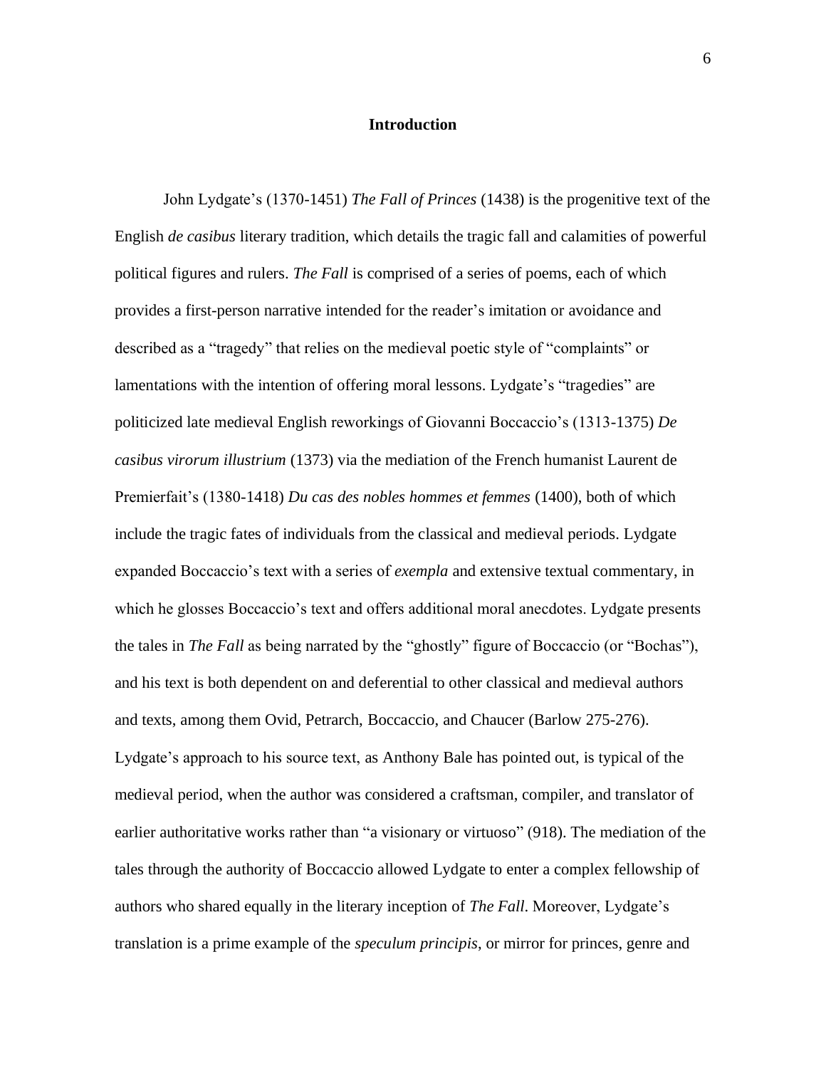# Introduction

John Lydgate's (1370-1451) *The Fall of Princes* (1438) is the progenitive text of the English *de casibus* literary tradition, which details the tragic fall and calamities of powerful political figures and rulers. *The Fall* is comprised of a series of poems, each of which provides a first-person narrative intended for the reader's imitation or avoidance and described as a "tragedy" that relies on the medieval poetic style of "complaints" or lamentations with the intention of offering moral lessons. Lydgate's "tragedies" are politicized late medieval English reworkings of Giovanni Boccaccio's (1313-1375) *De casibus virorum illustrium* (1373) via the mediation of the French humanist Laurent de Premierfait's (1380-1418) *Du cas des nobles hommes et femmes* (1400), both of which include the tragic fates of individuals from the classical and medieval periods. Lydgate expanded Boccaccio's text with a series of *exempla* and extensive textual commentary, in which he glosses Boccaccio's text and offers additional moral anecdotes. Lydgate presents the tales in *The Fall* as being narrated by the "ghostly" figure of Boccaccio (or "Bochas"), and his text is both dependent on and deferential to other classical and medieval authors and texts, among them Ovid, Petrarch, Boccaccio, and Chaucer (Barlow 275-276). Lydgate's approach to his source text, as Anthony Bale has pointed out, is typical of the medieval period, when the author was considered a craftsman, compiler, and translator of earlier authoritative works rather than "a visionary or virtuoso" (918). The mediation of the tales through the authority of Boccaccio allowed Lydgate to enter a complex fellowship of authors who shared equally in the literary inception of *The Fall*. Moreover, Lydgate's translation is a prime example of the *speculum principis*, or mirror for princes, genre and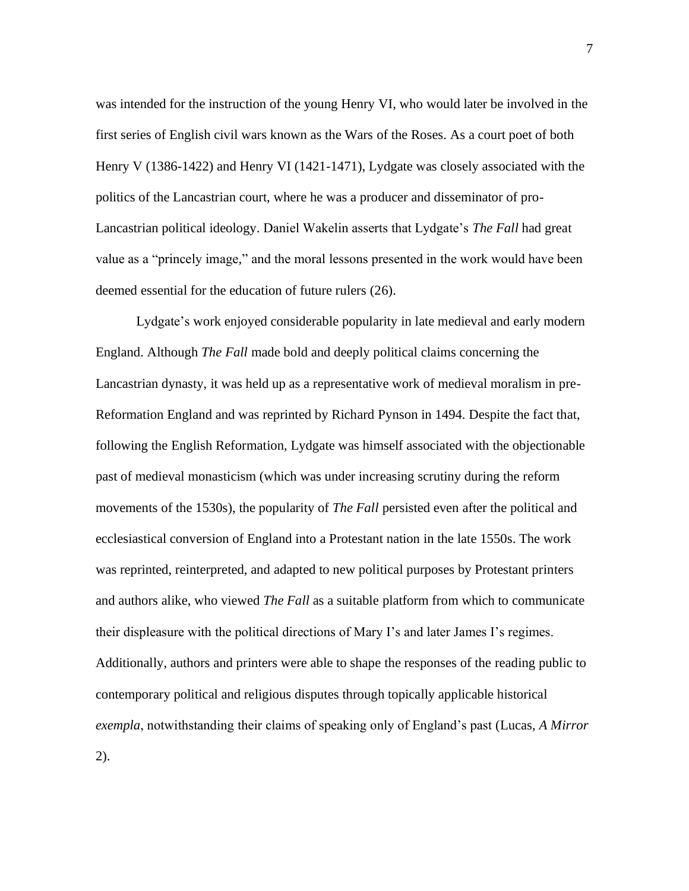was intended for the instruction of the young Henry VI, who would later be involved in the first series of English civil wars known as the Wars of the Roses. As a court poet of both Henry V (1386-1422) and Henry VI (1421-1471), Lydgate was closely associated with the politics of the Lancastrian court, where he was a producer and disseminator of pro-Lancastrian political ideology. Daniel Wakelin asserts that Lydgate's *The Fall* had great value as a "princely image," and the moral lessons presented in the work would have been deemed essential for the education of future rulers (26).

Lydgate's work enjoyed considerable popularity in late medieval and early modern England. Although *The Fall* made bold and deeply political claims concerning the Lancastrian dynasty, it was held up as a representative work of medieval moralism in pre-Reformation England and was reprinted by Richard Pynson in 1494. Despite the fact that, following the English Reformation, Lydgate was himself associated with the objectionable past of medieval monasticism (which was under increasing scrutiny during the reform movements of the 1530s), the popularity of *The Fall* persisted even after the political and ecclesiastical conversion of England into a Protestant nation in the late 1550s. The work was reprinted, reinterpreted, and adapted to new political purposes by Protestant printers and authors alike, who viewed *The Fall* as a suitable platform from which to communicate their displeasure with the political directions of Mary I's and later James I's regimes. Additionally, authors and printers were able to shape the responses of the reading public to contemporary political and religious disputes through topically applicable historical *exempla*, notwithstanding their claims of speaking only of England's past (Lucas, *A Mirror* 2).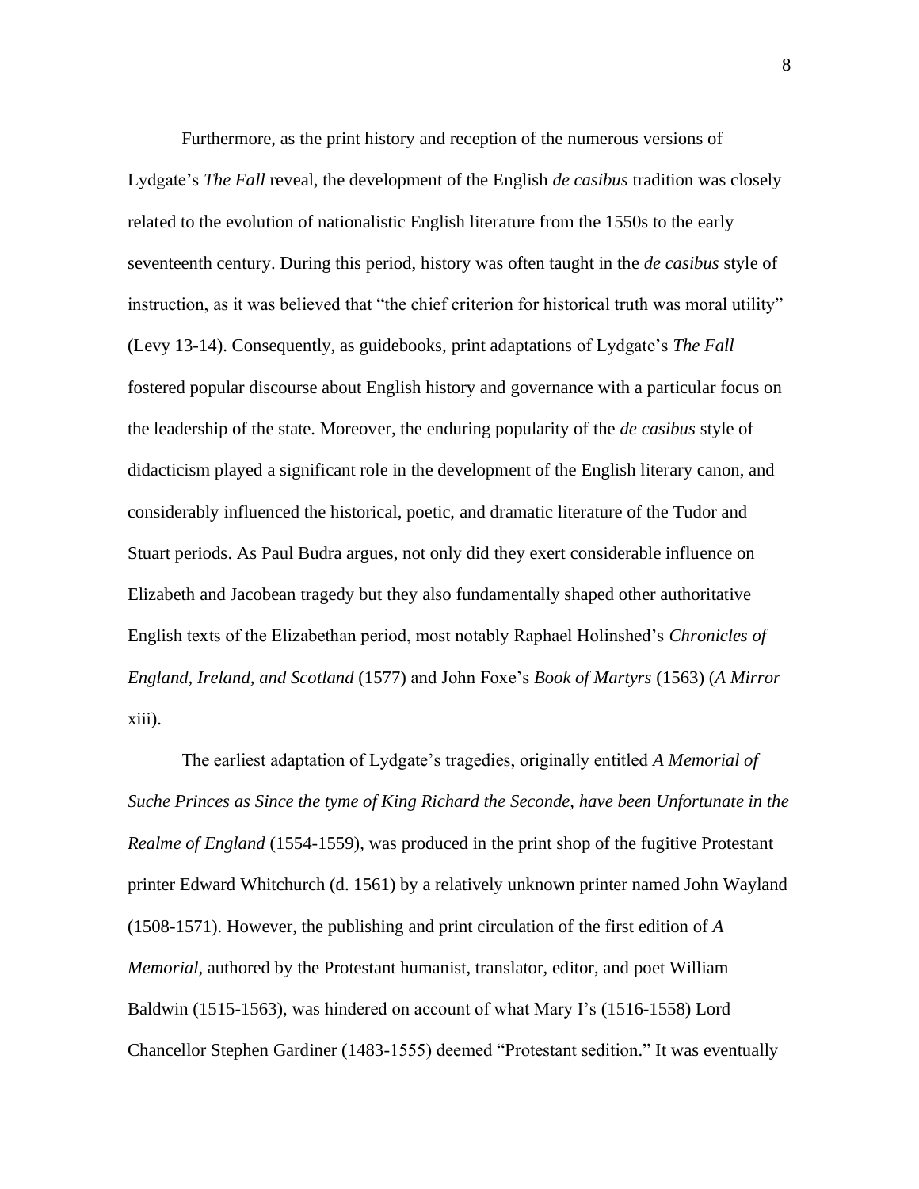Furthermore, as the print history and reception of the numerous versions of Lydgate's *The Fall* reveal, the development of the English *de casibus* tradition was closely related to the evolution of nationalistic English literature from the 1550s to the early seventeenth century. During this period, history was often taught in the *de casibus* style of instruction, as it was believed that "the chief criterion for historical truth was moral utility" (Levy 13-14). Consequently, as guidebooks, print adaptations of Lydgate's *The Fall* fostered popular discourse about English history and governance with a particular focus on the leadership of the state. Moreover, the enduring popularity of the *de casibus* style of didacticism played a significant role in the development of the English literary canon, and considerably influenced the historical, poetic, and dramatic literature of the Tudor and Stuart periods. As Paul Budra argues, not only did they exert considerable influence on Elizabeth and Jacobean tragedy but they also fundamentally shaped other authoritative English texts of the Elizabethan period, most notably Raphael Holinshed's *Chronicles of England, Ireland, and Scotland* (1577) and John Foxe's *Book of Martyrs* (1563) (*A Mirror* xiii).

The earliest adaptation of Lydgate's tragedies, originally entitled *A Memorial of Suche Princes as Since the tyme of King Richard the Seconde, have been Unfortunate in the Realme of England* (1554-1559), was produced in the print shop of the fugitive Protestant printer Edward Whitchurch (d. 1561) by a relatively unknown printer named John Wayland (1508-1571). However, the publishing and print circulation of the first edition of *A Memorial*, authored by the Protestant humanist, translator, editor, and poet William Baldwin (1515-1563), was hindered on account of what Mary I's (1516-1558) Lord Chancellor Stephen Gardiner (1483-1555) deemed "Protestant sedition." It was eventually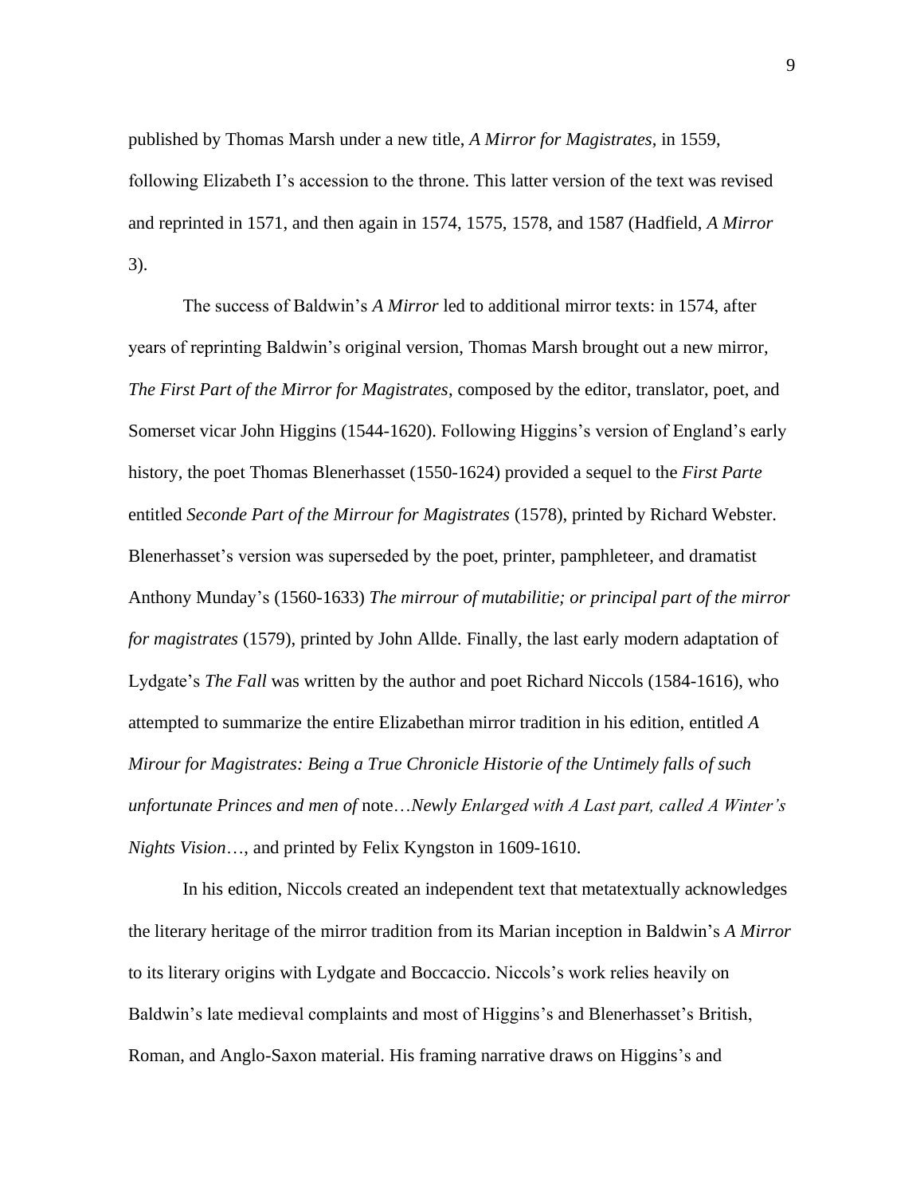published by Thomas Marsh under a new title, *A Mirror for Magistrates*, in 1559, following Elizabeth I's accession to the throne. This latter version of the text was revised and reprinted in 1571, and then again in 1574, 1575, 1578, and 1587 (Hadfield, *A Mirror* 3).

The success of Baldwin's *A Mirror* led to additional mirror texts: in 1574, after years of reprinting Baldwin's original version, Thomas Marsh brought out a new mirror, *The First Part of the Mirror for Magistrates*, composed by the editor, translator, poet, and Somerset vicar John Higgins (1544-1620). Following Higgins's version of England's early history, the poet Thomas Blenerhasset (1550-1624) provided a sequel to the *First Parte* entitled *Seconde Part of the Mirrour for Magistrates* (1578), printed by Richard Webster. Blenerhasset's version was superseded by the poet, printer, pamphleteer, and dramatist Anthony Munday's (1560-1633) *The mirrour of mutabilitie; or principal part of the mirror for magistrates* (1579), printed by John Allde. Finally, the last early modern adaptation of Lydgate's *The Fall* was written by the author and poet Richard Niccols (1584-1616), who attempted to summarize the entire Elizabethan mirror tradition in his edition, entitled *A Mirour for Magistrates: Being a True Chronicle Historie of the Untimely falls of such unfortunate Princes and men of* note…*Newly Enlarged with A Last part, called A Winter's Nights Vision*…, and printed by Felix Kyngston in 1609-1610.

In his edition, Niccols created an independent text that metatextually acknowledges the literary heritage of the mirror tradition from its Marian inception in Baldwin's *A Mirror* to its literary origins with Lydgate and Boccaccio. Niccols's work relies heavily on Baldwin's late medieval complaints and most of Higgins's and Blenerhasset's British, Roman, and Anglo-Saxon material. His framing narrative draws on Higgins's and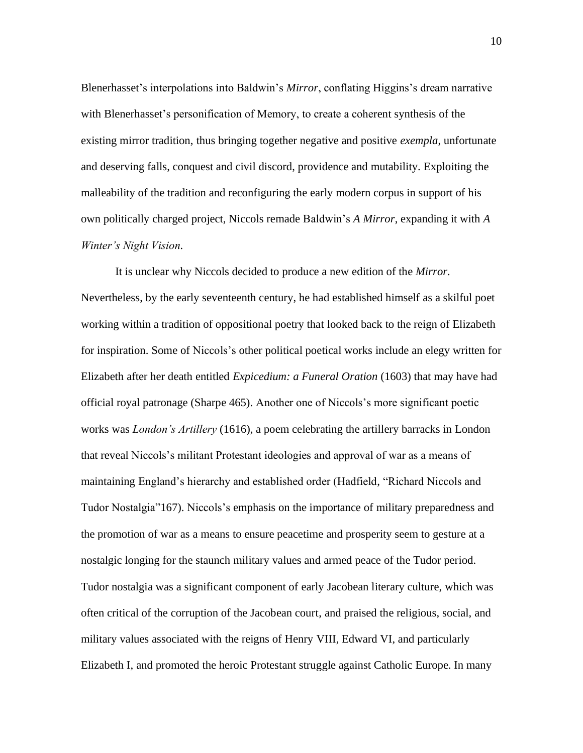Blenerhasset's interpolations into Baldwin's *Mirror*, conflating Higgins's dream narrative with Blenerhasset's personification of Memory, to create a coherent synthesis of the existing mirror tradition, thus bringing together negative and positive *exempla*, unfortunate and deserving falls, conquest and civil discord, providence and mutability. Exploiting the malleability of the tradition and reconfiguring the early modern corpus in support of his own politically charged project, Niccols remade Baldwin's *A Mirror*, expanding it with *A Winter's Night Vision*.

It is unclear why Niccols decided to produce a new edition of the *Mirror*. Nevertheless, by the early seventeenth century, he had established himself as a skilful poet working within a tradition of oppositional poetry that looked back to the reign of Elizabeth for inspiration. Some of Niccols's other political poetical works include an elegy written for Elizabeth after her death entitled *Expicedium: a Funeral Oration* (1603) that may have had official royal patronage (Sharpe 465). Another one of Niccols's more significant poetic works was *London's Artillery* (1616), a poem celebrating the artillery barracks in London that reveal Niccols's militant Protestant ideologies and approval of war as a means of maintaining England's hierarchy and established order (Hadfield, "Richard Niccols and Tudor Nostalgia"167). Niccols's emphasis on the importance of military preparedness and the promotion of war as a means to ensure peacetime and prosperity seem to gesture at a nostalgic longing for the staunch military values and armed peace of the Tudor period. Tudor nostalgia was a significant component of early Jacobean literary culture, which was often critical of the corruption of the Jacobean court, and praised the religious, social, and military values associated with the reigns of Henry VIII, Edward VI, and particularly Elizabeth I, and promoted the heroic Protestant struggle against Catholic Europe. In many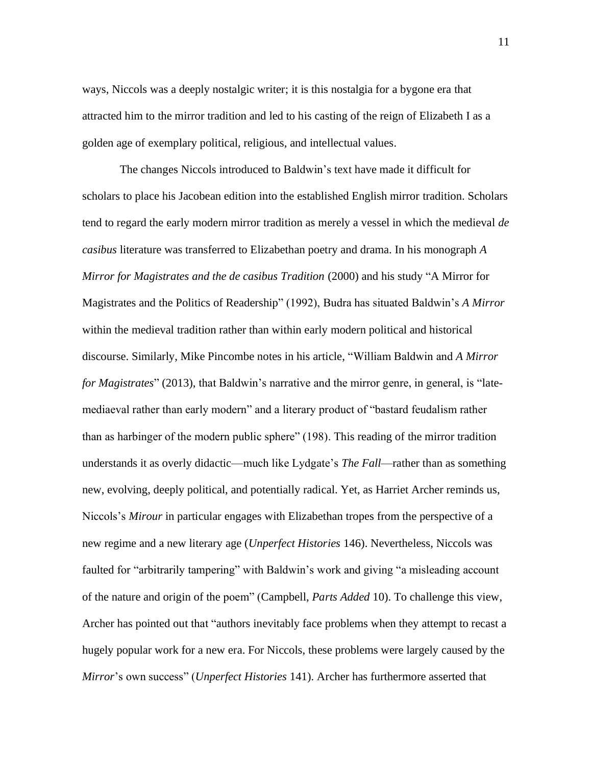ways, Niccols was a deeply nostalgic writer; it is this nostalgia for a bygone era that attracted him to the mirror tradition and led to his casting of the reign of Elizabeth I as a golden age of exemplary political, religious, and intellectual values.

The changes Niccols introduced to Baldwin's text have made it difficult for scholars to place his Jacobean edition into the established English mirror tradition. Scholars tend to regard the early modern mirror tradition as merely a vessel in which the medieval *de casibus* literature was transferred to Elizabethan poetry and drama. In his monograph *A Mirror for Magistrates and the de casibus Tradition* (2000) and his study "A Mirror for Magistrates and the Politics of Readership" (1992), Budra has situated Baldwin's *A Mirror* within the medieval tradition rather than within early modern political and historical discourse. Similarly, Mike Pincombe notes in his article, "William Baldwin and *A Mirror for Magistrates*" (2013), that Baldwin's narrative and the mirror genre, in general, is "late-mediaeval rather than early modern" and a literary product of "bastard feudalism rather than as harbinger of the modern public sphere" (198). This reading of the mirror tradition understands it as overly didactic—much like Lydgate's *The Fall*—rather than as something new, evolving, deeply political, and potentially radical. Yet, as Harriet Archer reminds us, Niccols's *Mirour* in particular engages with Elizabethan tropes from the perspective of a new regime and a new literary age (*Unperfect Histories* 146). Nevertheless, Niccols was faulted for "arbitrarily tampering" with Baldwin's work and giving "a misleading account of the nature and origin of the poem" (Campbell, *Parts Added* 10). To challenge this view, Archer has pointed out that "authors inevitably face problems when they attempt to recast a hugely popular work for a new era. For Niccols, these problems were largely caused by the *Mirror*'s own success" (*Unperfect Histories* 141). Archer has furthermore asserted that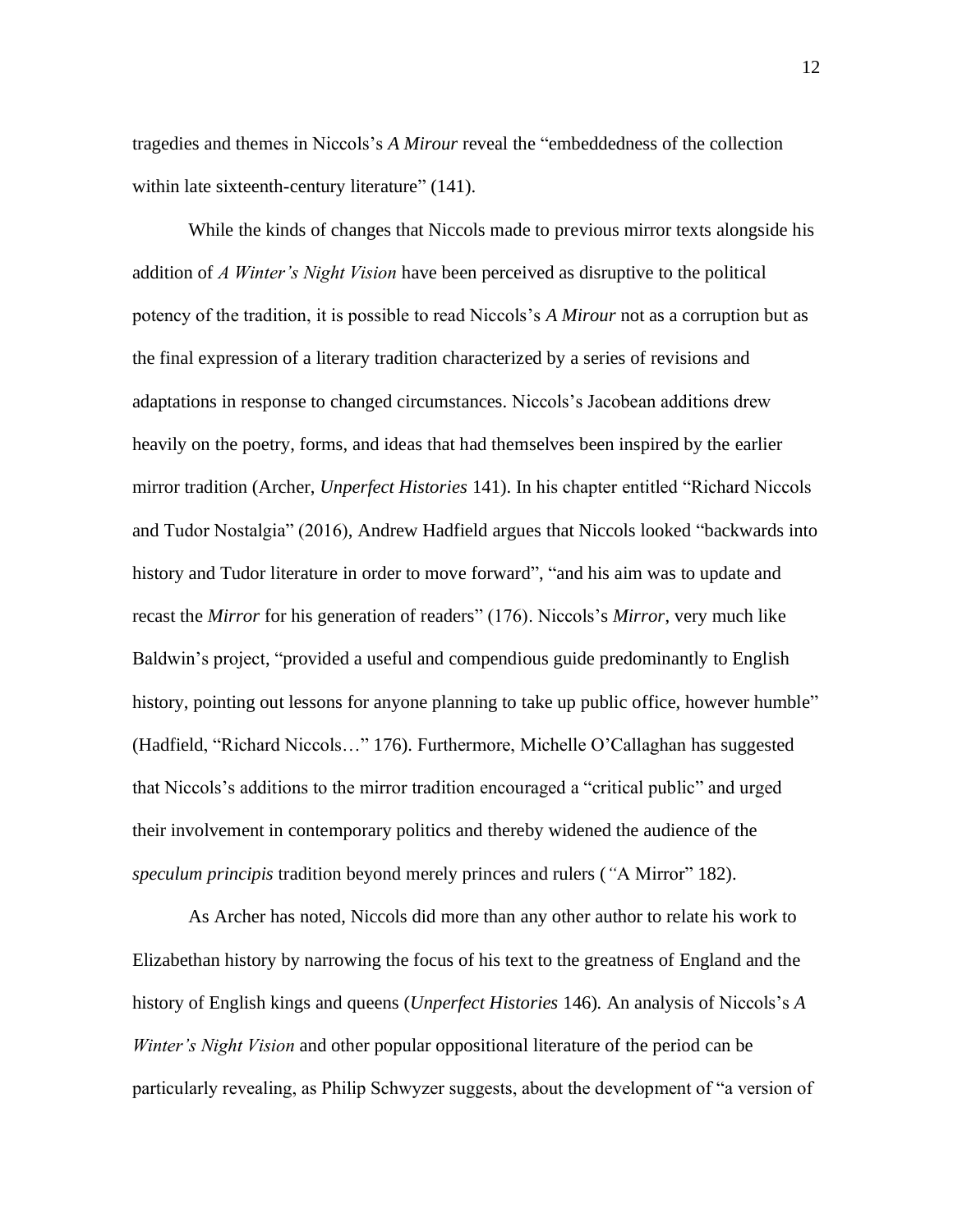tragedies and themes in Niccols's *A Mirour* reveal the "embeddedness of the collection within late sixteenth-century literature" (141).

While the kinds of changes that Niccols made to previous mirror texts alongside his addition of *A Winter's Night Vision* have been perceived as disruptive to the political potency of the tradition, it is possible to read Niccols's *A Mirour* not as a corruption but as the final expression of a literary tradition characterized by a series of revisions and adaptations in response to changed circumstances. Niccols's Jacobean additions drew heavily on the poetry, forms, and ideas that had themselves been inspired by the earlier mirror tradition (Archer, *Unperfect Histories* 141). In his chapter entitled "Richard Niccols and Tudor Nostalgia" (2016), Andrew Hadfield argues that Niccols looked "backwards into history and Tudor literature in order to move forward", "and his aim was to update and recast the *Mirror* for his generation of readers" (176). Niccols's *Mirror*, very much like Baldwin's project, "provided a useful and compendious guide predominantly to English history, pointing out lessons for anyone planning to take up public office, however humble" (Hadfield, "Richard Niccols…" 176). Furthermore, Michelle O'Callaghan has suggested that Niccols's additions to the mirror tradition encouraged a "critical public" and urged their involvement in contemporary politics and thereby widened the audience of the *speculum principis* tradition beyond merely princes and rulers ("A Mirror" 182).

As Archer has noted, Niccols did more than any other author to relate his work to Elizabethan history by narrowing the focus of his text to the greatness of England and the history of English kings and queens (*Unperfect Histories* 146). An analysis of Niccols's *A Winter's Night Vision* and other popular oppositional literature of the period can be particularly revealing, as Philip Schwyzer suggests, about the development of "a version of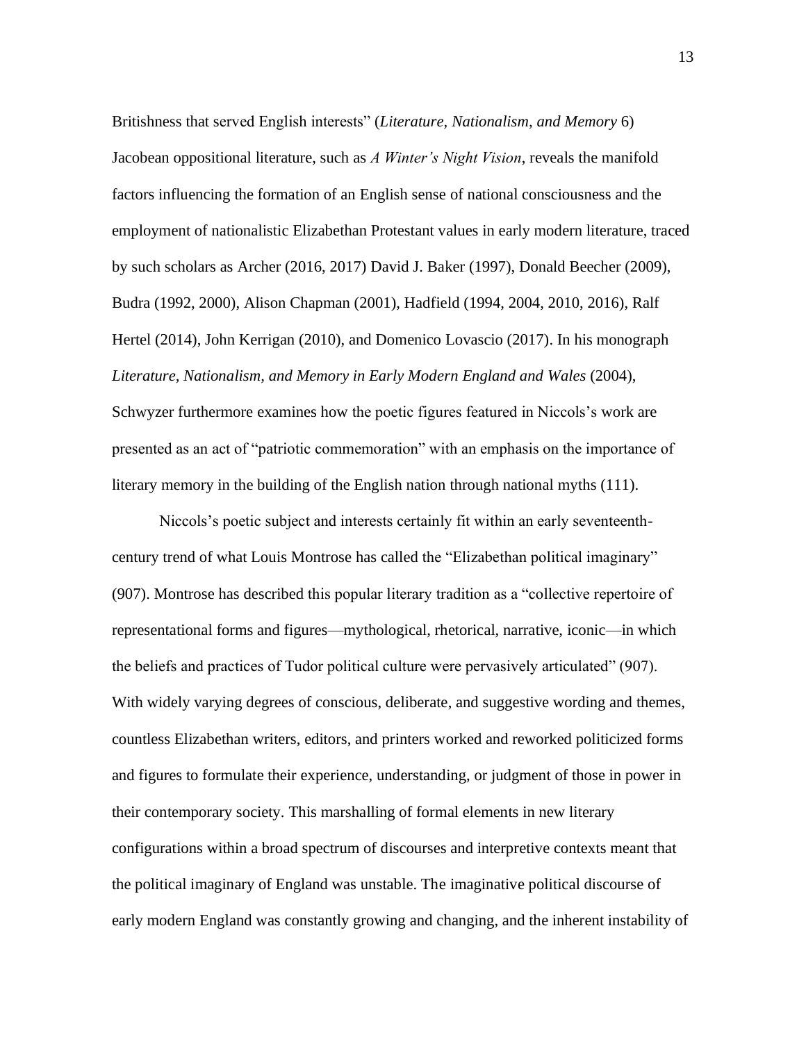Britishness that served English interests" (*Literature, Nationalism, and Memory* 6) Jacobean oppositional literature, such as *A Winter's Night Vision*, reveals the manifold factors influencing the formation of an English sense of national consciousness and the employment of nationalistic Elizabethan Protestant values in early modern literature, traced by such scholars as Archer (2016, 2017) David J. Baker (1997), Donald Beecher (2009), Budra (1992, 2000), Alison Chapman (2001), Hadfield (1994, 2004, 2010, 2016), Ralf Hertel (2014), John Kerrigan (2010), and Domenico Lovascio (2017). In his monograph *Literature, Nationalism, and Memory in Early Modern England and Wales* (2004), Schwyzer furthermore examines how the poetic figures featured in Niccols's work are presented as an act of "patriotic commemoration" with an emphasis on the importance of literary memory in the building of the English nation through national myths (111).

Niccols's poetic subject and interests certainly fit within an early seventeenth-century trend of what Louis Montrose has called the "Elizabethan political imaginary" (907). Montrose has described this popular literary tradition as a "collective repertoire of representational forms and figures—mythological, rhetorical, narrative, iconic—in which the beliefs and practices of Tudor political culture were pervasively articulated" (907). With widely varying degrees of conscious, deliberate, and suggestive wording and themes, countless Elizabethan writers, editors, and printers worked and reworked politicized forms and figures to formulate their experience, understanding, or judgment of those in power in their contemporary society. This marshalling of formal elements in new literary configurations within a broad spectrum of discourses and interpretive contexts meant that the political imaginary of England was unstable. The imaginative political discourse of early modern England was constantly growing and changing, and the inherent instability of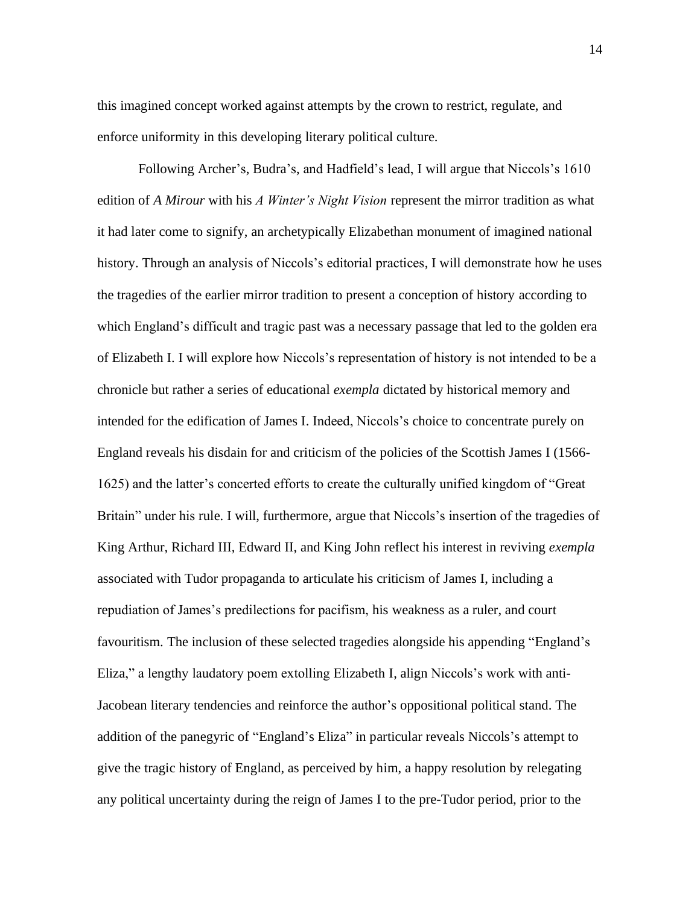this imagined concept worked against attempts by the crown to restrict, regulate, and enforce uniformity in this developing literary political culture.

Following Archer's, Budra's, and Hadfield's lead, I will argue that Niccols's 1610 edition of *A Mirour* with his *A Winter's Night Vision* represent the mirror tradition as what it had later come to signify, an archetypically Elizabethan monument of imagined national history. Through an analysis of Niccols's editorial practices, I will demonstrate how he uses the tragedies of the earlier mirror tradition to present a conception of history according to which England's difficult and tragic past was a necessary passage that led to the golden era of Elizabeth I. I will explore how Niccols's representation of history is not intended to be a chronicle but rather a series of educational *exempla* dictated by historical memory and intended for the edification of James I. Indeed, Niccols's choice to concentrate purely on England reveals his disdain for and criticism of the policies of the Scottish James I (1566-1625) and the latter's concerted efforts to create the culturally unified kingdom of "Great Britain" under his rule. I will, furthermore, argue that Niccols's insertion of the tragedies of King Arthur, Richard III, Edward II, and King John reflect his interest in reviving *exempla* associated with Tudor propaganda to articulate his criticism of James I, including a repudiation of James's predilections for pacifism, his weakness as a ruler, and court favouritism. The inclusion of these selected tragedies alongside his appending "England's Eliza," a lengthy laudatory poem extolling Elizabeth I, align Niccols's work with anti-Jacobean literary tendencies and reinforce the author's oppositional political stand. The addition of the panegyric of "England's Eliza" in particular reveals Niccols's attempt to give the tragic history of England, as perceived by him, a happy resolution by relegating any political uncertainty during the reign of James I to the pre-Tudor period, prior to the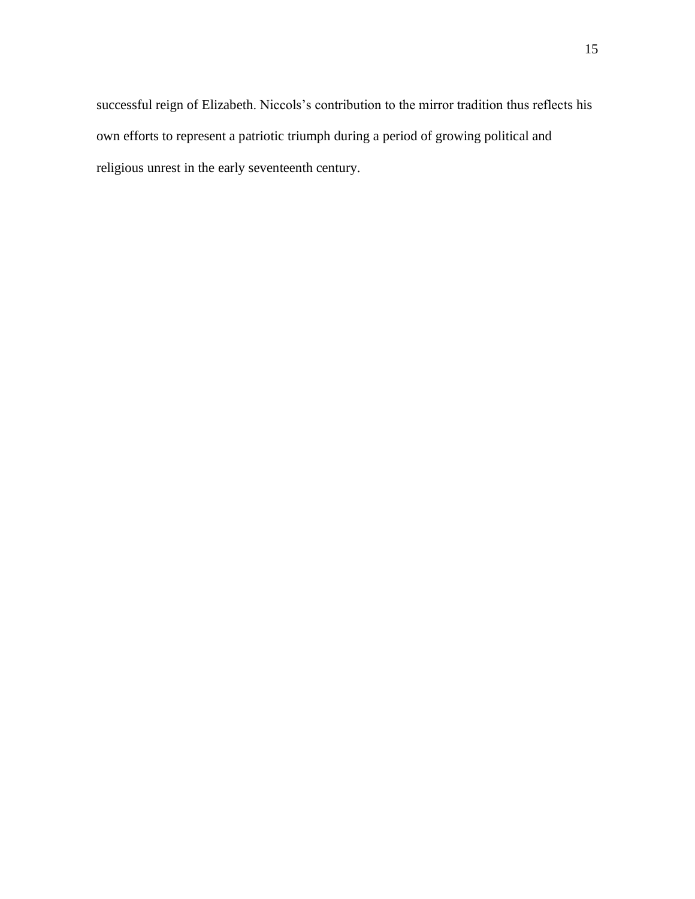successful reign of Elizabeth. Niccols's contribution to the mirror tradition thus reflects his own efforts to represent a patriotic triumph during a period of growing political and religious unrest in the early seventeenth century.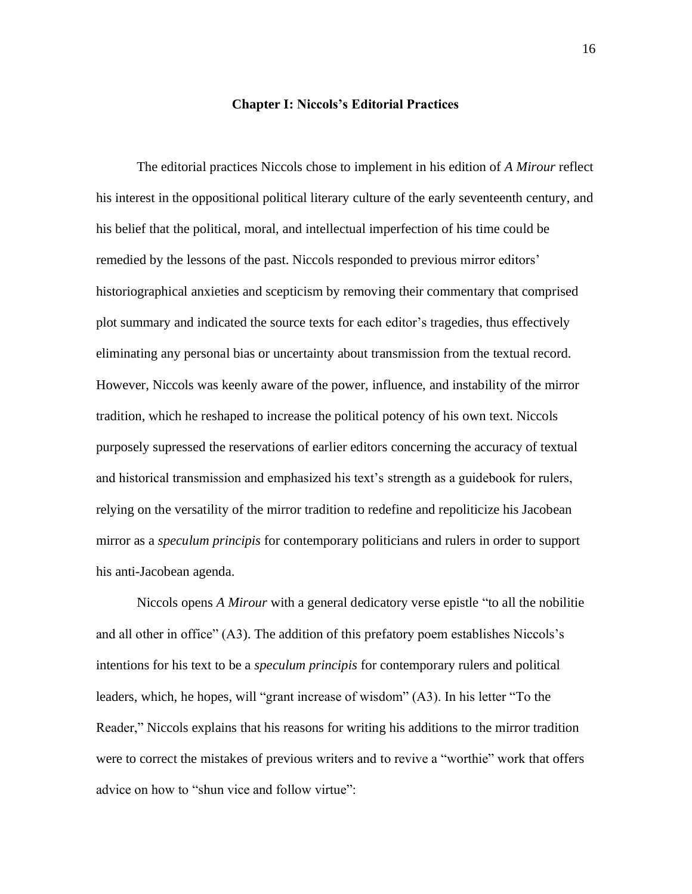## Chapter I: Niccols's Editorial Practices

The editorial practices Niccols chose to implement in his edition of *A Mirour* reflect his interest in the oppositional political literary culture of the early seventeenth century, and his belief that the political, moral, and intellectual imperfection of his time could be remedied by the lessons of the past. Niccols responded to previous mirror editors' historiographical anxieties and scepticism by removing their commentary that comprised plot summary and indicated the source texts for each editor's tragedies, thus effectively eliminating any personal bias or uncertainty about transmission from the textual record. However, Niccols was keenly aware of the power, influence, and instability of the mirror tradition, which he reshaped to increase the political potency of his own text. Niccols purposely supressed the reservations of earlier editors concerning the accuracy of textual and historical transmission and emphasized his text's strength as a guidebook for rulers, relying on the versatility of the mirror tradition to redefine and repoliticize his Jacobean mirror as a *speculum principis* for contemporary politicians and rulers in order to support his anti-Jacobean agenda.

Niccols opens *A Mirour* with a general dedicatory verse epistle "to all the nobilitie and all other in office" (A3). The addition of this prefatory poem establishes Niccols's intentions for his text to be a *speculum principis* for contemporary rulers and political leaders, which, he hopes, will "grant increase of wisdom" (A3). In his letter "To the Reader," Niccols explains that his reasons for writing his additions to the mirror tradition were to correct the mistakes of previous writers and to revive a "worthie" work that offers advice on how to "shun vice and follow virtue":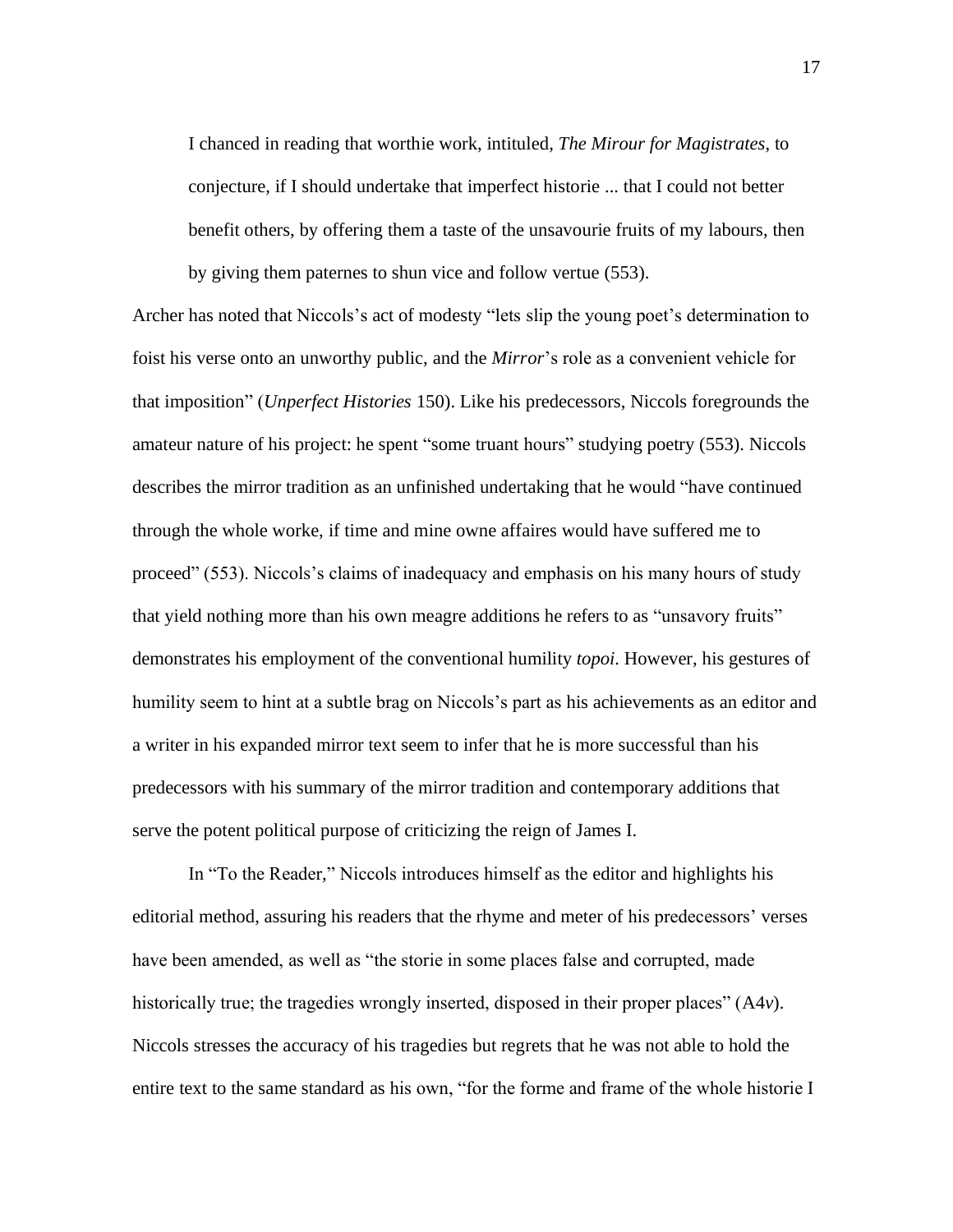I chanced in reading that worthie work, intituled, *The Mirour for Magistrates*, to conjecture, if I should undertake that imperfect historie ... that I could not better benefit others, by offering them a taste of the unsavourie fruits of my labours, then by giving them paternes to shun vice and follow vertue (553).

Archer has noted that Niccols's act of modesty "lets slip the young poet's determination to foist his verse onto an unworthy public, and the *Mirror*'s role as a convenient vehicle for that imposition" (*Unperfect Histories* 150). Like his predecessors, Niccols foregrounds the amateur nature of his project: he spent "some truant hours" studying poetry (553). Niccols describes the mirror tradition as an unfinished undertaking that he would "have continued through the whole worke, if time and mine owne affaires would have suffered me to proceed" (553). Niccols's claims of inadequacy and emphasis on his many hours of study that yield nothing more than his own meagre additions he refers to as "unsavory fruits" demonstrates his employment of the conventional humility *topoi*. However, his gestures of humility seem to hint at a subtle brag on Niccols's part as his achievements as an editor and a writer in his expanded mirror text seem to infer that he is more successful than his predecessors with his summary of the mirror tradition and contemporary additions that serve the potent political purpose of criticizing the reign of James I.

In "To the Reader," Niccols introduces himself as the editor and highlights his editorial method, assuring his readers that the rhyme and meter of his predecessors' verses have been amended, as well as "the storie in some places false and corrupted, made historically true; the tragedies wrongly inserted, disposed in their proper places" (A4*v*). Niccols stresses the accuracy of his tragedies but regrets that he was not able to hold the entire text to the same standard as his own, "for the forme and frame of the whole historie I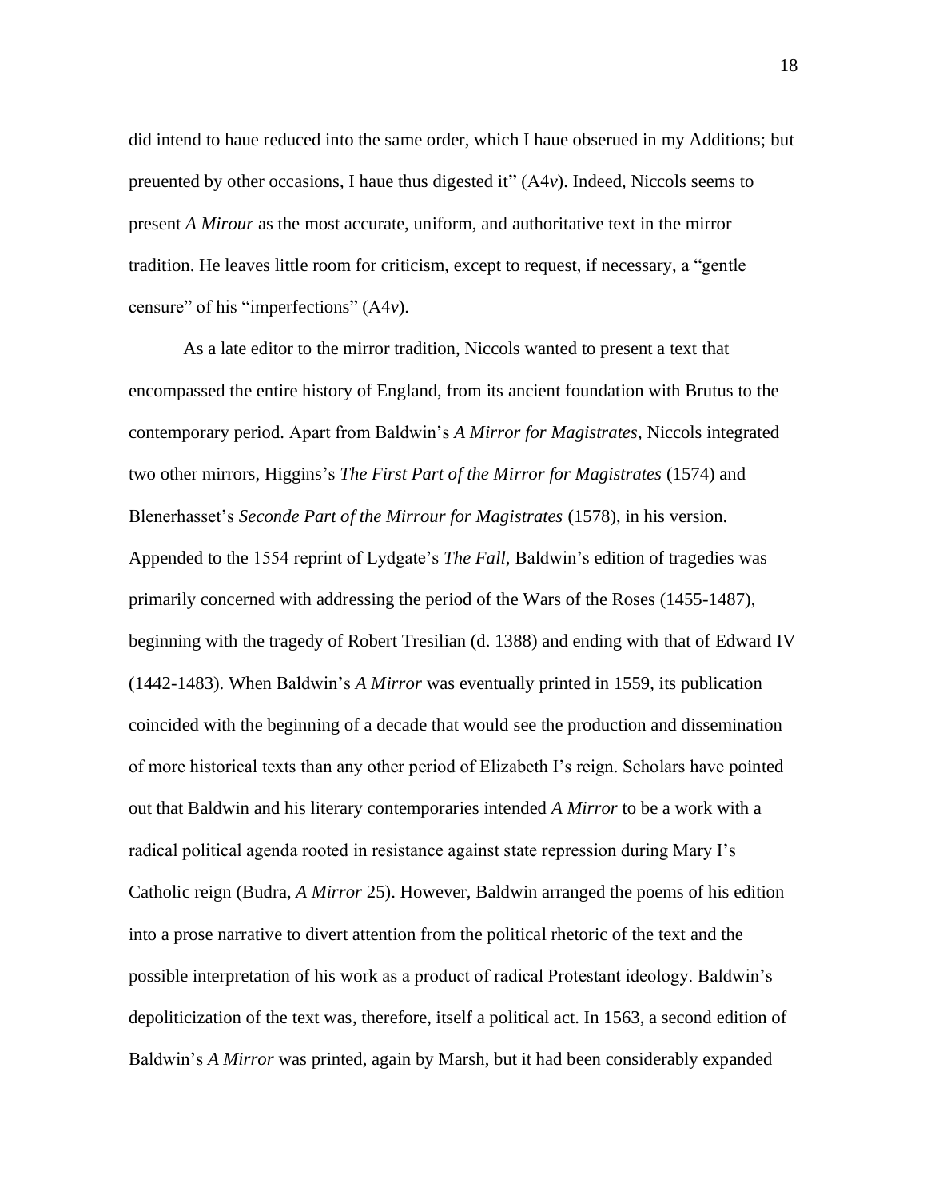did intend to haue reduced into the same order, which I haue obserued in my Additions; but preuented by other occasions, I haue thus digested it" (A4*v*). Indeed, Niccols seems to present *A Mirour* as the most accurate, uniform, and authoritative text in the mirror tradition. He leaves little room for criticism, except to request, if necessary, a "gentle censure" of his "imperfections" (A4*v*).

As a late editor to the mirror tradition, Niccols wanted to present a text that encompassed the entire history of England, from its ancient foundation with Brutus to the contemporary period. Apart from Baldwin's *A Mirror for Magistrates*, Niccols integrated two other mirrors, Higgins's *The First Part of the Mirror for Magistrates* (1574) and Blenerhasset's *Seconde Part of the Mirrour for Magistrates* (1578), in his version. Appended to the 1554 reprint of Lydgate's *The Fall*, Baldwin's edition of tragedies was primarily concerned with addressing the period of the Wars of the Roses (1455-1487), beginning with the tragedy of Robert Tresilian (d. 1388) and ending with that of Edward IV (1442-1483). When Baldwin's *A Mirror* was eventually printed in 1559, its publication coincided with the beginning of a decade that would see the production and dissemination of more historical texts than any other period of Elizabeth I's reign. Scholars have pointed out that Baldwin and his literary contemporaries intended *A Mirror* to be a work with a radical political agenda rooted in resistance against state repression during Mary I's Catholic reign (Budra, *A Mirror* 25). However, Baldwin arranged the poems of his edition into a prose narrative to divert attention from the political rhetoric of the text and the possible interpretation of his work as a product of radical Protestant ideology. Baldwin's depoliticization of the text was, therefore, itself a political act. In 1563, a second edition of Baldwin's *A Mirror* was printed, again by Marsh, but it had been considerably expanded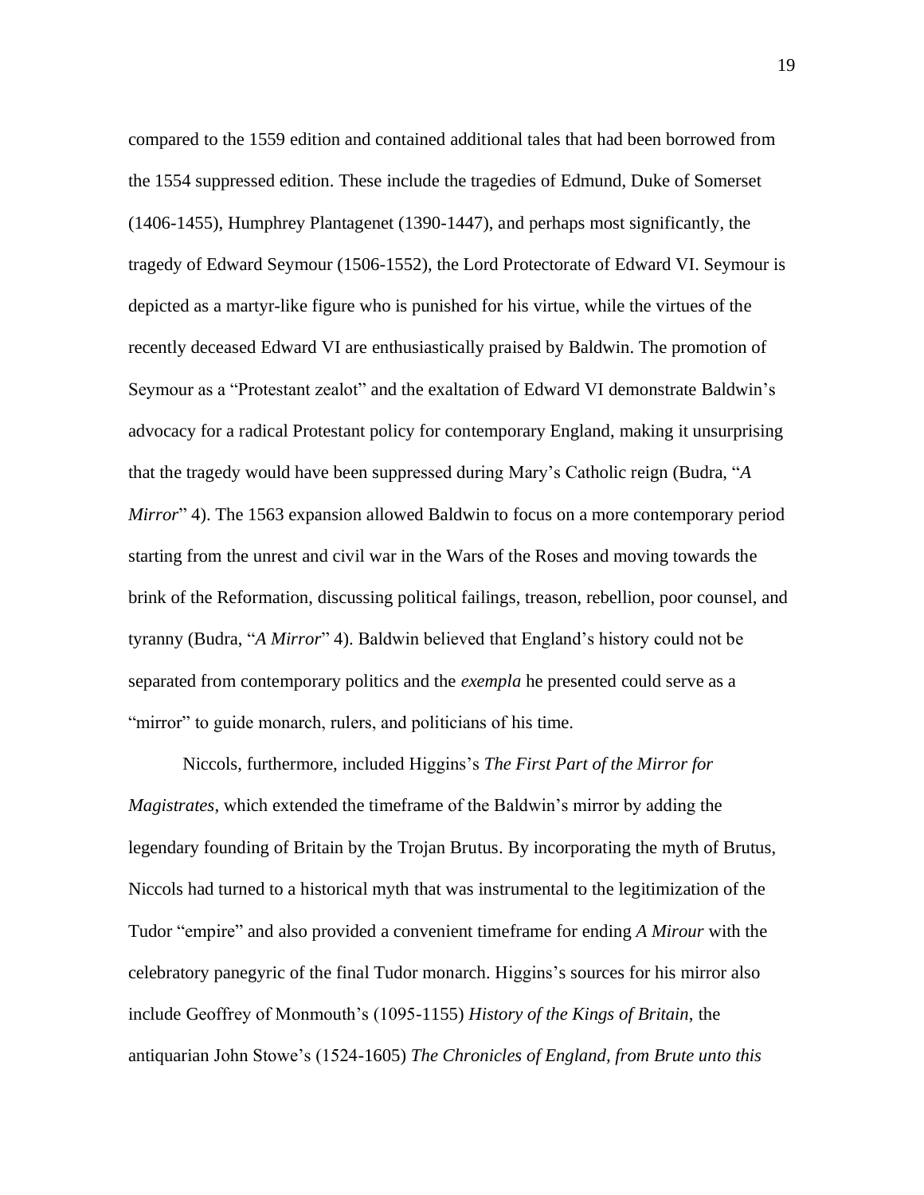compared to the 1559 edition and contained additional tales that had been borrowed from the 1554 suppressed edition. These include the tragedies of Edmund, Duke of Somerset (1406-1455), Humphrey Plantagenet (1390-1447), and perhaps most significantly, the tragedy of Edward Seymour (1506-1552), the Lord Protectorate of Edward VI. Seymour is depicted as a martyr-like figure who is punished for his virtue, while the virtues of the recently deceased Edward VI are enthusiastically praised by Baldwin. The promotion of Seymour as a "Protestant zealot" and the exaltation of Edward VI demonstrate Baldwin's advocacy for a radical Protestant policy for contemporary England, making it unsurprising that the tragedy would have been suppressed during Mary's Catholic reign (Budra, "*A Mirror*" 4). The 1563 expansion allowed Baldwin to focus on a more contemporary period starting from the unrest and civil war in the Wars of the Roses and moving towards the brink of the Reformation, discussing political failings, treason, rebellion, poor counsel, and tyranny (Budra, "*A Mirror*" 4). Baldwin believed that England's history could not be separated from contemporary politics and the *exempla* he presented could serve as a "mirror" to guide monarch, rulers, and politicians of his time.

Niccols, furthermore, included Higgins's *The First Part of the Mirror for Magistrates*, which extended the timeframe of the Baldwin's mirror by adding the legendary founding of Britain by the Trojan Brutus. By incorporating the myth of Brutus, Niccols had turned to a historical myth that was instrumental to the legitimization of the Tudor "empire" and also provided a convenient timeframe for ending *A Mirour* with the celebratory panegyric of the final Tudor monarch. Higgins's sources for his mirror also include Geoffrey of Monmouth's (1095-1155) *History of the Kings of Britain*, the antiquarian John Stowe's (1524-1605) *The Chronicles of England, from Brute unto this*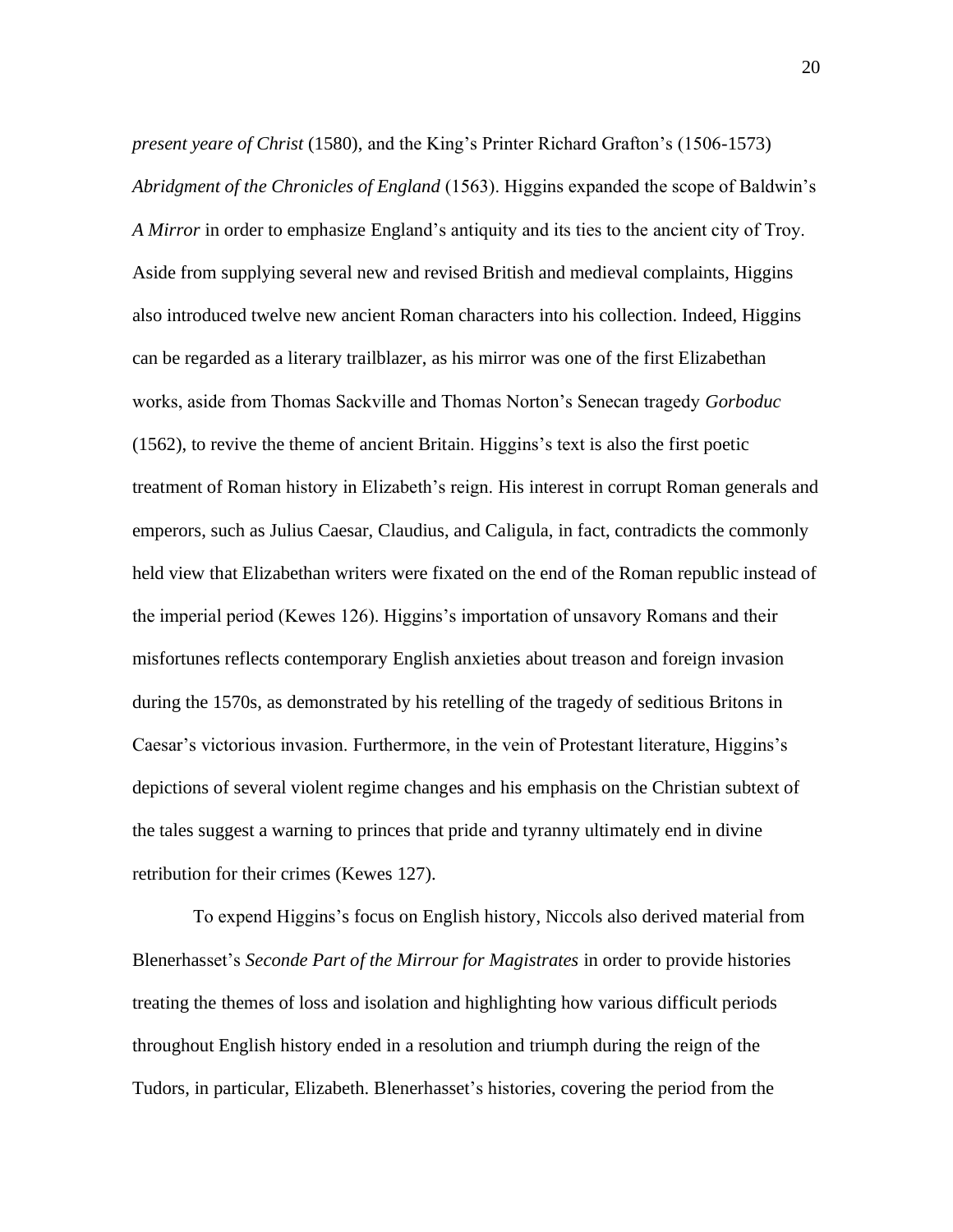*present yeare of Christ* (1580), and the King's Printer Richard Grafton's (1506-1573) *Abridgment of the Chronicles of England* (1563). Higgins expanded the scope of Baldwin's *A Mirror* in order to emphasize England's antiquity and its ties to the ancient city of Troy. Aside from supplying several new and revised British and medieval complaints, Higgins also introduced twelve new ancient Roman characters into his collection. Indeed, Higgins can be regarded as a literary trailblazer, as his mirror was one of the first Elizabethan works, aside from Thomas Sackville and Thomas Norton's Senecan tragedy *Gorboduc* (1562), to revive the theme of ancient Britain. Higgins's text is also the first poetic treatment of Roman history in Elizabeth's reign. His interest in corrupt Roman generals and emperors, such as Julius Caesar, Claudius, and Caligula, in fact, contradicts the commonly held view that Elizabethan writers were fixated on the end of the Roman republic instead of the imperial period (Kewes 126). Higgins's importation of unsavory Romans and their misfortunes reflects contemporary English anxieties about treason and foreign invasion during the 1570s, as demonstrated by his retelling of the tragedy of seditious Britons in Caesar's victorious invasion. Furthermore, in the vein of Protestant literature, Higgins's depictions of several violent regime changes and his emphasis on the Christian subtext of the tales suggest a warning to princes that pride and tyranny ultimately end in divine retribution for their crimes (Kewes 127).

To expend Higgins's focus on English history, Niccols also derived material from Blenerhasset's *Seconde Part of the Mirrour for Magistrates* in order to provide histories treating the themes of loss and isolation and highlighting how various difficult periods throughout English history ended in a resolution and triumph during the reign of the Tudors, in particular, Elizabeth. Blenerhasset's histories, covering the period from the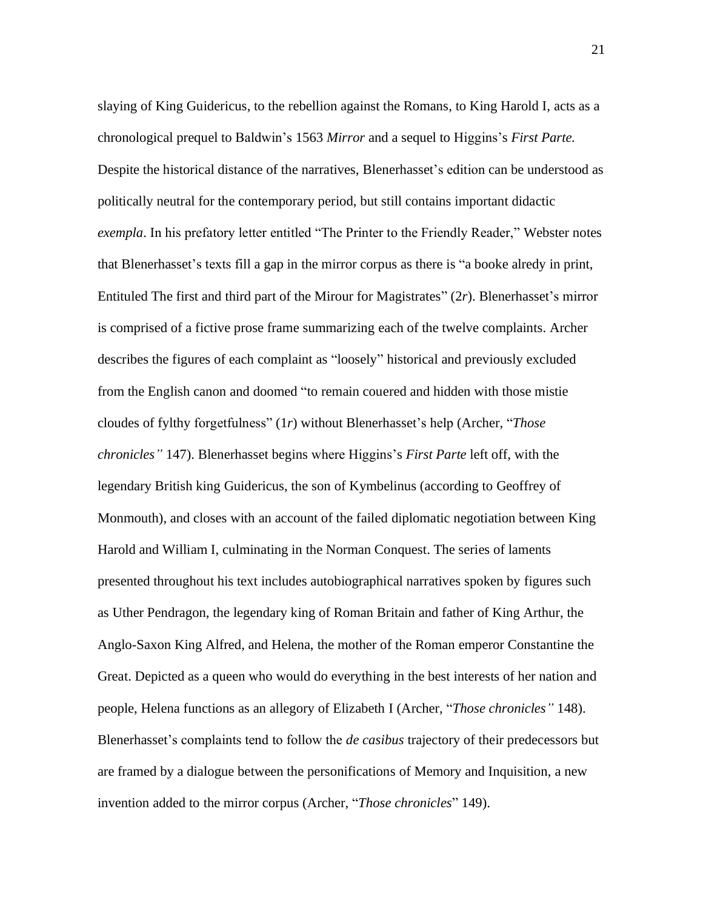slaying of King Guidericus, to the rebellion against the Romans, to King Harold I, acts as a chronological prequel to Baldwin's 1563 *Mirror* and a sequel to Higgins's *First Parte.* Despite the historical distance of the narratives, Blenerhasset's edition can be understood as politically neutral for the contemporary period, but still contains important didactic *exempla*. In his prefatory letter entitled "The Printer to the Friendly Reader," Webster notes that Blenerhasset's texts fill a gap in the mirror corpus as there is "a booke alredy in print, Entituled The first and third part of the Mirour for Magistrates" (2*r*). Blenerhasset's mirror is comprised of a fictive prose frame summarizing each of the twelve complaints. Archer describes the figures of each complaint as "loosely" historical and previously excluded from the English canon and doomed "to remain couered and hidden with those mistie cloudes of fylthy forgetfulness" (1*r*) without Blenerhasset's help (Archer, "*Those chronicles"* 147). Blenerhasset begins where Higgins's *First Parte* left off, with the legendary British king Guidericus, the son of Kymbelinus (according to Geoffrey of Monmouth), and closes with an account of the failed diplomatic negotiation between King Harold and William I, culminating in the Norman Conquest. The series of laments presented throughout his text includes autobiographical narratives spoken by figures such as Uther Pendragon, the legendary king of Roman Britain and father of King Arthur, the Anglo-Saxon King Alfred, and Helena, the mother of the Roman emperor Constantine the Great. Depicted as a queen who would do everything in the best interests of her nation and people, Helena functions as an allegory of Elizabeth I (Archer, "*Those chronicles"* 148). Blenerhasset's complaints tend to follow the *de casibus* trajectory of their predecessors but are framed by a dialogue between the personifications of Memory and Inquisition, a new invention added to the mirror corpus (Archer, "*Those chronicles*" 149).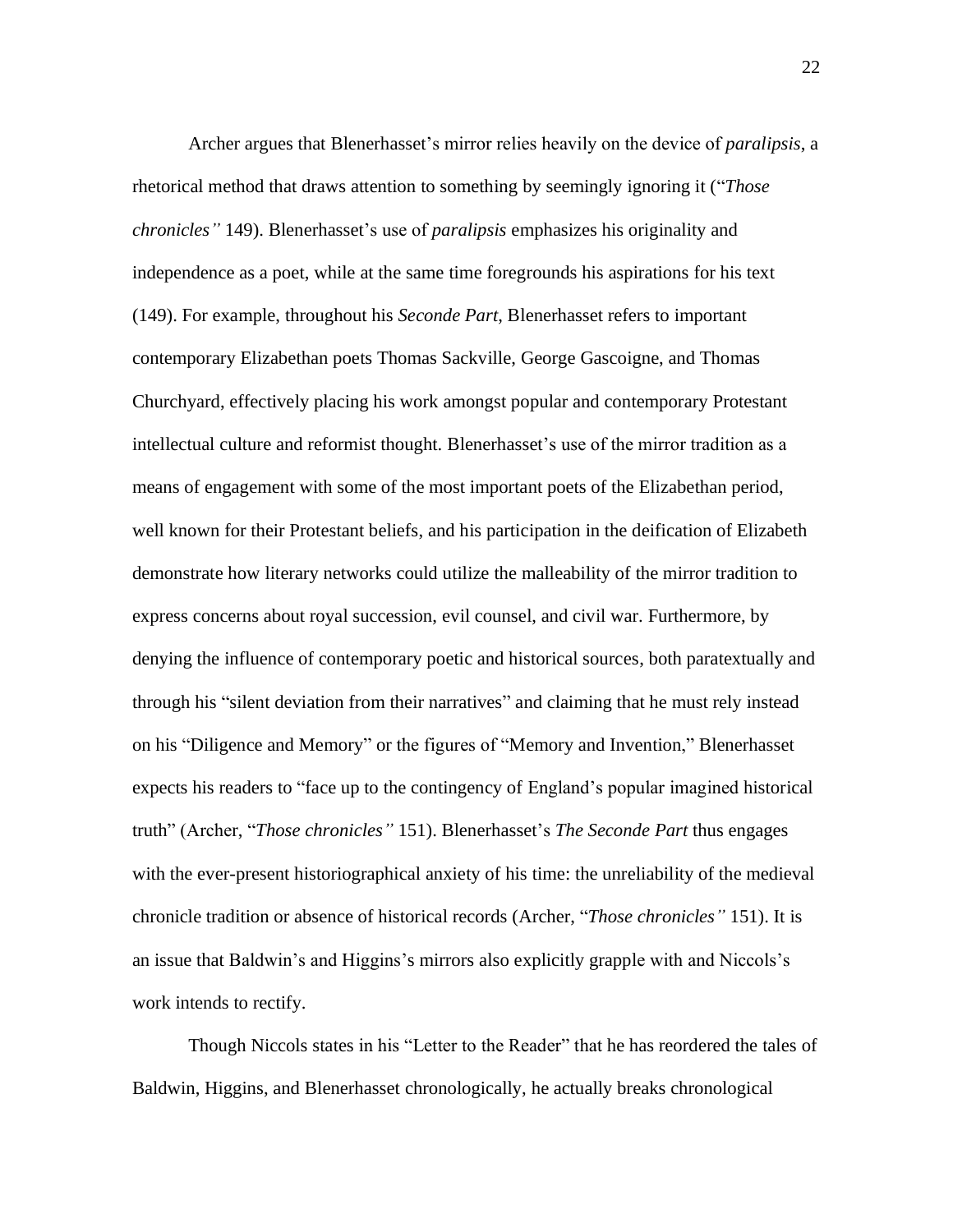Archer argues that Blenerhasset's mirror relies heavily on the device of *paralipsis*, a rhetorical method that draws attention to something by seemingly ignoring it ("*Those chronicles"* 149). Blenerhasset's use of *paralipsis* emphasizes his originality and independence as a poet, while at the same time foregrounds his aspirations for his text (149). For example, throughout his *Seconde Part*, Blenerhasset refers to important contemporary Elizabethan poets Thomas Sackville, George Gascoigne, and Thomas Churchyard, effectively placing his work amongst popular and contemporary Protestant intellectual culture and reformist thought. Blenerhasset's use of the mirror tradition as a means of engagement with some of the most important poets of the Elizabethan period, well known for their Protestant beliefs, and his participation in the deification of Elizabeth demonstrate how literary networks could utilize the malleability of the mirror tradition to express concerns about royal succession, evil counsel, and civil war. Furthermore, by denying the influence of contemporary poetic and historical sources, both paratextually and through his "silent deviation from their narratives" and claiming that he must rely instead on his "Diligence and Memory" or the figures of "Memory and Invention," Blenerhasset expects his readers to "face up to the contingency of England's popular imagined historical truth" (Archer, "*Those chronicles"* 151). Blenerhasset's *The Seconde Part* thus engages with the ever-present historiographical anxiety of his time: the unreliability of the medieval chronicle tradition or absence of historical records (Archer, "*Those chronicles"* 151). It is an issue that Baldwin's and Higgins's mirrors also explicitly grapple with and Niccols's work intends to rectify.

Though Niccols states in his "Letter to the Reader" that he has reordered the tales of Baldwin, Higgins, and Blenerhasset chronologically, he actually breaks chronological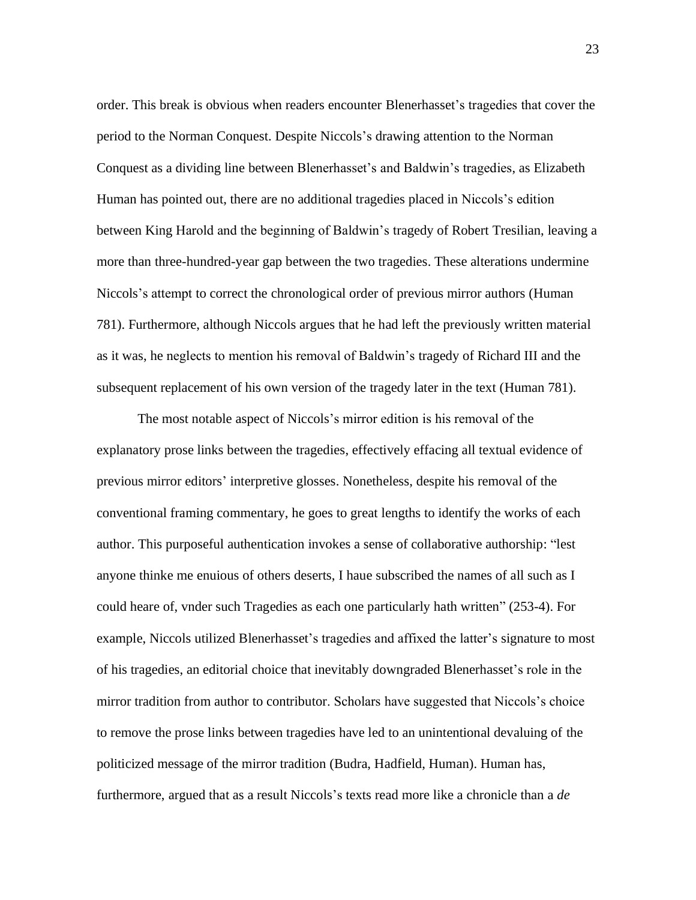order. This break is obvious when readers encounter Blenerhasset's tragedies that cover the period to the Norman Conquest. Despite Niccols's drawing attention to the Norman Conquest as a dividing line between Blenerhasset's and Baldwin's tragedies, as Elizabeth Human has pointed out, there are no additional tragedies placed in Niccols's edition between King Harold and the beginning of Baldwin's tragedy of Robert Tresilian, leaving a more than three-hundred-year gap between the two tragedies. These alterations undermine Niccols's attempt to correct the chronological order of previous mirror authors (Human 781). Furthermore, although Niccols argues that he had left the previously written material as it was, he neglects to mention his removal of Baldwin's tragedy of Richard III and the subsequent replacement of his own version of the tragedy later in the text (Human 781).

The most notable aspect of Niccols's mirror edition is his removal of the explanatory prose links between the tragedies, effectively effacing all textual evidence of previous mirror editors' interpretive glosses. Nonetheless, despite his removal of the conventional framing commentary, he goes to great lengths to identify the works of each author. This purposeful authentication invokes a sense of collaborative authorship: "lest anyone thinke me enuious of others deserts, I haue subscribed the names of all such as I could heare of, vnder such Tragedies as each one particularly hath written" (253-4). For example, Niccols utilized Blenerhasset's tragedies and affixed the latter's signature to most of his tragedies, an editorial choice that inevitably downgraded Blenerhasset's role in the mirror tradition from author to contributor. Scholars have suggested that Niccols's choice to remove the prose links between tragedies have led to an unintentional devaluing of the politicized message of the mirror tradition (Budra, Hadfield, Human). Human has, furthermore, argued that as a result Niccols's texts read more like a chronicle than a *de*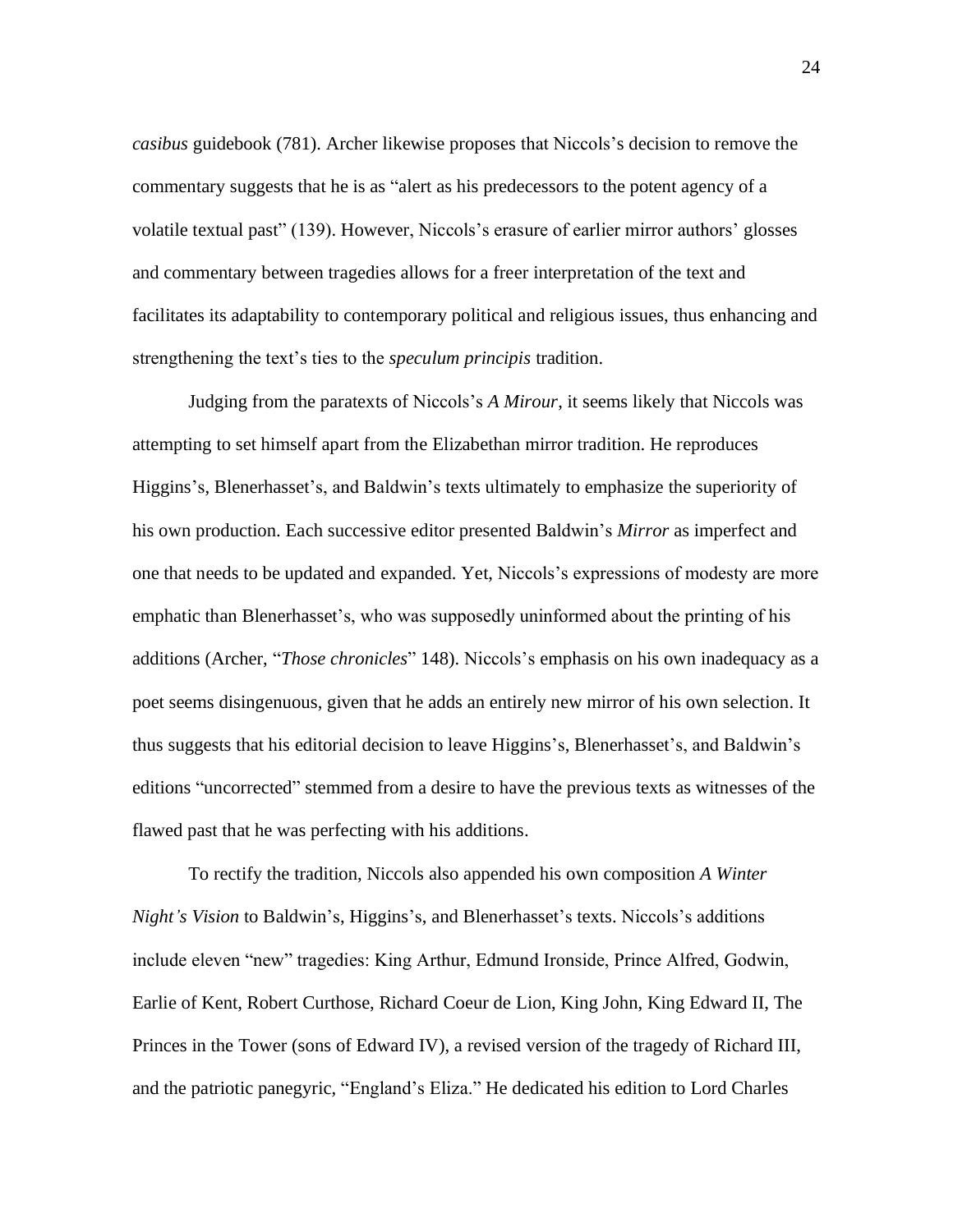*casibus* guidebook (781). Archer likewise proposes that Niccols's decision to remove the commentary suggests that he is as "alert as his predecessors to the potent agency of a volatile textual past" (139). However, Niccols's erasure of earlier mirror authors' glosses and commentary between tragedies allows for a freer interpretation of the text and facilitates its adaptability to contemporary political and religious issues, thus enhancing and strengthening the text's ties to the *speculum principis* tradition.

Judging from the paratexts of Niccols's *A Mirour*, it seems likely that Niccols was attempting to set himself apart from the Elizabethan mirror tradition. He reproduces Higgins's, Blenerhasset's, and Baldwin's texts ultimately to emphasize the superiority of his own production. Each successive editor presented Baldwin's *Mirror* as imperfect and one that needs to be updated and expanded. Yet, Niccols's expressions of modesty are more emphatic than Blenerhasset's, who was supposedly uninformed about the printing of his additions (Archer, "*Those chronicles*" 148). Niccols's emphasis on his own inadequacy as a poet seems disingenuous, given that he adds an entirely new mirror of his own selection. It thus suggests that his editorial decision to leave Higgins's, Blenerhasset's, and Baldwin's editions "uncorrected" stemmed from a desire to have the previous texts as witnesses of the flawed past that he was perfecting with his additions.

To rectify the tradition, Niccols also appended his own composition *A Winter Night's Vision* to Baldwin's, Higgins's, and Blenerhasset's texts. Niccols's additions include eleven "new" tragedies: King Arthur, Edmund Ironside, Prince Alfred, Godwin, Earlie of Kent, Robert Curthose, Richard Coeur de Lion, King John, King Edward II, The Princes in the Tower (sons of Edward IV), a revised version of the tragedy of Richard III, and the patriotic panegyric, "England's Eliza." He dedicated his edition to Lord Charles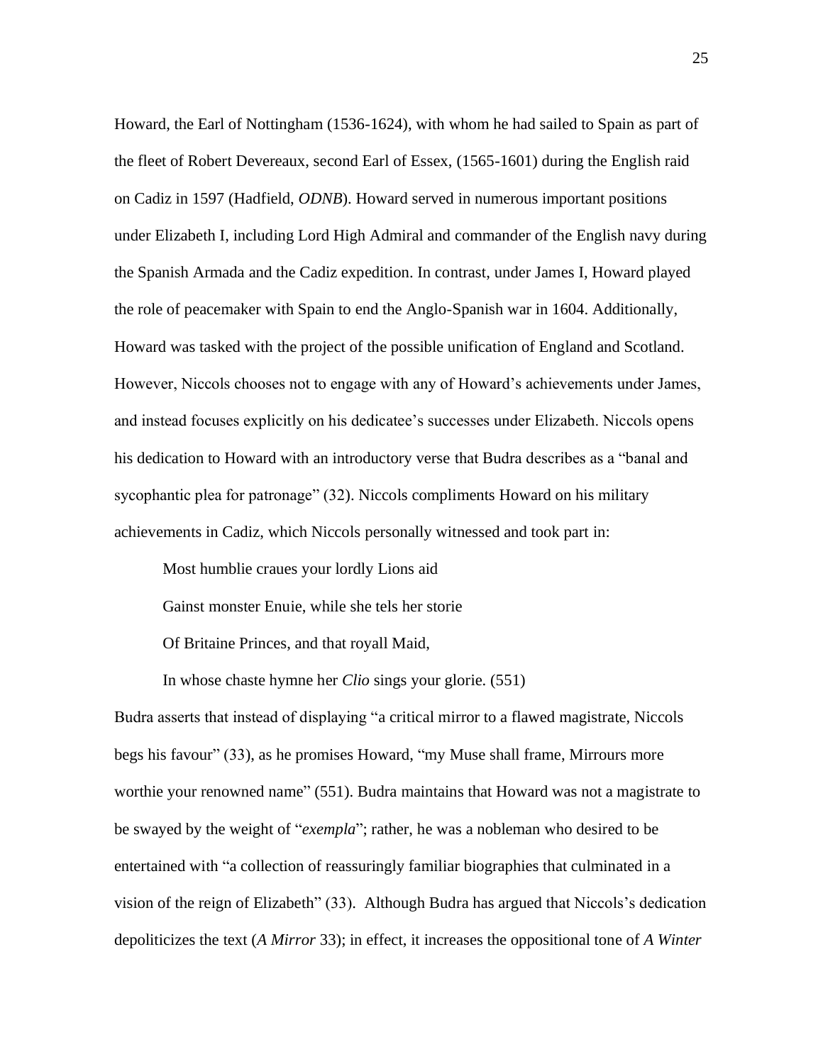Howard, the Earl of Nottingham (1536-1624), with whom he had sailed to Spain as part of the fleet of Robert Devereaux, second Earl of Essex, (1565-1601) during the English raid on Cadiz in 1597 (Hadfield, *ODNB*). Howard served in numerous important positions under Elizabeth I, including Lord High Admiral and commander of the English navy during the Spanish Armada and the Cadiz expedition. In contrast, under James I, Howard played the role of peacemaker with Spain to end the Anglo-Spanish war in 1604. Additionally, Howard was tasked with the project of the possible unification of England and Scotland. However, Niccols chooses not to engage with any of Howard's achievements under James, and instead focuses explicitly on his dedicatee's successes under Elizabeth. Niccols opens his dedication to Howard with an introductory verse that Budra describes as a "banal and sycophantic plea for patronage" (32). Niccols compliments Howard on his military achievements in Cadiz, which Niccols personally witnessed and took part in:

> Most humblie craues your lordly Lions aid
>
> Gainst monster Enuie, while she tels her storie
>
> Of Britaine Princes, and that royall Maid,
>
> In whose chaste hymne her *Clio* sings your glorie. (551)

Budra asserts that instead of displaying "a critical mirror to a flawed magistrate, Niccols begs his favour" (33), as he promises Howard, "my Muse shall frame, Mirrours more worthie your renowned name" (551). Budra maintains that Howard was not a magistrate to be swayed by the weight of "*exempla*"; rather, he was a nobleman who desired to be entertained with "a collection of reassuringly familiar biographies that culminated in a vision of the reign of Elizabeth" (33). Although Budra has argued that Niccols's dedication depoliticizes the text (*A Mirror* 33); in effect, it increases the oppositional tone of *A Winter*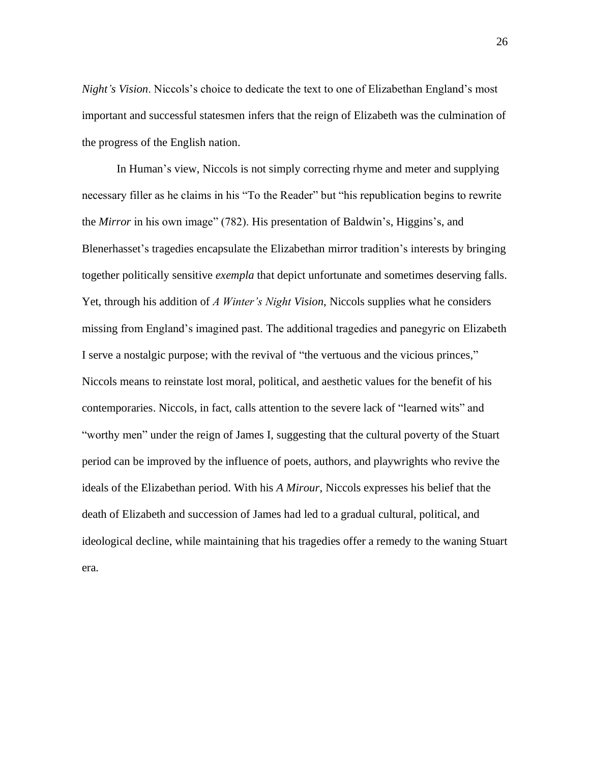*Night's Vision*. Niccols's choice to dedicate the text to one of Elizabethan England's most important and successful statesmen infers that the reign of Elizabeth was the culmination of the progress of the English nation.

In Human's view, Niccols is not simply correcting rhyme and meter and supplying necessary filler as he claims in his "To the Reader" but "his republication begins to rewrite the *Mirror* in his own image" (782). His presentation of Baldwin's, Higgins's, and Blenerhasset's tragedies encapsulate the Elizabethan mirror tradition's interests by bringing together politically sensitive *exempla* that depict unfortunate and sometimes deserving falls. Yet, through his addition of *A Winter's Night Vision*, Niccols supplies what he considers missing from England's imagined past. The additional tragedies and panegyric on Elizabeth I serve a nostalgic purpose; with the revival of "the vertuous and the vicious princes," Niccols means to reinstate lost moral, political, and aesthetic values for the benefit of his contemporaries. Niccols, in fact, calls attention to the severe lack of "learned wits" and "worthy men" under the reign of James I, suggesting that the cultural poverty of the Stuart period can be improved by the influence of poets, authors, and playwrights who revive the ideals of the Elizabethan period. With his *A Mirour*, Niccols expresses his belief that the death of Elizabeth and succession of James had led to a gradual cultural, political, and ideological decline, while maintaining that his tragedies offer a remedy to the waning Stuart era.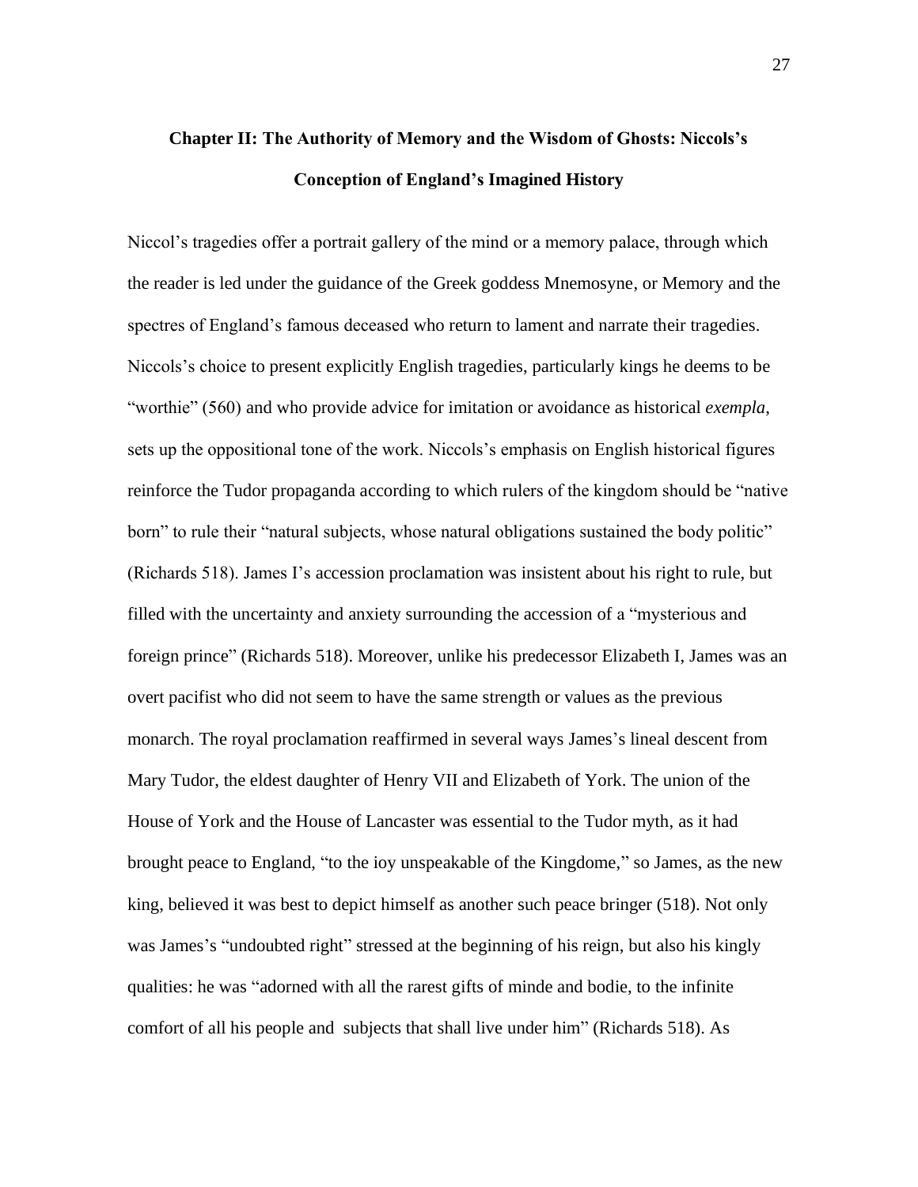## Chapter II: The Authority of Memory and the Wisdom of Ghosts: Niccols's Conception of England's Imagined History

Niccol's tragedies offer a portrait gallery of the mind or a memory palace, through which the reader is led under the guidance of the Greek goddess Mnemosyne, or Memory and the spectres of England's famous deceased who return to lament and narrate their tragedies. Niccols's choice to present explicitly English tragedies, particularly kings he deems to be "worthie" (560) and who provide advice for imitation or avoidance as historical *exempla*, sets up the oppositional tone of the work. Niccols's emphasis on English historical figures reinforce the Tudor propaganda according to which rulers of the kingdom should be "native born" to rule their "natural subjects, whose natural obligations sustained the body politic" (Richards 518). James I's accession proclamation was insistent about his right to rule, but filled with the uncertainty and anxiety surrounding the accession of a "mysterious and foreign prince" (Richards 518). Moreover, unlike his predecessor Elizabeth I, James was an overt pacifist who did not seem to have the same strength or values as the previous monarch. The royal proclamation reaffirmed in several ways James's lineal descent from Mary Tudor, the eldest daughter of Henry VII and Elizabeth of York. The union of the House of York and the House of Lancaster was essential to the Tudor myth, as it had brought peace to England, "to the ioy unspeakable of the Kingdome," so James, as the new king, believed it was best to depict himself as another such peace bringer (518). Not only was James's "undoubted right" stressed at the beginning of his reign, but also his kingly qualities: he was "adorned with all the rarest gifts of minde and bodie, to the infinite comfort of all his people and subjects that shall live under him" (Richards 518). As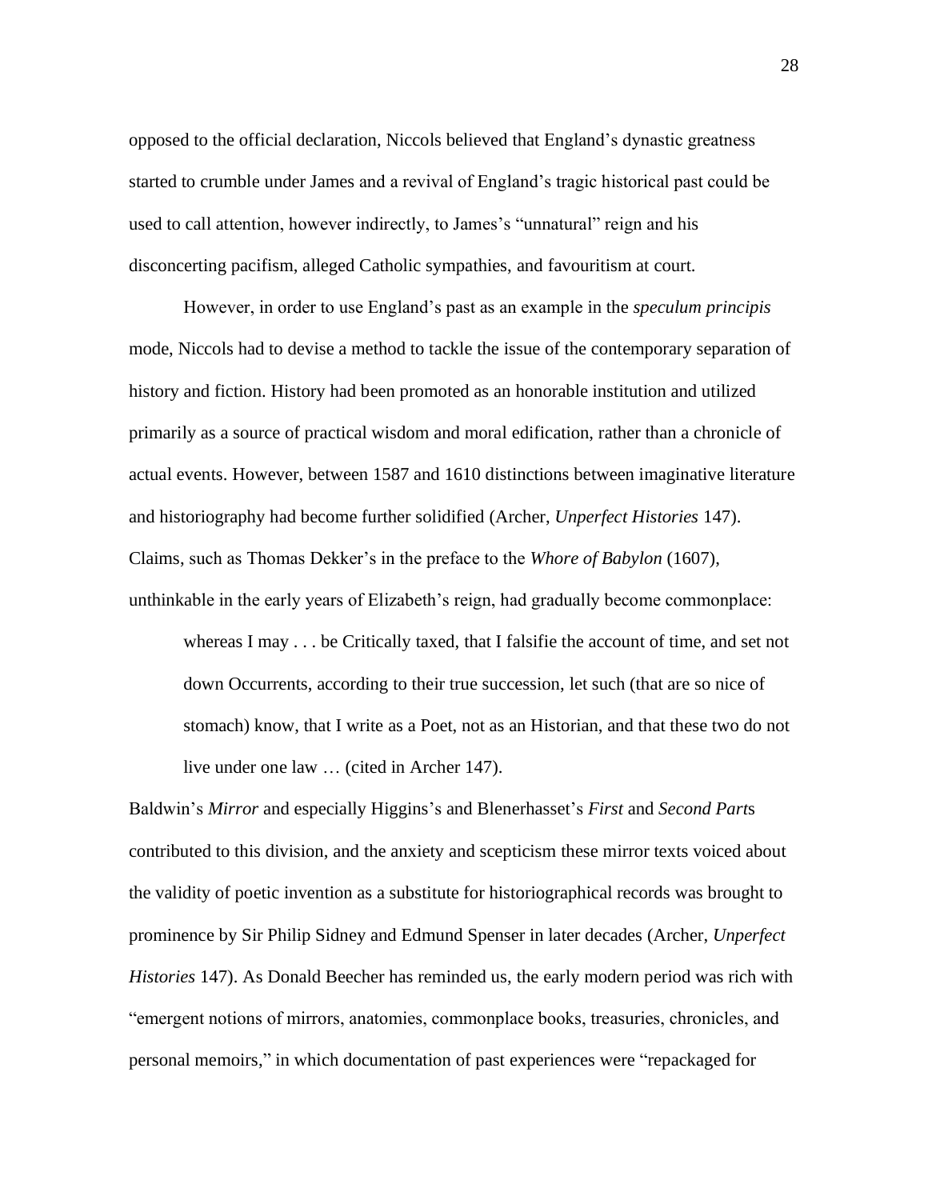opposed to the official declaration, Niccols believed that England's dynastic greatness started to crumble under James and a revival of England's tragic historical past could be used to call attention, however indirectly, to James's "unnatural" reign and his disconcerting pacifism, alleged Catholic sympathies, and favouritism at court.

However, in order to use England's past as an example in the *speculum principis* mode, Niccols had to devise a method to tackle the issue of the contemporary separation of history and fiction. History had been promoted as an honorable institution and utilized primarily as a source of practical wisdom and moral edification, rather than a chronicle of actual events. However, between 1587 and 1610 distinctions between imaginative literature and historiography had become further solidified (Archer, *Unperfect Histories* 147). Claims, such as Thomas Dekker's in the preface to the *Whore of Babylon* (1607), unthinkable in the early years of Elizabeth's reign, had gradually become commonplace:

> whereas I may . . . be Critically taxed, that I falsifie the account of time, and set not down Occurrents, according to their true succession, let such (that are so nice of stomach) know, that I write as a Poet, not as an Historian, and that these two do not live under one law … (cited in Archer 147).

Baldwin's *Mirror* and especially Higgins's and Blenerhasset's *First* and *Second Part*s contributed to this division, and the anxiety and scepticism these mirror texts voiced about the validity of poetic invention as a substitute for historiographical records was brought to prominence by Sir Philip Sidney and Edmund Spenser in later decades (Archer, *Unperfect Histories* 147). As Donald Beecher has reminded us, the early modern period was rich with "emergent notions of mirrors, anatomies, commonplace books, treasuries, chronicles, and personal memoirs," in which documentation of past experiences were "repackaged for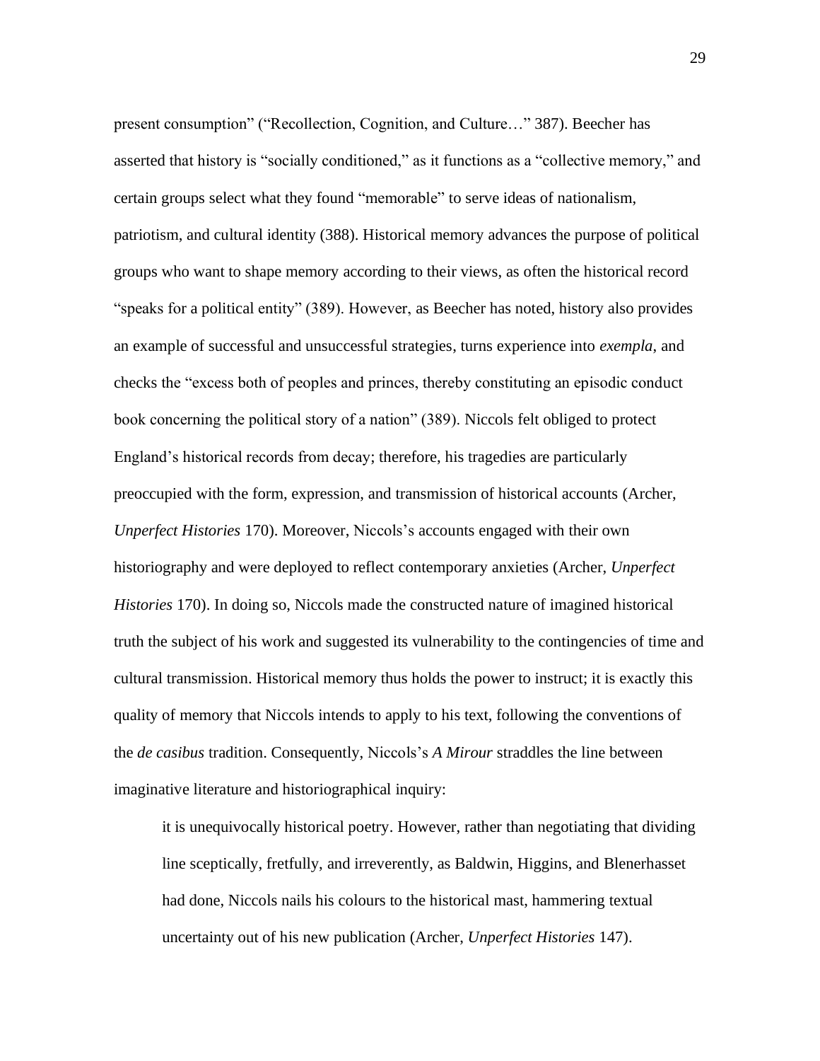present consumption" ("Recollection, Cognition, and Culture…" 387). Beecher has asserted that history is "socially conditioned," as it functions as a "collective memory," and certain groups select what they found "memorable" to serve ideas of nationalism, patriotism, and cultural identity (388). Historical memory advances the purpose of political groups who want to shape memory according to their views, as often the historical record "speaks for a political entity" (389). However, as Beecher has noted, history also provides an example of successful and unsuccessful strategies, turns experience into *exempla*, and checks the "excess both of peoples and princes, thereby constituting an episodic conduct book concerning the political story of a nation" (389). Niccols felt obliged to protect England's historical records from decay; therefore, his tragedies are particularly preoccupied with the form, expression, and transmission of historical accounts (Archer, *Unperfect Histories* 170). Moreover, Niccols's accounts engaged with their own historiography and were deployed to reflect contemporary anxieties (Archer, *Unperfect Histories* 170). In doing so, Niccols made the constructed nature of imagined historical truth the subject of his work and suggested its vulnerability to the contingencies of time and cultural transmission. Historical memory thus holds the power to instruct; it is exactly this quality of memory that Niccols intends to apply to his text, following the conventions of the *de casibus* tradition. Consequently, Niccols's *A Mirour* straddles the line between imaginative literature and historiographical inquiry:

> it is unequivocally historical poetry. However, rather than negotiating that dividing line sceptically, fretfully, and irreverently, as Baldwin, Higgins, and Blenerhasset had done, Niccols nails his colours to the historical mast, hammering textual uncertainty out of his new publication (Archer, *Unperfect Histories* 147).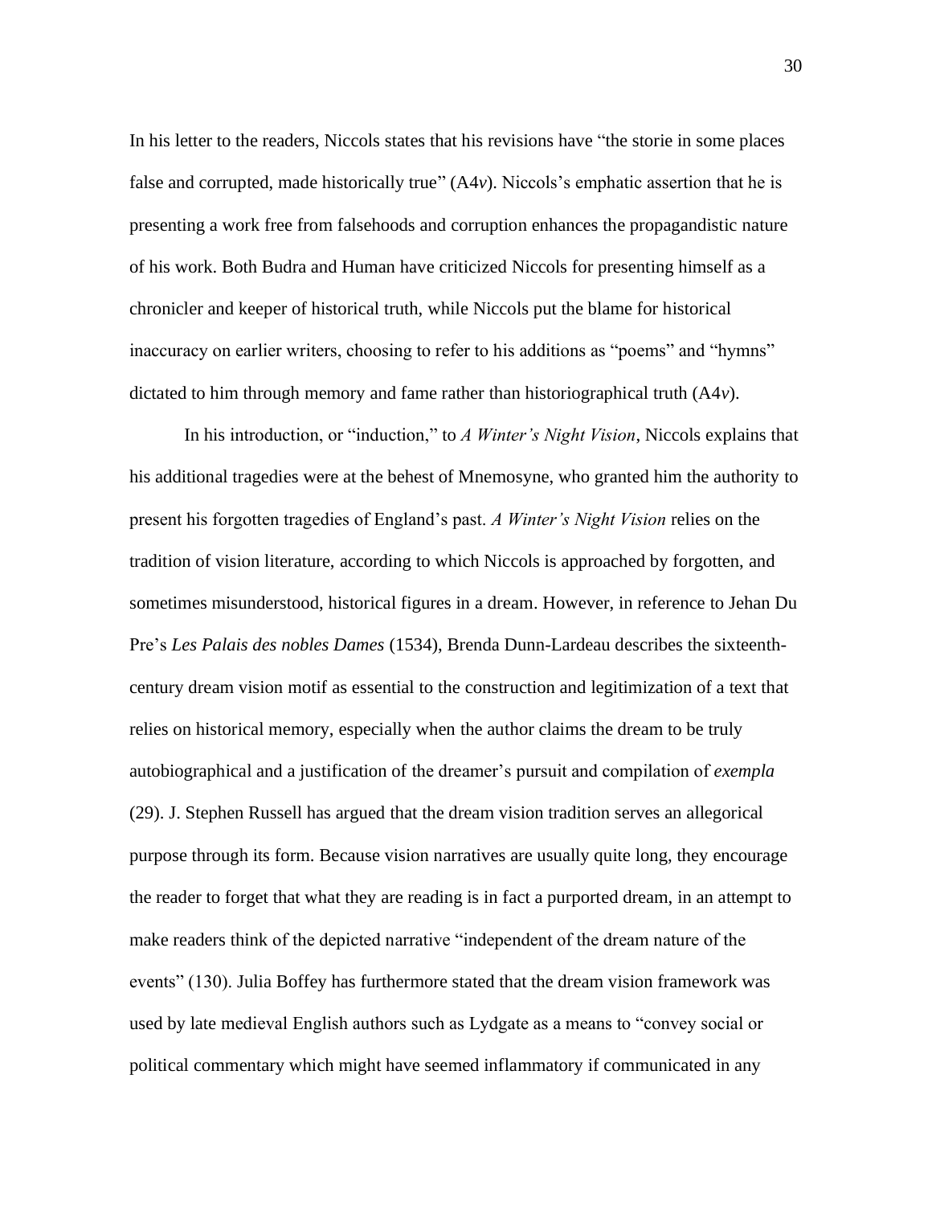In his letter to the readers, Niccols states that his revisions have "the storie in some places false and corrupted, made historically true" (A4*v*). Niccols's emphatic assertion that he is presenting a work free from falsehoods and corruption enhances the propagandistic nature of his work. Both Budra and Human have criticized Niccols for presenting himself as a chronicler and keeper of historical truth, while Niccols put the blame for historical inaccuracy on earlier writers, choosing to refer to his additions as "poems" and "hymns" dictated to him through memory and fame rather than historiographical truth (A4*v*).

In his introduction, or "induction," to *A Winter's Night Vision*, Niccols explains that his additional tragedies were at the behest of Mnemosyne, who granted him the authority to present his forgotten tragedies of England's past. *A Winter's Night Vision* relies on the tradition of vision literature, according to which Niccols is approached by forgotten, and sometimes misunderstood, historical figures in a dream. However, in reference to Jehan Du Pre's *Les Palais des nobles Dames* (1534), Brenda Dunn-Lardeau describes the sixteenth-century dream vision motif as essential to the construction and legitimization of a text that relies on historical memory, especially when the author claims the dream to be truly autobiographical and a justification of the dreamer's pursuit and compilation of *exempla* (29). J. Stephen Russell has argued that the dream vision tradition serves an allegorical purpose through its form. Because vision narratives are usually quite long, they encourage the reader to forget that what they are reading is in fact a purported dream, in an attempt to make readers think of the depicted narrative "independent of the dream nature of the events" (130). Julia Boffey has furthermore stated that the dream vision framework was used by late medieval English authors such as Lydgate as a means to "convey social or political commentary which might have seemed inflammatory if communicated in any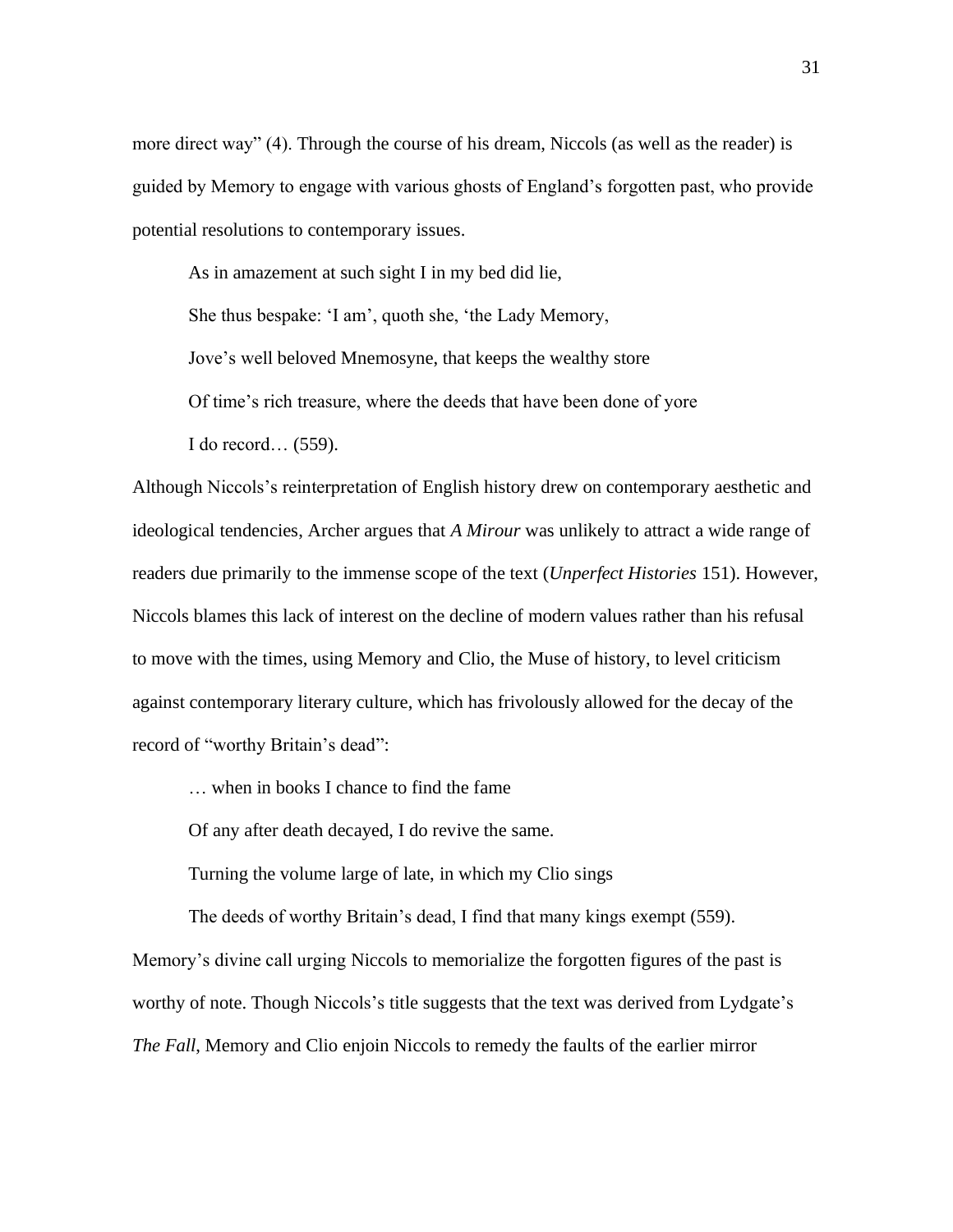more direct way" (4). Through the course of his dream, Niccols (as well as the reader) is guided by Memory to engage with various ghosts of England's forgotten past, who provide potential resolutions to contemporary issues.

> As in amazement at such sight I in my bed did lie,
>
> She thus bespake: 'I am', quoth she, 'the Lady Memory,
>
> Jove's well beloved Mnemosyne, that keeps the wealthy store
>
> Of time's rich treasure, where the deeds that have been done of yore
>
> I do record… (559).

Although Niccols's reinterpretation of English history drew on contemporary aesthetic and ideological tendencies, Archer argues that *A Mirour* was unlikely to attract a wide range of readers due primarily to the immense scope of the text (*Unperfect Histories* 151). However, Niccols blames this lack of interest on the decline of modern values rather than his refusal to move with the times, using Memory and Clio, the Muse of history, to level criticism against contemporary literary culture, which has frivolously allowed for the decay of the record of "worthy Britain's dead":

> … when in books I chance to find the fame
>
> Of any after death decayed, I do revive the same.
>
> Turning the volume large of late, in which my Clio sings
>
> The deeds of worthy Britain's dead, I find that many kings exempt (559).

Memory's divine call urging Niccols to memorialize the forgotten figures of the past is worthy of note. Though Niccols's title suggests that the text was derived from Lydgate's *The Fall*, Memory and Clio enjoin Niccols to remedy the faults of the earlier mirror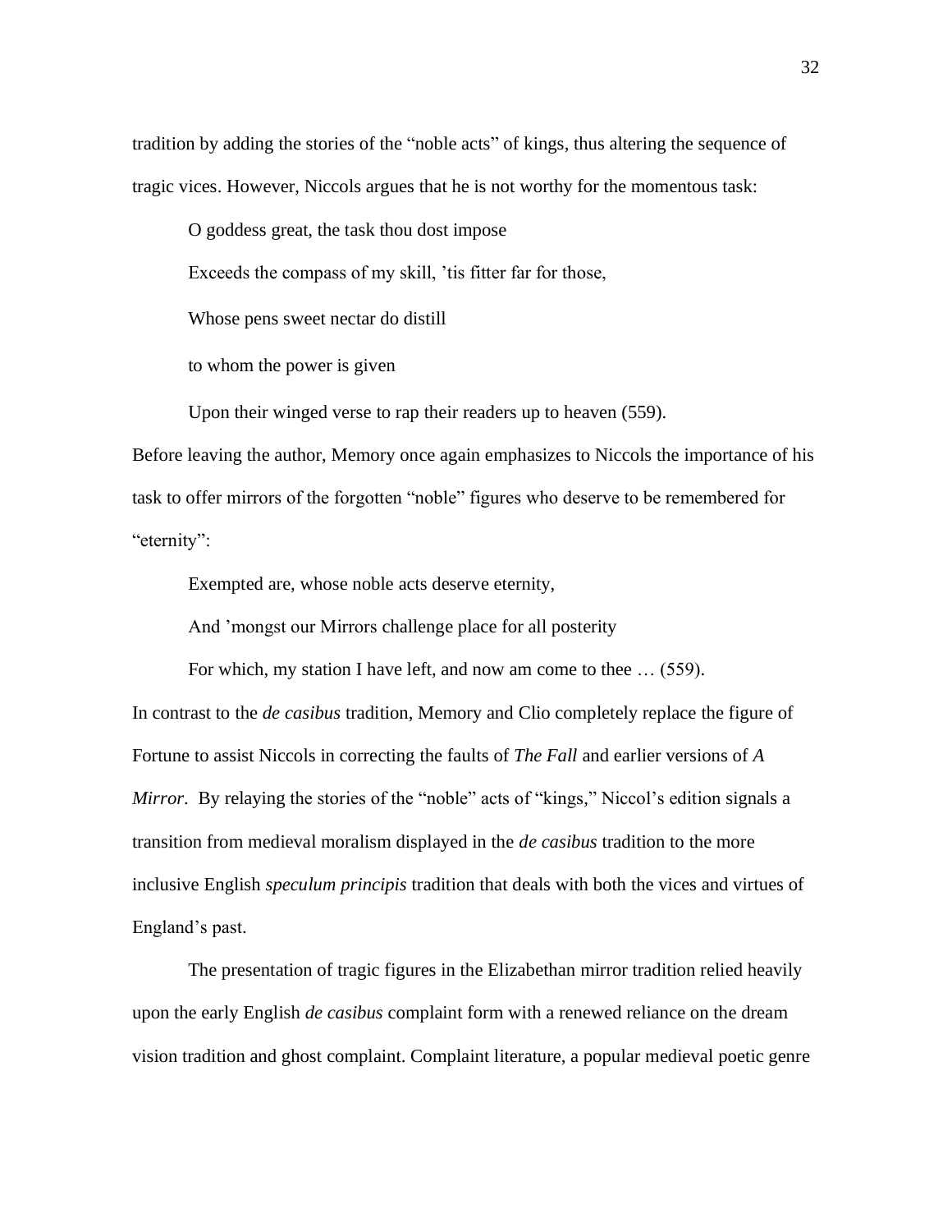tradition by adding the stories of the "noble acts" of kings, thus altering the sequence of tragic vices. However, Niccols argues that he is not worthy for the momentous task:

> O goddess great, the task thou dost impose
>
> Exceeds the compass of my skill, 'tis fitter far for those,
>
> Whose pens sweet nectar do distill
>
> to whom the power is given
>
> Upon their winged verse to rap their readers up to heaven (559).

Before leaving the author, Memory once again emphasizes to Niccols the importance of his task to offer mirrors of the forgotten "noble" figures who deserve to be remembered for "eternity":

> Exempted are, whose noble acts deserve eternity,
>
> And 'mongst our Mirrors challenge place for all posterity
>
> For which, my station I have left, and now am come to thee … (559).

In contrast to the *de casibus* tradition, Memory and Clio completely replace the figure of Fortune to assist Niccols in correcting the faults of *The Fall* and earlier versions of *A Mirror*. By relaying the stories of the "noble" acts of "kings," Niccol's edition signals a transition from medieval moralism displayed in the *de casibus* tradition to the more inclusive English *speculum principis* tradition that deals with both the vices and virtues of England's past.

The presentation of tragic figures in the Elizabethan mirror tradition relied heavily upon the early English *de casibus* complaint form with a renewed reliance on the dream vision tradition and ghost complaint. Complaint literature, a popular medieval poetic genre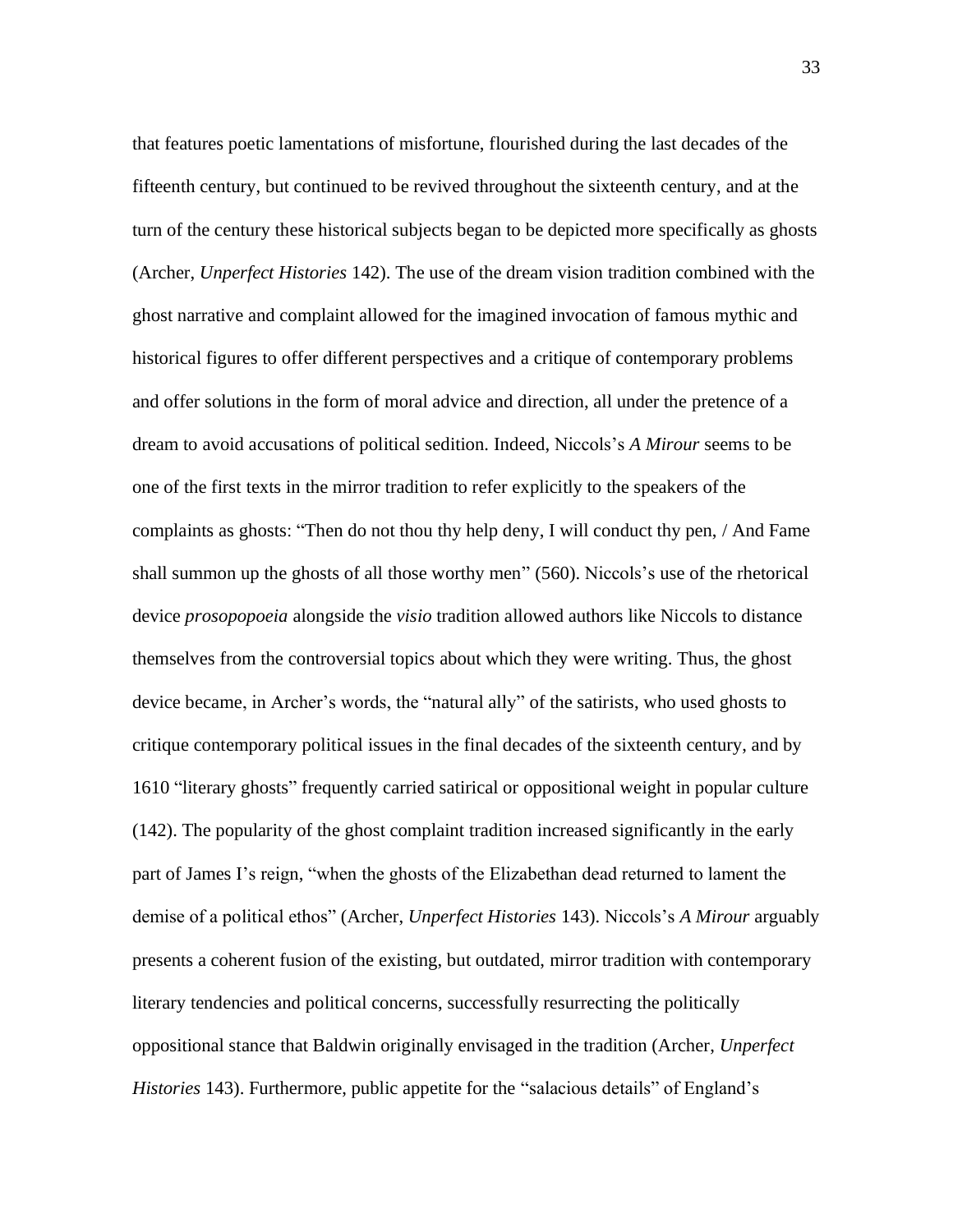that features poetic lamentations of misfortune, flourished during the last decades of the fifteenth century, but continued to be revived throughout the sixteenth century, and at the turn of the century these historical subjects began to be depicted more specifically as ghosts (Archer, *Unperfect Histories* 142). The use of the dream vision tradition combined with the ghost narrative and complaint allowed for the imagined invocation of famous mythic and historical figures to offer different perspectives and a critique of contemporary problems and offer solutions in the form of moral advice and direction, all under the pretence of a dream to avoid accusations of political sedition. Indeed, Niccols's *A Mirour* seems to be one of the first texts in the mirror tradition to refer explicitly to the speakers of the complaints as ghosts: "Then do not thou thy help deny, I will conduct thy pen, / And Fame shall summon up the ghosts of all those worthy men" (560). Niccols's use of the rhetorical device *prosopopoeia* alongside the *visio* tradition allowed authors like Niccols to distance themselves from the controversial topics about which they were writing. Thus, the ghost device became, in Archer's words, the "natural ally" of the satirists, who used ghosts to critique contemporary political issues in the final decades of the sixteenth century, and by 1610 "literary ghosts" frequently carried satirical or oppositional weight in popular culture (142). The popularity of the ghost complaint tradition increased significantly in the early part of James I's reign, "when the ghosts of the Elizabethan dead returned to lament the demise of a political ethos" (Archer, *Unperfect Histories* 143). Niccols's *A Mirour* arguably presents a coherent fusion of the existing, but outdated, mirror tradition with contemporary literary tendencies and political concerns, successfully resurrecting the politically oppositional stance that Baldwin originally envisaged in the tradition (Archer, *Unperfect Histories* 143). Furthermore, public appetite for the "salacious details" of England's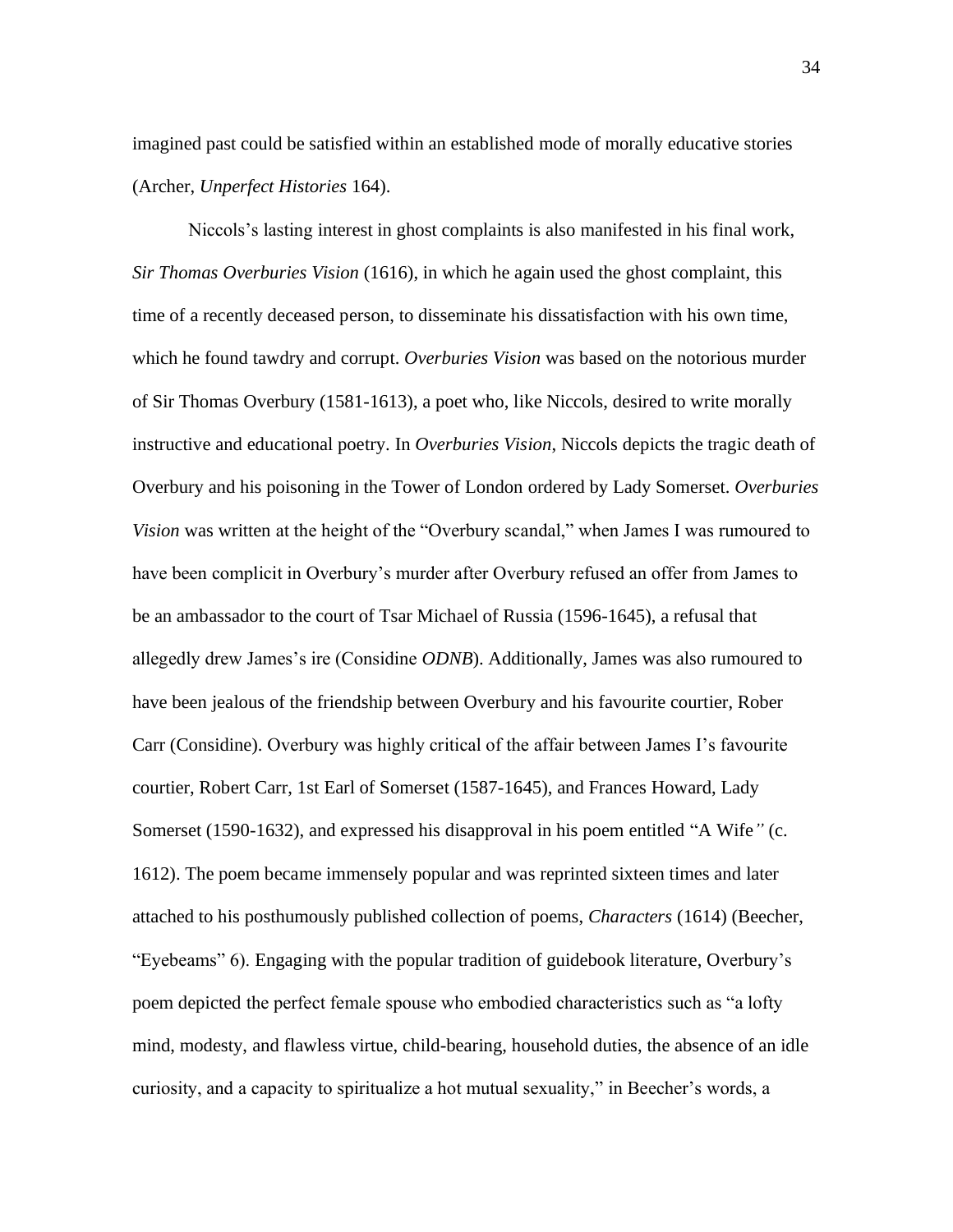imagined past could be satisfied within an established mode of morally educative stories (Archer, *Unperfect Histories* 164).

Niccols's lasting interest in ghost complaints is also manifested in his final work, *Sir Thomas Overburies Vision* (1616), in which he again used the ghost complaint, this time of a recently deceased person, to disseminate his dissatisfaction with his own time, which he found tawdry and corrupt. *Overburies Vision* was based on the notorious murder of Sir Thomas Overbury (1581-1613), a poet who, like Niccols, desired to write morally instructive and educational poetry. In *Overburies Vision*, Niccols depicts the tragic death of Overbury and his poisoning in the Tower of London ordered by Lady Somerset. *Overburies Vision* was written at the height of the "Overbury scandal," when James I was rumoured to have been complicit in Overbury's murder after Overbury refused an offer from James to be an ambassador to the court of Tsar Michael of Russia (1596-1645), a refusal that allegedly drew James's ire (Considine *ODNB*). Additionally, James was also rumoured to have been jealous of the friendship between Overbury and his favourite courtier, Rober Carr (Considine). Overbury was highly critical of the affair between James I's favourite courtier, Robert Carr, 1st Earl of Somerset (1587-1645), and Frances Howard, Lady Somerset (1590-1632), and expressed his disapproval in his poem entitled "A Wife*"* (c. 1612). The poem became immensely popular and was reprinted sixteen times and later attached to his posthumously published collection of poems, *Characters* (1614) (Beecher, "Eyebeams" 6). Engaging with the popular tradition of guidebook literature, Overbury's poem depicted the perfect female spouse who embodied characteristics such as "a lofty mind, modesty, and flawless virtue, child-bearing, household duties, the absence of an idle curiosity, and a capacity to spiritualize a hot mutual sexuality," in Beecher's words, a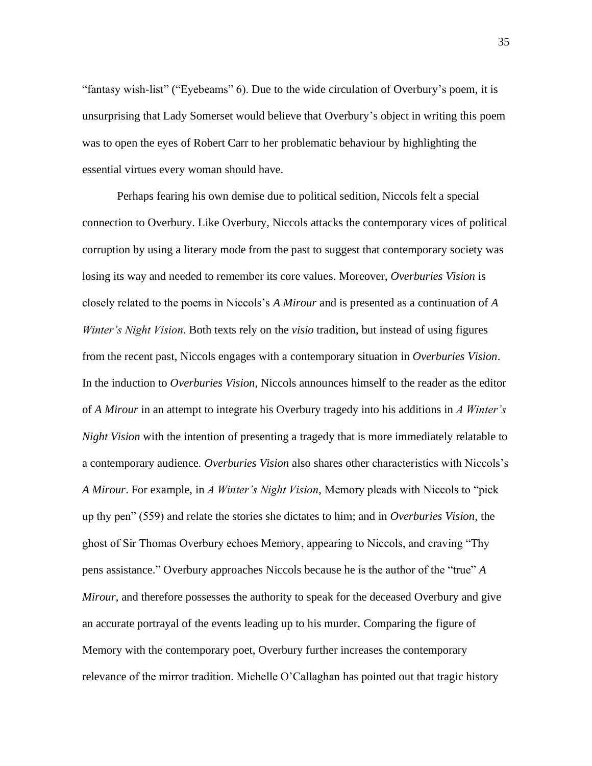"fantasy wish-list" ("Eyebeams" 6). Due to the wide circulation of Overbury's poem, it is unsurprising that Lady Somerset would believe that Overbury's object in writing this poem was to open the eyes of Robert Carr to her problematic behaviour by highlighting the essential virtues every woman should have.

Perhaps fearing his own demise due to political sedition, Niccols felt a special connection to Overbury. Like Overbury, Niccols attacks the contemporary vices of political corruption by using a literary mode from the past to suggest that contemporary society was losing its way and needed to remember its core values. Moreover, *Overburies Vision* is closely related to the poems in Niccols's *A Mirour* and is presented as a continuation of *A Winter's Night Vision*. Both texts rely on the *visio* tradition, but instead of using figures from the recent past, Niccols engages with a contemporary situation in *Overburies Vision*. In the induction to *Overburies Vision*, Niccols announces himself to the reader as the editor of *A Mirour* in an attempt to integrate his Overbury tragedy into his additions in *A Winter's Night Vision* with the intention of presenting a tragedy that is more immediately relatable to a contemporary audience. *Overburies Vision* also shares other characteristics with Niccols's *A Mirour*. For example, in *A Winter's Night Vision*, Memory pleads with Niccols to "pick up thy pen" (559) and relate the stories she dictates to him; and in *Overburies Vision*, the ghost of Sir Thomas Overbury echoes Memory, appearing to Niccols, and craving "Thy pens assistance." Overbury approaches Niccols because he is the author of the "true" *A Mirour*, and therefore possesses the authority to speak for the deceased Overbury and give an accurate portrayal of the events leading up to his murder. Comparing the figure of Memory with the contemporary poet, Overbury further increases the contemporary relevance of the mirror tradition. Michelle O'Callaghan has pointed out that tragic history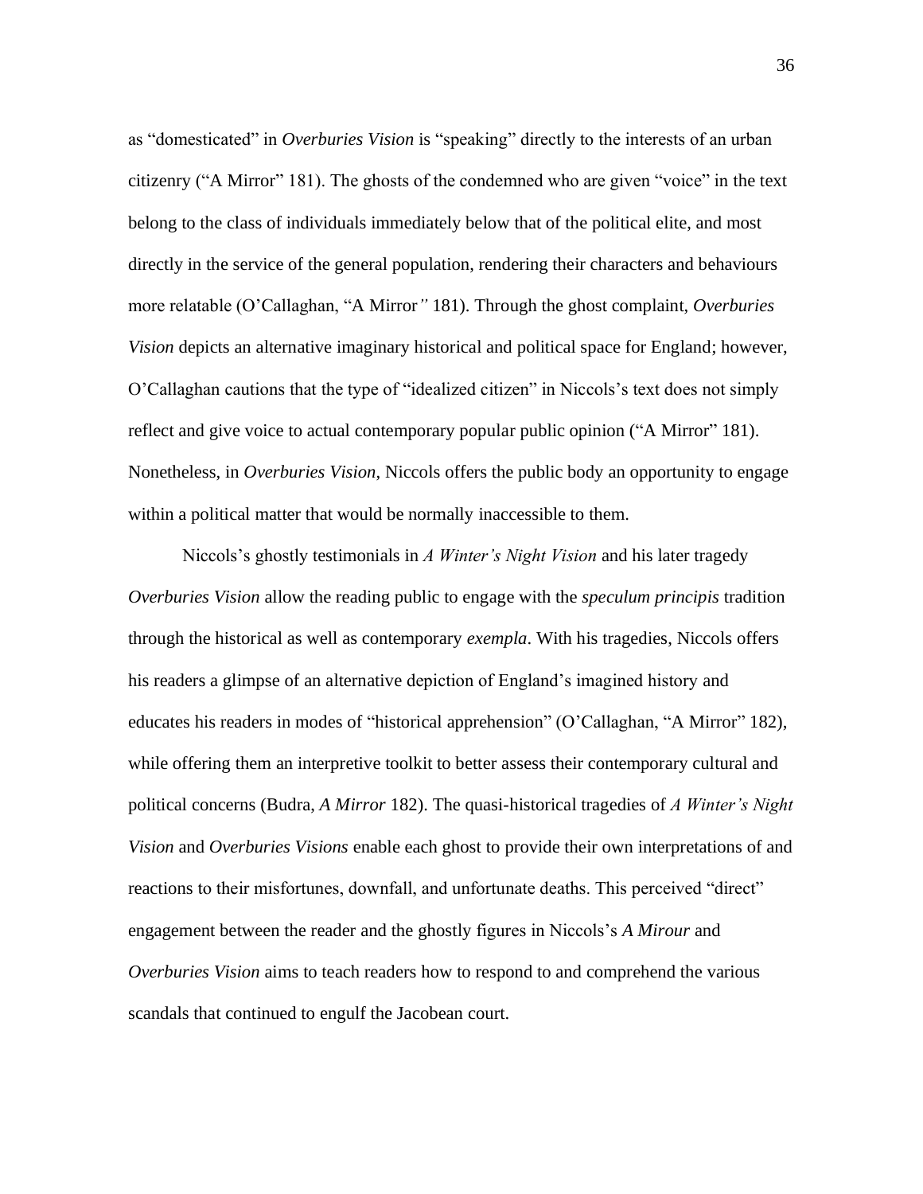as "domesticated" in *Overburies Vision* is "speaking" directly to the interests of an urban citizenry ("A Mirror" 181). The ghosts of the condemned who are given "voice" in the text belong to the class of individuals immediately below that of the political elite, and most directly in the service of the general population, rendering their characters and behaviours more relatable (O'Callaghan, "A Mirror*"* 181). Through the ghost complaint, *Overburies Vision* depicts an alternative imaginary historical and political space for England; however, O'Callaghan cautions that the type of "idealized citizen" in Niccols's text does not simply reflect and give voice to actual contemporary popular public opinion ("A Mirror" 181). Nonetheless, in *Overburies Vision*, Niccols offers the public body an opportunity to engage within a political matter that would be normally inaccessible to them.

Niccols's ghostly testimonials in *A Winter's Night Vision* and his later tragedy *Overburies Vision* allow the reading public to engage with the *speculum principis* tradition through the historical as well as contemporary *exempla*. With his tragedies, Niccols offers his readers a glimpse of an alternative depiction of England's imagined history and educates his readers in modes of "historical apprehension" (O'Callaghan, "A Mirror" 182), while offering them an interpretive toolkit to better assess their contemporary cultural and political concerns (Budra, *A Mirror* 182). The quasi-historical tragedies of *A Winter's Night Vision* and *Overburies Visions* enable each ghost to provide their own interpretations of and reactions to their misfortunes, downfall, and unfortunate deaths. This perceived "direct" engagement between the reader and the ghostly figures in Niccols's *A Mirour* and *Overburies Vision* aims to teach readers how to respond to and comprehend the various scandals that continued to engulf the Jacobean court.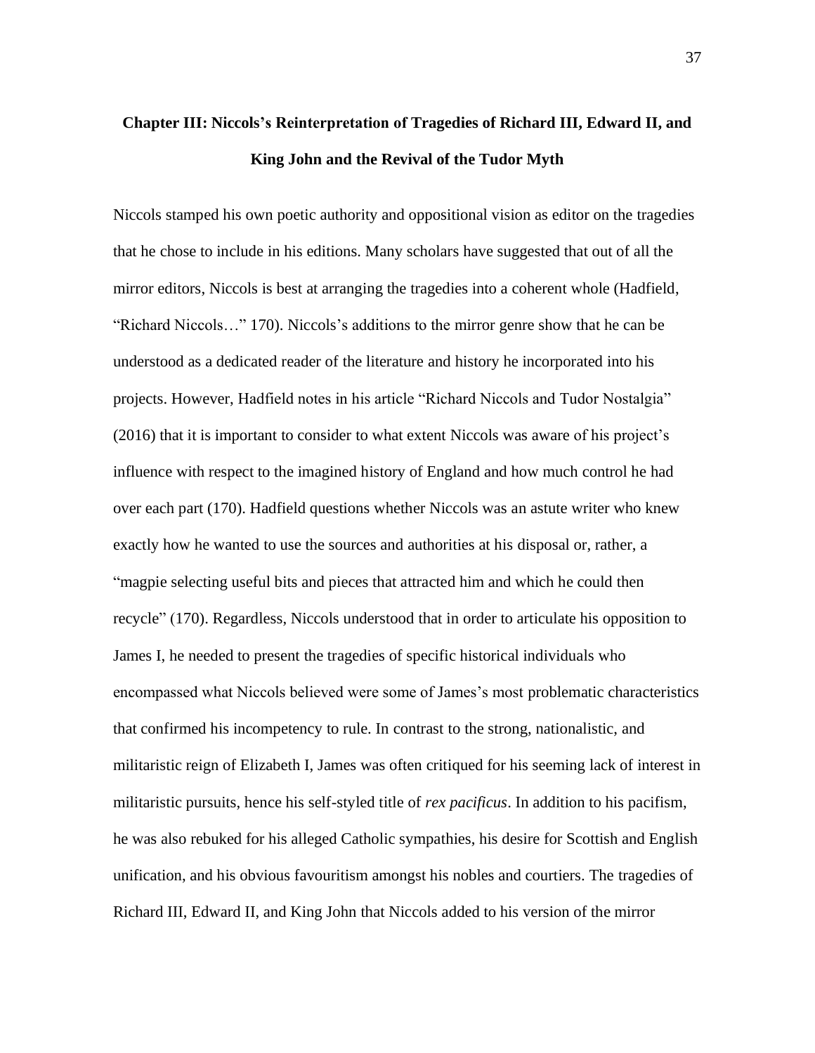## Chapter III: Niccols's Reinterpretation of Tragedies of Richard III, Edward II, and King John and the Revival of the Tudor Myth

Niccols stamped his own poetic authority and oppositional vision as editor on the tragedies that he chose to include in his editions. Many scholars have suggested that out of all the mirror editors, Niccols is best at arranging the tragedies into a coherent whole (Hadfield, "Richard Niccols…" 170). Niccols's additions to the mirror genre show that he can be understood as a dedicated reader of the literature and history he incorporated into his projects. However, Hadfield notes in his article "Richard Niccols and Tudor Nostalgia" (2016) that it is important to consider to what extent Niccols was aware of his project's influence with respect to the imagined history of England and how much control he had over each part (170). Hadfield questions whether Niccols was an astute writer who knew exactly how he wanted to use the sources and authorities at his disposal or, rather, a "magpie selecting useful bits and pieces that attracted him and which he could then recycle" (170). Regardless, Niccols understood that in order to articulate his opposition to James I, he needed to present the tragedies of specific historical individuals who encompassed what Niccols believed were some of James's most problematic characteristics that confirmed his incompetency to rule. In contrast to the strong, nationalistic, and militaristic reign of Elizabeth I, James was often critiqued for his seeming lack of interest in militaristic pursuits, hence his self-styled title of *rex pacificus*. In addition to his pacifism, he was also rebuked for his alleged Catholic sympathies, his desire for Scottish and English unification, and his obvious favouritism amongst his nobles and courtiers. The tragedies of Richard III, Edward II, and King John that Niccols added to his version of the mirror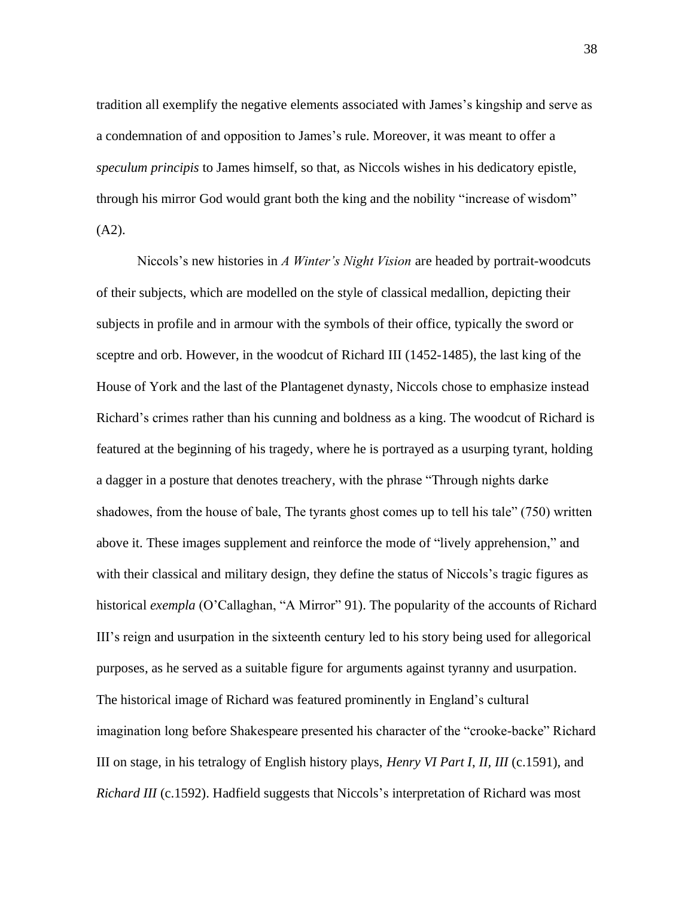tradition all exemplify the negative elements associated with James's kingship and serve as a condemnation of and opposition to James's rule. Moreover, it was meant to offer a *speculum principis* to James himself, so that, as Niccols wishes in his dedicatory epistle, through his mirror God would grant both the king and the nobility "increase of wisdom" (A2).

Niccols's new histories in *A Winter's Night Vision* are headed by portrait-woodcuts of their subjects, which are modelled on the style of classical medallion, depicting their subjects in profile and in armour with the symbols of their office, typically the sword or sceptre and orb. However, in the woodcut of Richard III (1452-1485), the last king of the House of York and the last of the Plantagenet dynasty, Niccols chose to emphasize instead Richard's crimes rather than his cunning and boldness as a king. The woodcut of Richard is featured at the beginning of his tragedy, where he is portrayed as a usurping tyrant, holding a dagger in a posture that denotes treachery, with the phrase "Through nights darke shadowes, from the house of bale, The tyrants ghost comes up to tell his tale" (750) written above it. These images supplement and reinforce the mode of "lively apprehension," and with their classical and military design, they define the status of Niccols's tragic figures as historical *exempla* (O'Callaghan, "A Mirror" 91). The popularity of the accounts of Richard III's reign and usurpation in the sixteenth century led to his story being used for allegorical purposes, as he served as a suitable figure for arguments against tyranny and usurpation. The historical image of Richard was featured prominently in England's cultural imagination long before Shakespeare presented his character of the "crooke-backe" Richard III on stage, in his tetralogy of English history plays, *Henry VI Part I, II, III* (c.1591), and *Richard III* (c.1592). Hadfield suggests that Niccols's interpretation of Richard was most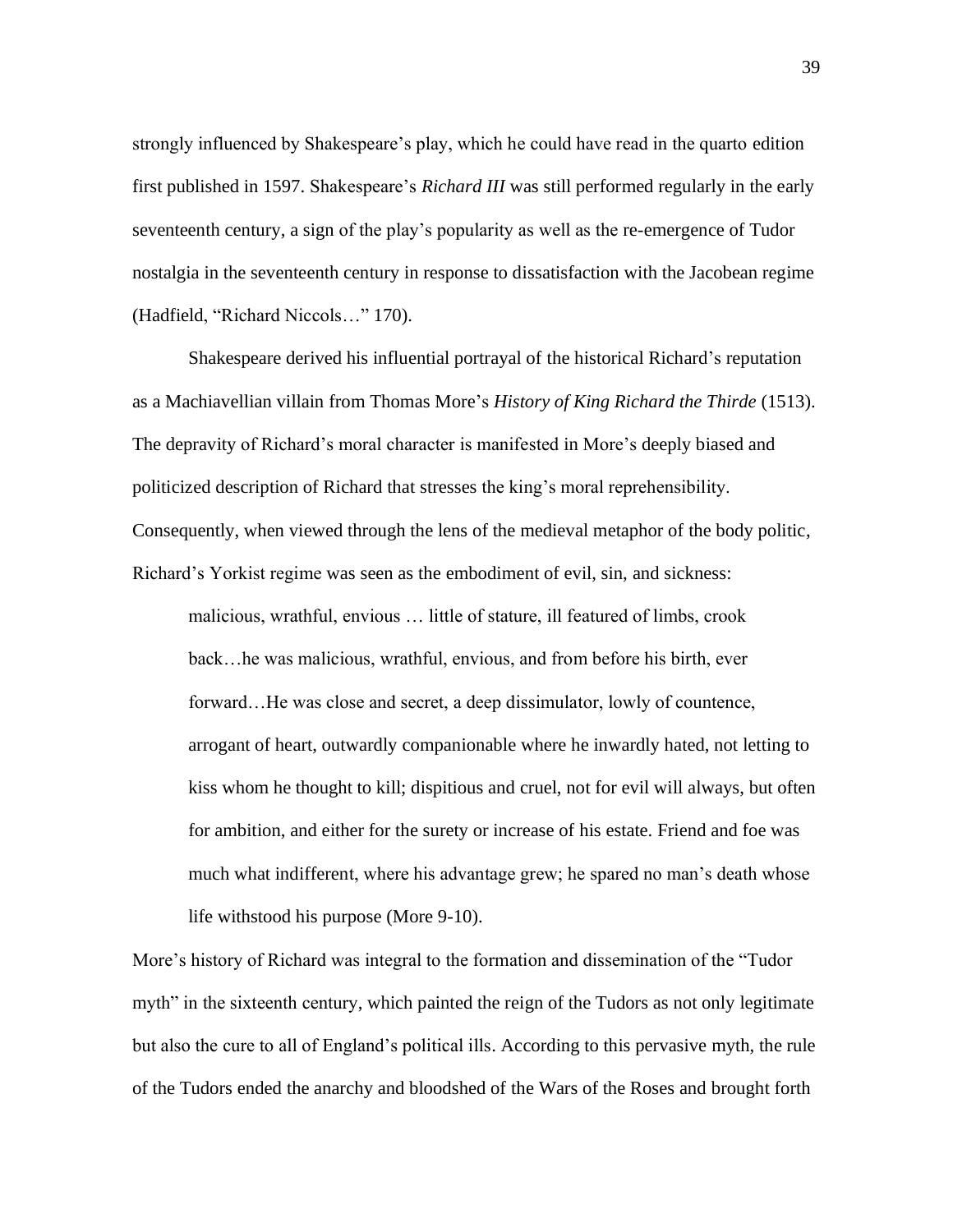strongly influenced by Shakespeare's play, which he could have read in the quarto edition first published in 1597. Shakespeare's *Richard III* was still performed regularly in the early seventeenth century, a sign of the play's popularity as well as the re-emergence of Tudor nostalgia in the seventeenth century in response to dissatisfaction with the Jacobean regime (Hadfield, "Richard Niccols…" 170).

Shakespeare derived his influential portrayal of the historical Richard's reputation as a Machiavellian villain from Thomas More's *History of King Richard the Thirde* (1513). The depravity of Richard's moral character is manifested in More's deeply biased and politicized description of Richard that stresses the king's moral reprehensibility. Consequently, when viewed through the lens of the medieval metaphor of the body politic, Richard's Yorkist regime was seen as the embodiment of evil, sin, and sickness:

> malicious, wrathful, envious … little of stature, ill featured of limbs, crook back…he was malicious, wrathful, envious, and from before his birth, ever forward…He was close and secret, a deep dissimulator, lowly of countence, arrogant of heart, outwardly companionable where he inwardly hated, not letting to kiss whom he thought to kill; dispitious and cruel, not for evil will always, but often for ambition, and either for the surety or increase of his estate. Friend and foe was much what indifferent, where his advantage grew; he spared no man's death whose life withstood his purpose (More 9-10).

More's history of Richard was integral to the formation and dissemination of the "Tudor myth" in the sixteenth century, which painted the reign of the Tudors as not only legitimate but also the cure to all of England's political ills. According to this pervasive myth, the rule of the Tudors ended the anarchy and bloodshed of the Wars of the Roses and brought forth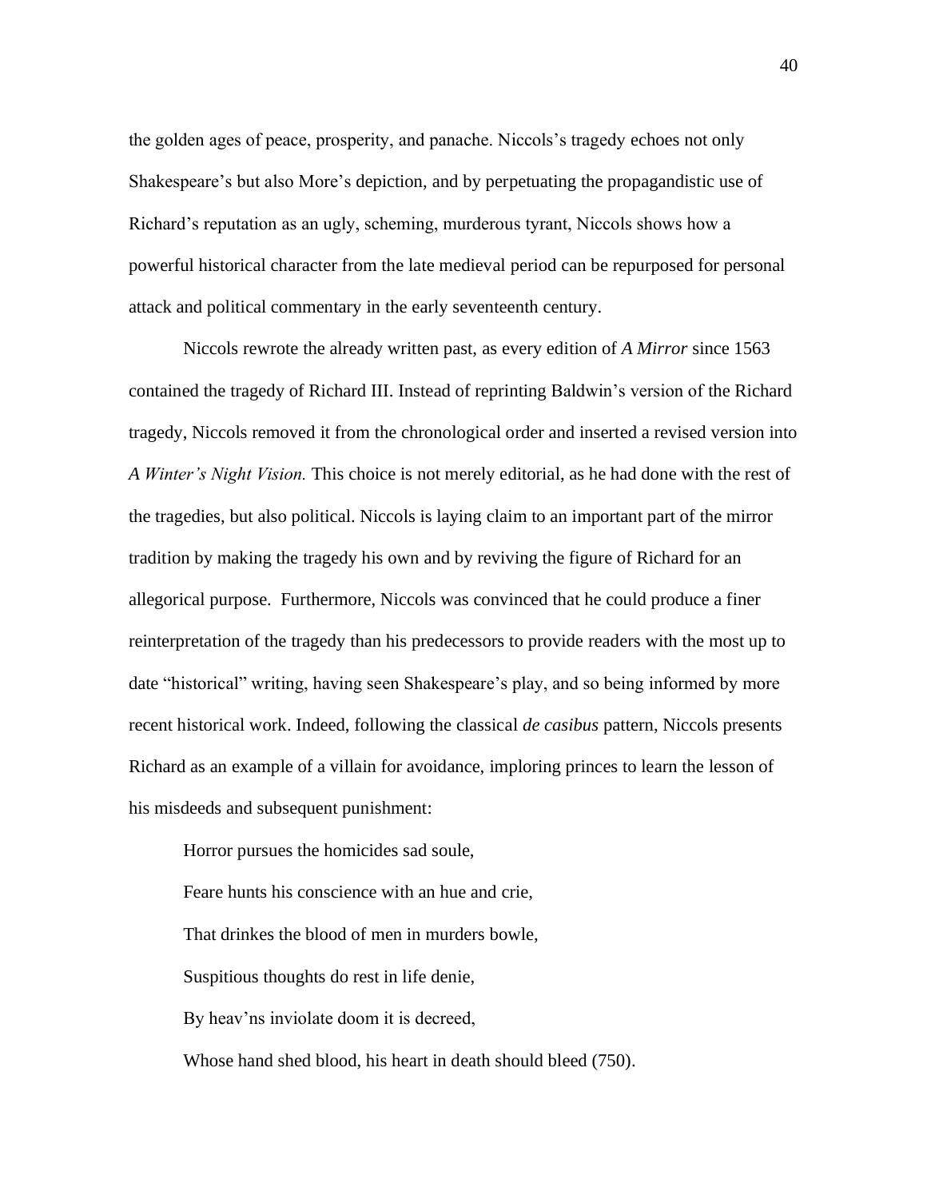the golden ages of peace, prosperity, and panache. Niccols's tragedy echoes not only Shakespeare's but also More's depiction, and by perpetuating the propagandistic use of Richard's reputation as an ugly, scheming, murderous tyrant, Niccols shows how a powerful historical character from the late medieval period can be repurposed for personal attack and political commentary in the early seventeenth century.

Niccols rewrote the already written past, as every edition of *A Mirror* since 1563 contained the tragedy of Richard III. Instead of reprinting Baldwin's version of the Richard tragedy, Niccols removed it from the chronological order and inserted a revised version into *A Winter's Night Vision.* This choice is not merely editorial, as he had done with the rest of the tragedies, but also political. Niccols is laying claim to an important part of the mirror tradition by making the tragedy his own and by reviving the figure of Richard for an allegorical purpose. Furthermore, Niccols was convinced that he could produce a finer reinterpretation of the tragedy than his predecessors to provide readers with the most up to date "historical" writing, having seen Shakespeare's play, and so being informed by more recent historical work. Indeed, following the classical *de casibus* pattern, Niccols presents Richard as an example of a villain for avoidance, imploring princes to learn the lesson of his misdeeds and subsequent punishment:

> Horror pursues the homicides sad soule,
>
> Feare hunts his conscience with an hue and crie,
>
> That drinkes the blood of men in murders bowle,
>
> Suspitious thoughts do rest in life denie,
>
> By heav'ns inviolate doom it is decreed,
>
> Whose hand shed blood, his heart in death should bleed (750).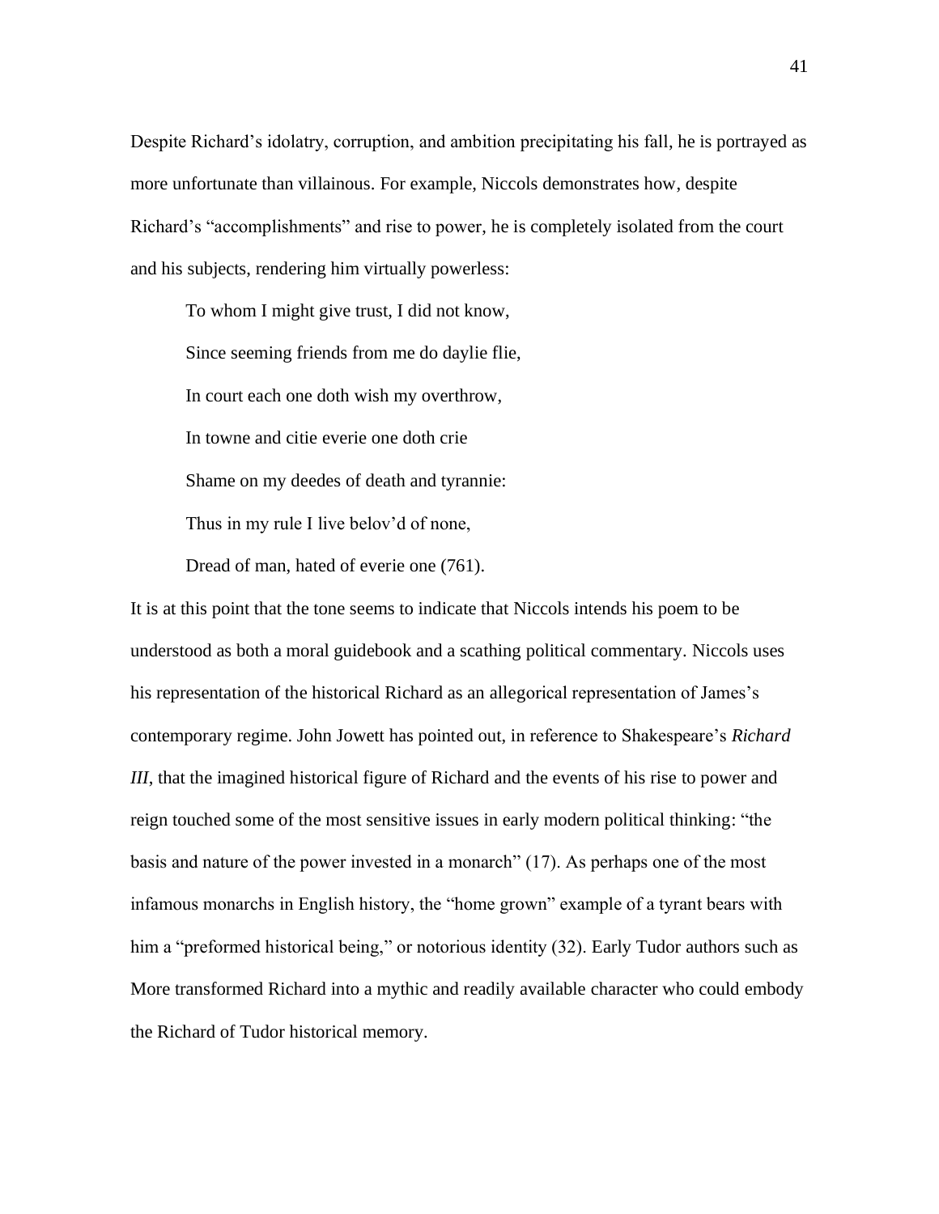Despite Richard's idolatry, corruption, and ambition precipitating his fall, he is portrayed as more unfortunate than villainous. For example, Niccols demonstrates how, despite Richard's "accomplishments" and rise to power, he is completely isolated from the court and his subjects, rendering him virtually powerless:

> To whom I might give trust, I did not know,
>
> Since seeming friends from me do daylie flie,
>
> In court each one doth wish my overthrow,
>
> In towne and citie everie one doth crie
>
> Shame on my deedes of death and tyrannie:
>
> Thus in my rule I live belov'd of none,
>
> Dread of man, hated of everie one (761).

It is at this point that the tone seems to indicate that Niccols intends his poem to be understood as both a moral guidebook and a scathing political commentary. Niccols uses his representation of the historical Richard as an allegorical representation of James's contemporary regime. John Jowett has pointed out, in reference to Shakespeare's *Richard III*, that the imagined historical figure of Richard and the events of his rise to power and reign touched some of the most sensitive issues in early modern political thinking: "the basis and nature of the power invested in a monarch" (17). As perhaps one of the most infamous monarchs in English history, the "home grown" example of a tyrant bears with him a "preformed historical being," or notorious identity (32). Early Tudor authors such as More transformed Richard into a mythic and readily available character who could embody the Richard of Tudor historical memory.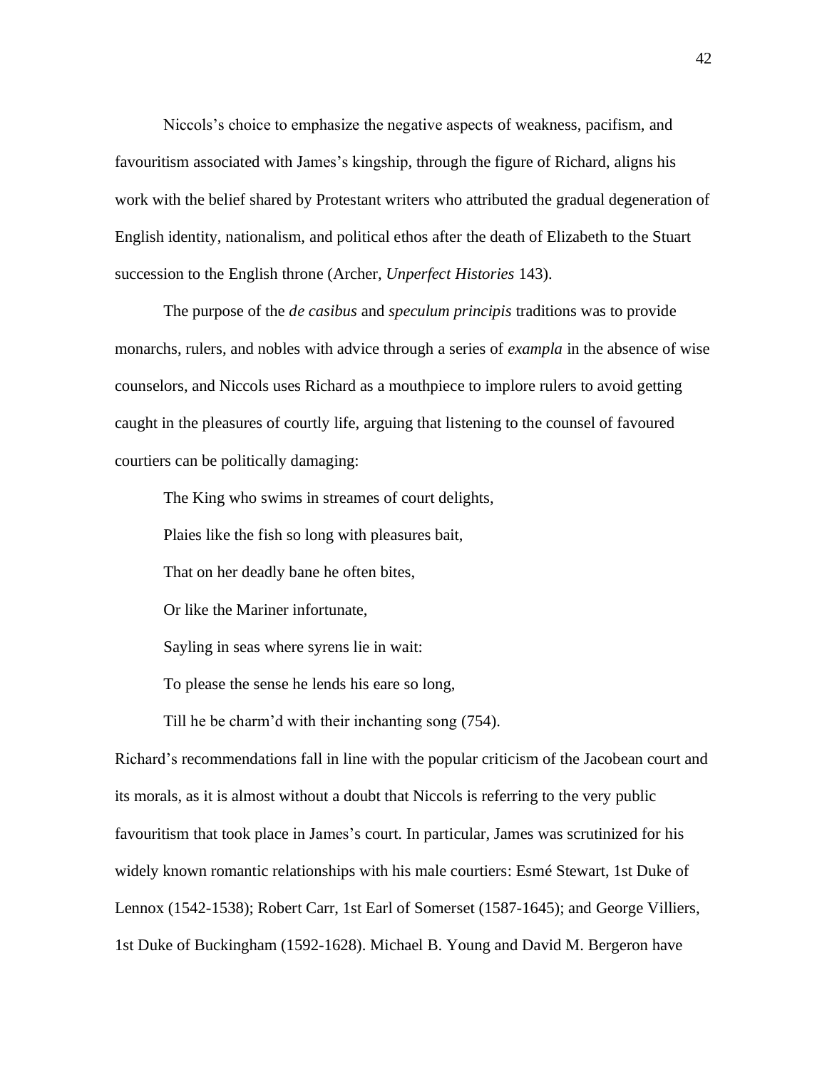Niccols's choice to emphasize the negative aspects of weakness, pacifism, and favouritism associated with James's kingship, through the figure of Richard, aligns his work with the belief shared by Protestant writers who attributed the gradual degeneration of English identity, nationalism, and political ethos after the death of Elizabeth to the Stuart succession to the English throne (Archer, *Unperfect Histories* 143).

The purpose of the *de casibus* and *speculum principis* traditions was to provide monarchs, rulers, and nobles with advice through a series of *exampla* in the absence of wise counselors, and Niccols uses Richard as a mouthpiece to implore rulers to avoid getting caught in the pleasures of courtly life, arguing that listening to the counsel of favoured courtiers can be politically damaging:

> The King who swims in streames of court delights,
>
> Plaies like the fish so long with pleasures bait,
>
> That on her deadly bane he often bites,
>
> Or like the Mariner infortunate,
>
> Sayling in seas where syrens lie in wait:
>
> To please the sense he lends his eare so long,
>
> Till he be charm'd with their inchanting song (754).

Richard's recommendations fall in line with the popular criticism of the Jacobean court and its morals, as it is almost without a doubt that Niccols is referring to the very public favouritism that took place in James's court. In particular, James was scrutinized for his widely known romantic relationships with his male courtiers: Esmé Stewart, 1st Duke of Lennox (1542-1538); Robert Carr, 1st Earl of Somerset (1587-1645); and George Villiers, 1st Duke of Buckingham (1592-1628). Michael B. Young and David M. Bergeron have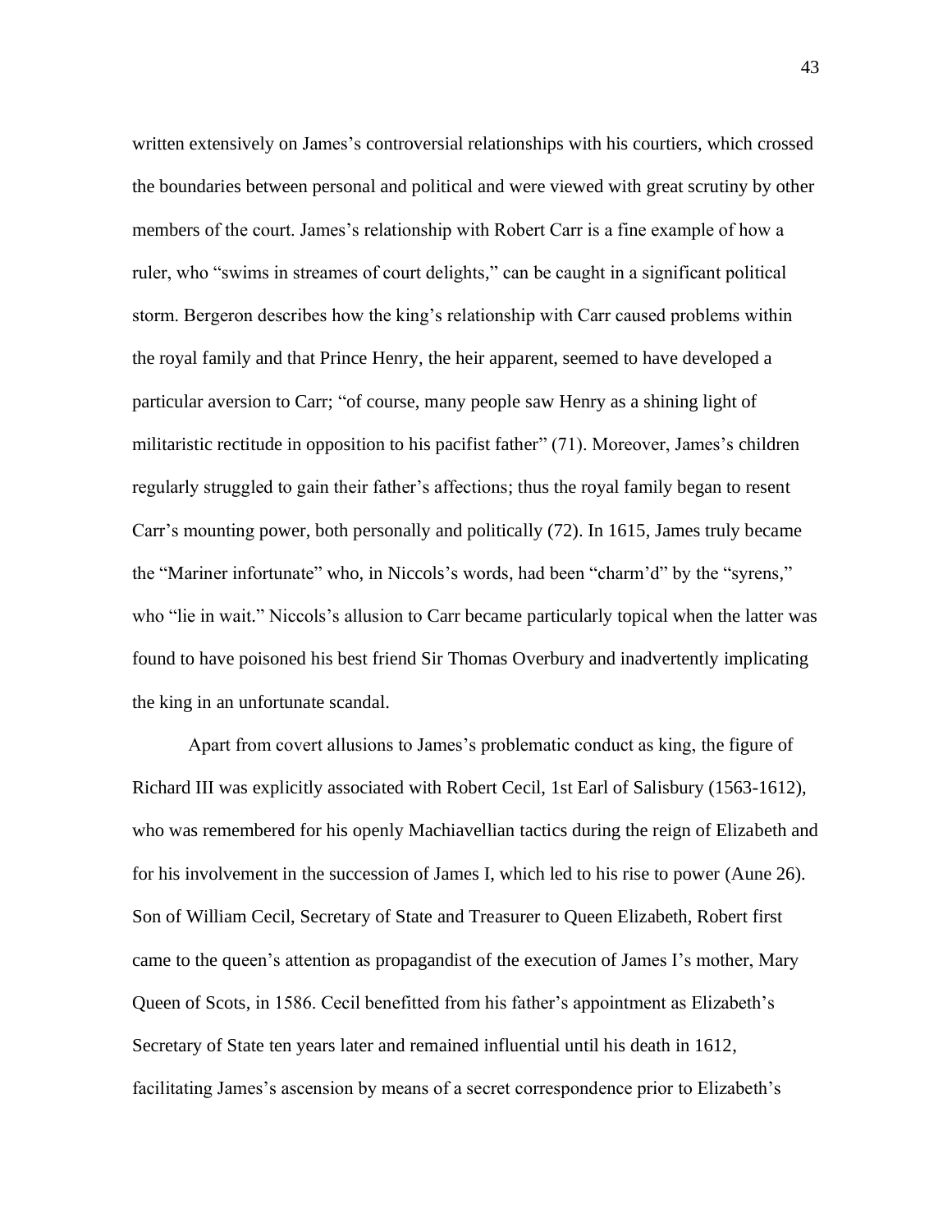written extensively on James's controversial relationships with his courtiers, which crossed the boundaries between personal and political and were viewed with great scrutiny by other members of the court. James's relationship with Robert Carr is a fine example of how a ruler, who "swims in streames of court delights," can be caught in a significant political storm. Bergeron describes how the king's relationship with Carr caused problems within the royal family and that Prince Henry, the heir apparent, seemed to have developed a particular aversion to Carr; "of course, many people saw Henry as a shining light of militaristic rectitude in opposition to his pacifist father" (71). Moreover, James's children regularly struggled to gain their father's affections; thus the royal family began to resent Carr's mounting power, both personally and politically (72). In 1615, James truly became the "Mariner infortunate" who, in Niccols's words, had been "charm'd" by the "syrens," who "lie in wait." Niccols's allusion to Carr became particularly topical when the latter was found to have poisoned his best friend Sir Thomas Overbury and inadvertently implicating the king in an unfortunate scandal.

Apart from covert allusions to James's problematic conduct as king, the figure of Richard III was explicitly associated with Robert Cecil, 1st Earl of Salisbury (1563-1612), who was remembered for his openly Machiavellian tactics during the reign of Elizabeth and for his involvement in the succession of James I, which led to his rise to power (Aune 26). Son of William Cecil, Secretary of State and Treasurer to Queen Elizabeth, Robert first came to the queen's attention as propagandist of the execution of James I's mother, Mary Queen of Scots, in 1586. Cecil benefitted from his father's appointment as Elizabeth's Secretary of State ten years later and remained influential until his death in 1612, facilitating James's ascension by means of a secret correspondence prior to Elizabeth's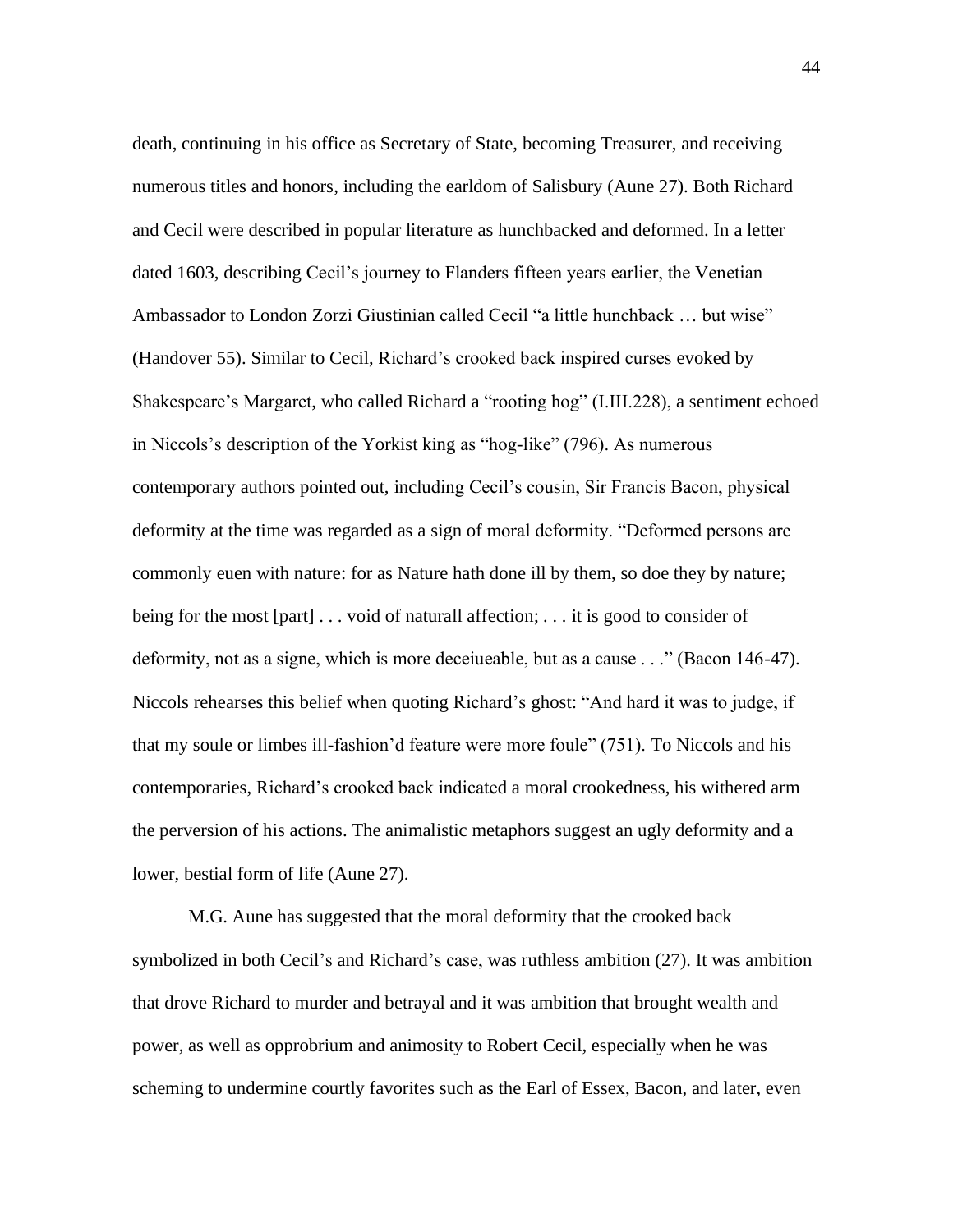death, continuing in his office as Secretary of State, becoming Treasurer, and receiving numerous titles and honors, including the earldom of Salisbury (Aune 27). Both Richard and Cecil were described in popular literature as hunchbacked and deformed. In a letter dated 1603, describing Cecil's journey to Flanders fifteen years earlier, the Venetian Ambassador to London Zorzi Giustinian called Cecil "a little hunchback … but wise" (Handover 55). Similar to Cecil, Richard's crooked back inspired curses evoked by Shakespeare's Margaret, who called Richard a "rooting hog" (I.III.228), a sentiment echoed in Niccols's description of the Yorkist king as "hog-like" (796). As numerous contemporary authors pointed out, including Cecil's cousin, Sir Francis Bacon, physical deformity at the time was regarded as a sign of moral deformity. "Deformed persons are commonly euen with nature: for as Nature hath done ill by them, so doe they by nature; being for the most [part] . . . void of naturall affection; . . . it is good to consider of deformity, not as a signe, which is more deceiueable, but as a cause . . ." (Bacon 146-47). Niccols rehearses this belief when quoting Richard's ghost: "And hard it was to judge, if that my soule or limbes ill-fashion'd feature were more foule" (751). To Niccols and his contemporaries, Richard's crooked back indicated a moral crookedness, his withered arm the perversion of his actions. The animalistic metaphors suggest an ugly deformity and a lower, bestial form of life (Aune 27).

M.G. Aune has suggested that the moral deformity that the crooked back symbolized in both Cecil's and Richard's case, was ruthless ambition (27). It was ambition that drove Richard to murder and betrayal and it was ambition that brought wealth and power, as well as opprobrium and animosity to Robert Cecil, especially when he was scheming to undermine courtly favorites such as the Earl of Essex, Bacon, and later, even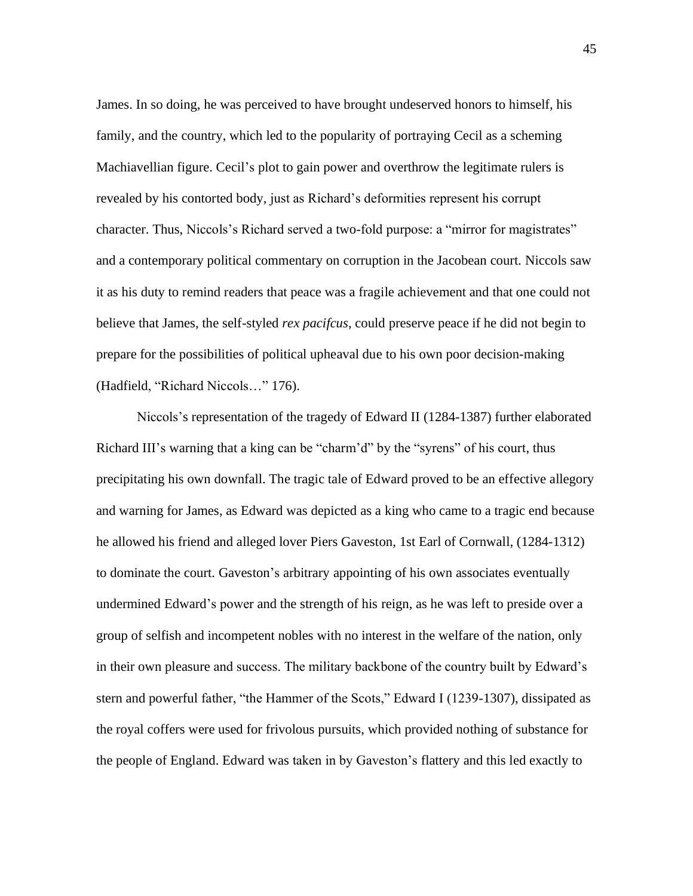James. In so doing, he was perceived to have brought undeserved honors to himself, his family, and the country, which led to the popularity of portraying Cecil as a scheming Machiavellian figure. Cecil's plot to gain power and overthrow the legitimate rulers is revealed by his contorted body, just as Richard's deformities represent his corrupt character. Thus, Niccols's Richard served a two-fold purpose: a "mirror for magistrates" and a contemporary political commentary on corruption in the Jacobean court. Niccols saw it as his duty to remind readers that peace was a fragile achievement and that one could not believe that James, the self-styled *rex pacifcus*, could preserve peace if he did not begin to prepare for the possibilities of political upheaval due to his own poor decision-making (Hadfield, "Richard Niccols…" 176).

Niccols's representation of the tragedy of Edward II (1284-1387) further elaborated Richard III's warning that a king can be "charm'd" by the "syrens" of his court, thus precipitating his own downfall. The tragic tale of Edward proved to be an effective allegory and warning for James, as Edward was depicted as a king who came to a tragic end because he allowed his friend and alleged lover Piers Gaveston, 1st Earl of Cornwall, (1284-1312) to dominate the court. Gaveston's arbitrary appointing of his own associates eventually undermined Edward's power and the strength of his reign, as he was left to preside over a group of selfish and incompetent nobles with no interest in the welfare of the nation, only in their own pleasure and success. The military backbone of the country built by Edward's stern and powerful father, "the Hammer of the Scots," Edward I (1239-1307), dissipated as the royal coffers were used for frivolous pursuits, which provided nothing of substance for the people of England. Edward was taken in by Gaveston's flattery and this led exactly to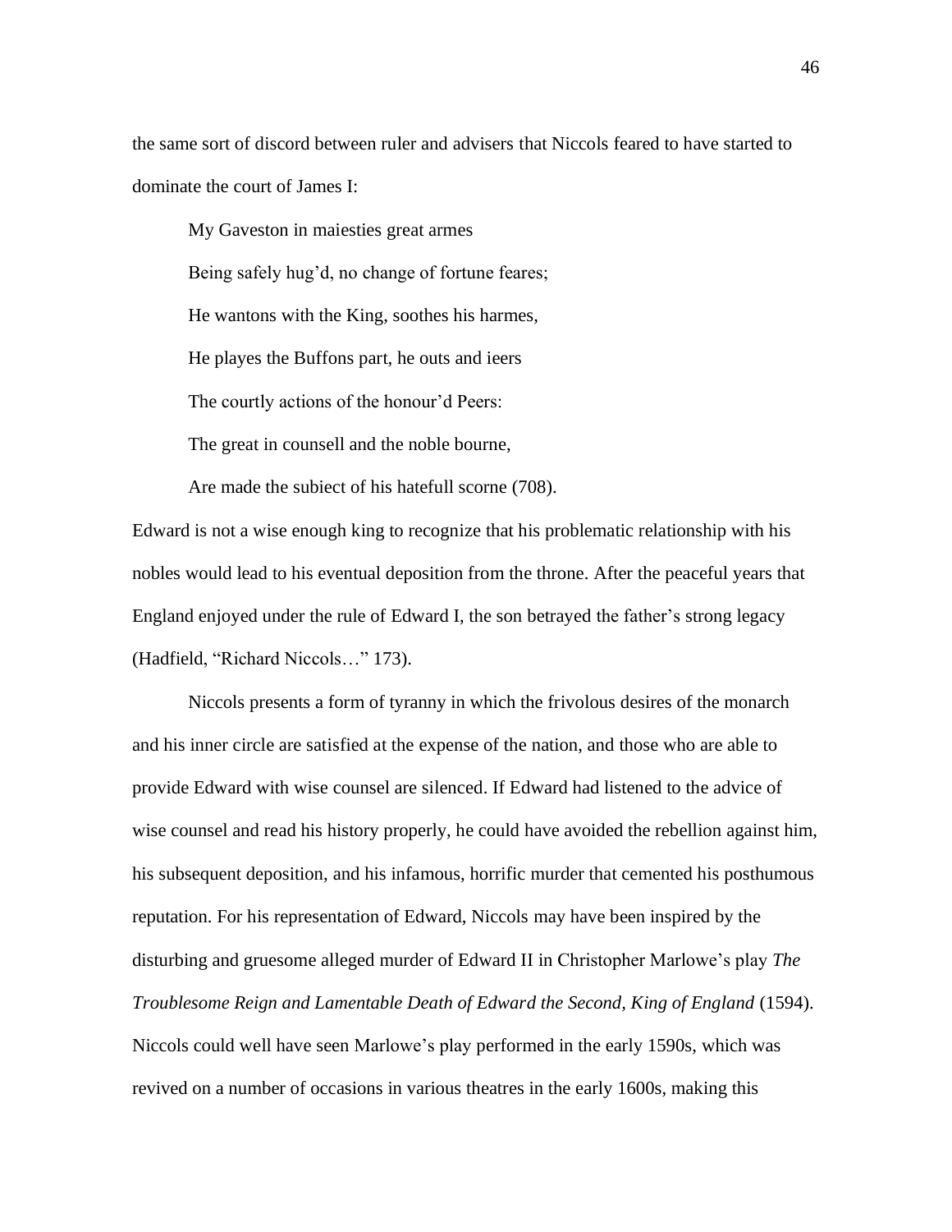the same sort of discord between ruler and advisers that Niccols feared to have started to dominate the court of James I:

> My Gaveston in maiesties great armes
>
> Being safely hug'd, no change of fortune feares;
>
> He wantons with the King, soothes his harmes,
>
> He playes the Buffons part, he outs and ieers
>
> The courtly actions of the honour'd Peers:
>
> The great in counsell and the noble bourne,
>
> Are made the subiect of his hatefull scorne (708).

Edward is not a wise enough king to recognize that his problematic relationship with his nobles would lead to his eventual deposition from the throne. After the peaceful years that England enjoyed under the rule of Edward I, the son betrayed the father's strong legacy (Hadfield, "Richard Niccols…" 173).

Niccols presents a form of tyranny in which the frivolous desires of the monarch and his inner circle are satisfied at the expense of the nation, and those who are able to provide Edward with wise counsel are silenced. If Edward had listened to the advice of wise counsel and read his history properly, he could have avoided the rebellion against him, his subsequent deposition, and his infamous, horrific murder that cemented his posthumous reputation. For his representation of Edward, Niccols may have been inspired by the disturbing and gruesome alleged murder of Edward II in Christopher Marlowe's play *The Troublesome Reign and Lamentable Death of Edward the Second, King of England* (1594). Niccols could well have seen Marlowe's play performed in the early 1590s, which was revived on a number of occasions in various theatres in the early 1600s, making this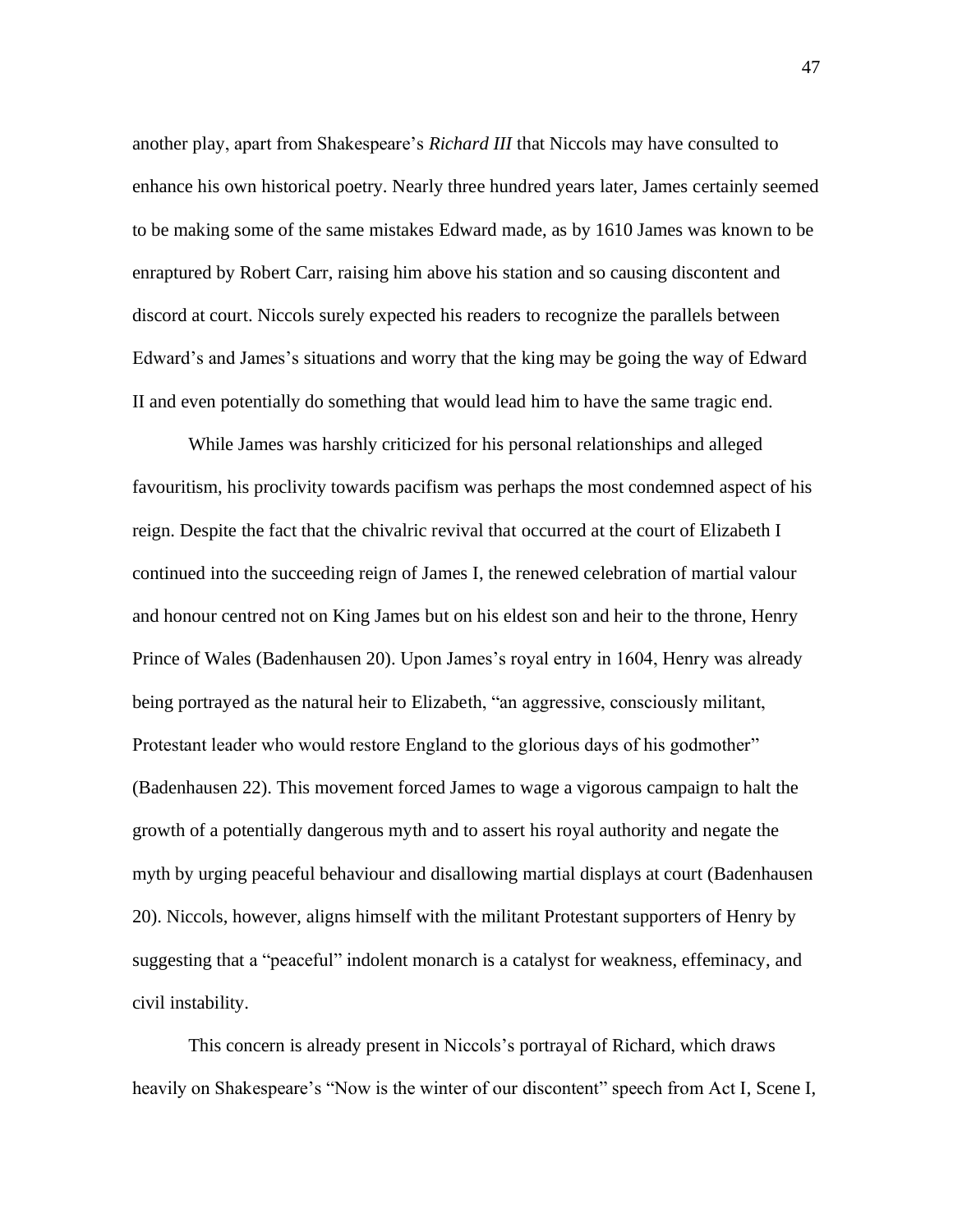another play, apart from Shakespeare's *Richard III* that Niccols may have consulted to enhance his own historical poetry. Nearly three hundred years later, James certainly seemed to be making some of the same mistakes Edward made, as by 1610 James was known to be enraptured by Robert Carr, raising him above his station and so causing discontent and discord at court. Niccols surely expected his readers to recognize the parallels between Edward's and James's situations and worry that the king may be going the way of Edward II and even potentially do something that would lead him to have the same tragic end.

While James was harshly criticized for his personal relationships and alleged favouritism, his proclivity towards pacifism was perhaps the most condemned aspect of his reign. Despite the fact that the chivalric revival that occurred at the court of Elizabeth I continued into the succeeding reign of James I, the renewed celebration of martial valour and honour centred not on King James but on his eldest son and heir to the throne, Henry Prince of Wales (Badenhausen 20). Upon James's royal entry in 1604, Henry was already being portrayed as the natural heir to Elizabeth, "an aggressive, consciously militant, Protestant leader who would restore England to the glorious days of his godmother" (Badenhausen 22). This movement forced James to wage a vigorous campaign to halt the growth of a potentially dangerous myth and to assert his royal authority and negate the myth by urging peaceful behaviour and disallowing martial displays at court (Badenhausen 20). Niccols, however, aligns himself with the militant Protestant supporters of Henry by suggesting that a "peaceful" indolent monarch is a catalyst for weakness, effeminacy, and civil instability.

This concern is already present in Niccols's portrayal of Richard, which draws heavily on Shakespeare's "Now is the winter of our discontent" speech from Act I, Scene I,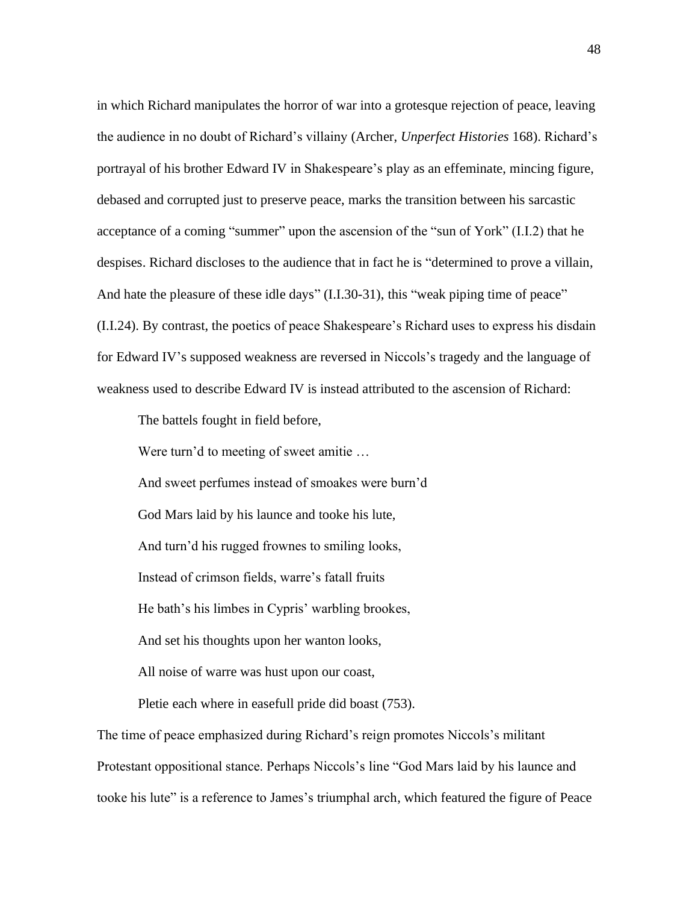in which Richard manipulates the horror of war into a grotesque rejection of peace, leaving the audience in no doubt of Richard's villainy (Archer, *Unperfect Histories* 168). Richard's portrayal of his brother Edward IV in Shakespeare's play as an effeminate, mincing figure, debased and corrupted just to preserve peace, marks the transition between his sarcastic acceptance of a coming "summer" upon the ascension of the "sun of York" (I.I.2) that he despises. Richard discloses to the audience that in fact he is "determined to prove a villain, And hate the pleasure of these idle days" (I.I.30-31), this "weak piping time of peace" (I.I.24). By contrast, the poetics of peace Shakespeare's Richard uses to express his disdain for Edward IV's supposed weakness are reversed in Niccols's tragedy and the language of weakness used to describe Edward IV is instead attributed to the ascension of Richard:

> The battels fought in field before,
>
> Were turn'd to meeting of sweet amitie …
>
> And sweet perfumes instead of smoakes were burn'd
>
> God Mars laid by his launce and tooke his lute,
>
> And turn'd his rugged frownes to smiling looks,
>
> Instead of crimson fields, warre's fatall fruits
>
> He bath's his limbes in Cypris' warbling brookes,
>
> And set his thoughts upon her wanton looks,
>
> All noise of warre was hust upon our coast,
>
> Pletie each where in easefull pride did boast (753).

The time of peace emphasized during Richard's reign promotes Niccols's militant Protestant oppositional stance. Perhaps Niccols's line "God Mars laid by his launce and tooke his lute" is a reference to James's triumphal arch, which featured the figure of Peace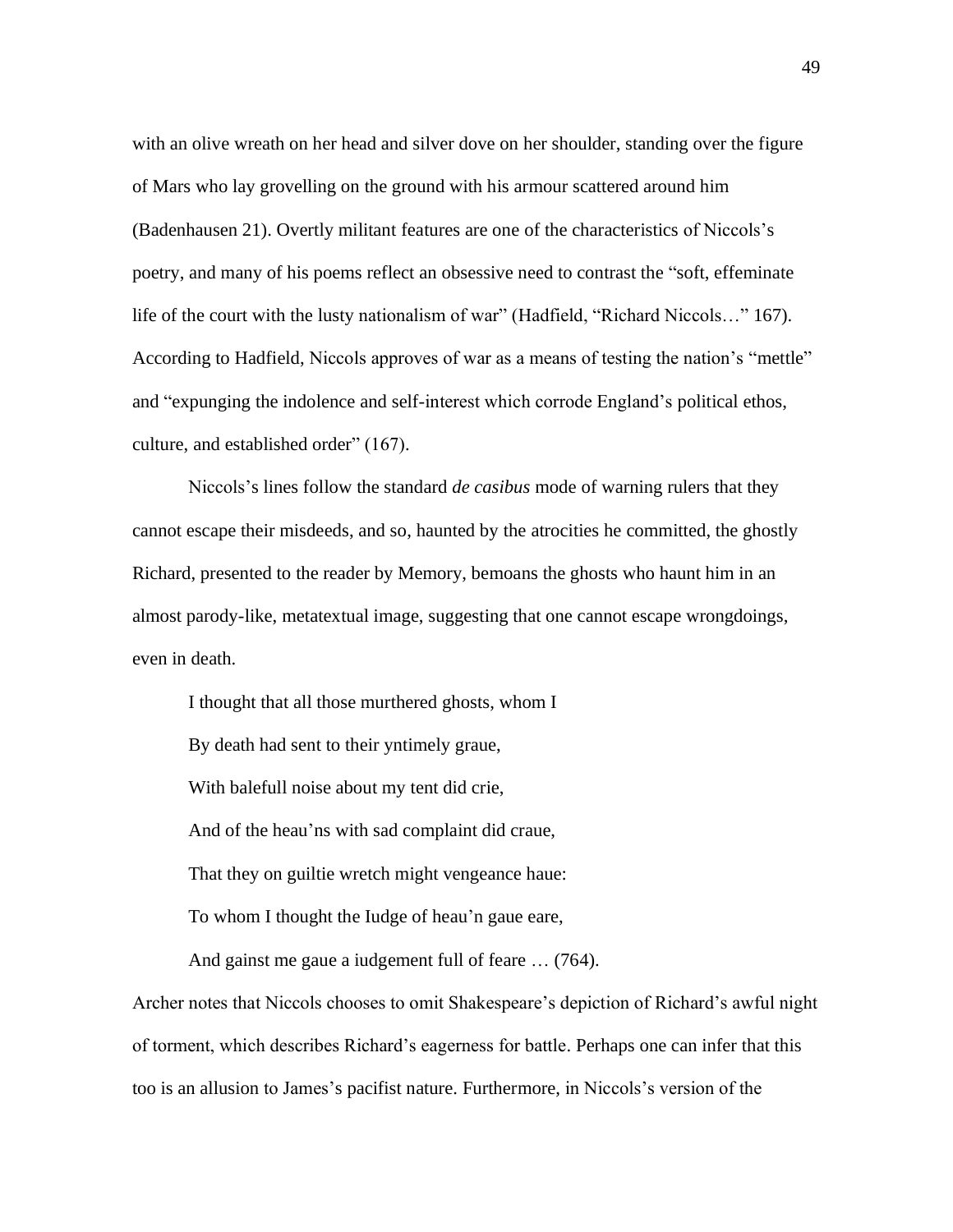with an olive wreath on her head and silver dove on her shoulder, standing over the figure of Mars who lay grovelling on the ground with his armour scattered around him (Badenhausen 21). Overtly militant features are one of the characteristics of Niccols's poetry, and many of his poems reflect an obsessive need to contrast the "soft, effeminate life of the court with the lusty nationalism of war" (Hadfield, "Richard Niccols…" 167). According to Hadfield, Niccols approves of war as a means of testing the nation's "mettle" and "expunging the indolence and self-interest which corrode England's political ethos, culture, and established order" (167).

Niccols's lines follow the standard *de casibus* mode of warning rulers that they cannot escape their misdeeds, and so, haunted by the atrocities he committed, the ghostly Richard, presented to the reader by Memory, bemoans the ghosts who haunt him in an almost parody-like, metatextual image, suggesting that one cannot escape wrongdoings, even in death.

> I thought that all those murthered ghosts, whom I
>
> By death had sent to their yntimely graue,
>
> With balefull noise about my tent did crie,
>
> And of the heau'ns with sad complaint did craue,
>
> That they on guiltie wretch might vengeance haue:
>
> To whom I thought the Iudge of heau'n gaue eare,
>
> And gainst me gaue a iudgement full of feare … (764).

Archer notes that Niccols chooses to omit Shakespeare's depiction of Richard's awful night of torment, which describes Richard's eagerness for battle. Perhaps one can infer that this too is an allusion to James's pacifist nature. Furthermore, in Niccols's version of the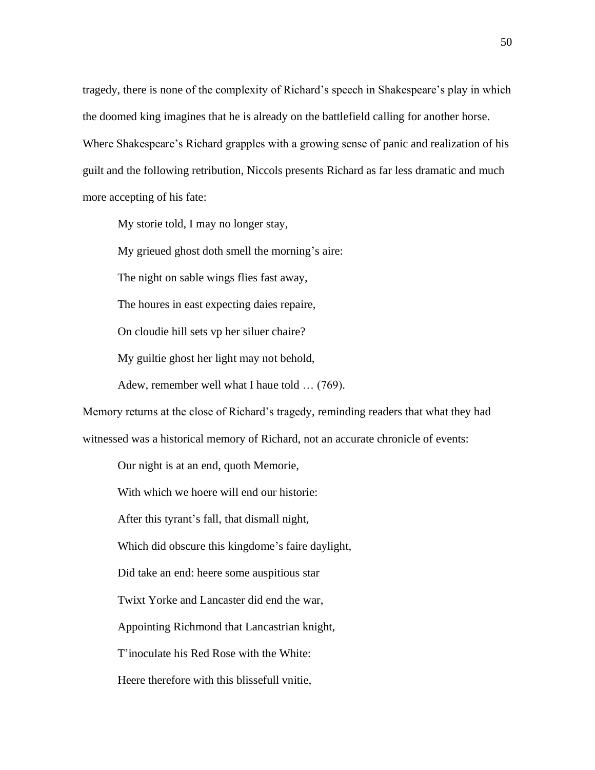tragedy, there is none of the complexity of Richard's speech in Shakespeare's play in which the doomed king imagines that he is already on the battlefield calling for another horse. Where Shakespeare's Richard grapples with a growing sense of panic and realization of his guilt and the following retribution, Niccols presents Richard as far less dramatic and much more accepting of his fate:

> My storie told, I may no longer stay,
>
> My grieued ghost doth smell the morning's aire:
>
> The night on sable wings flies fast away,
>
> The houres in east expecting daies repaire,
>
> On cloudie hill sets vp her siluer chaire?
>
> My guiltie ghost her light may not behold,
>
> Adew, remember well what I haue told … (769).

Memory returns at the close of Richard's tragedy, reminding readers that what they had witnessed was a historical memory of Richard, not an accurate chronicle of events:

> Our night is at an end, quoth Memorie,
>
> With which we hoere will end our historie:
>
> After this tyrant's fall, that dismall night,
>
> Which did obscure this kingdome's faire daylight,
>
> Did take an end: heere some auspitious star
>
> Twixt Yorke and Lancaster did end the war,
>
> Appointing Richmond that Lancastrian knight,
>
> T'inoculate his Red Rose with the White:
>
> Heere therefore with this blissefull vnitie,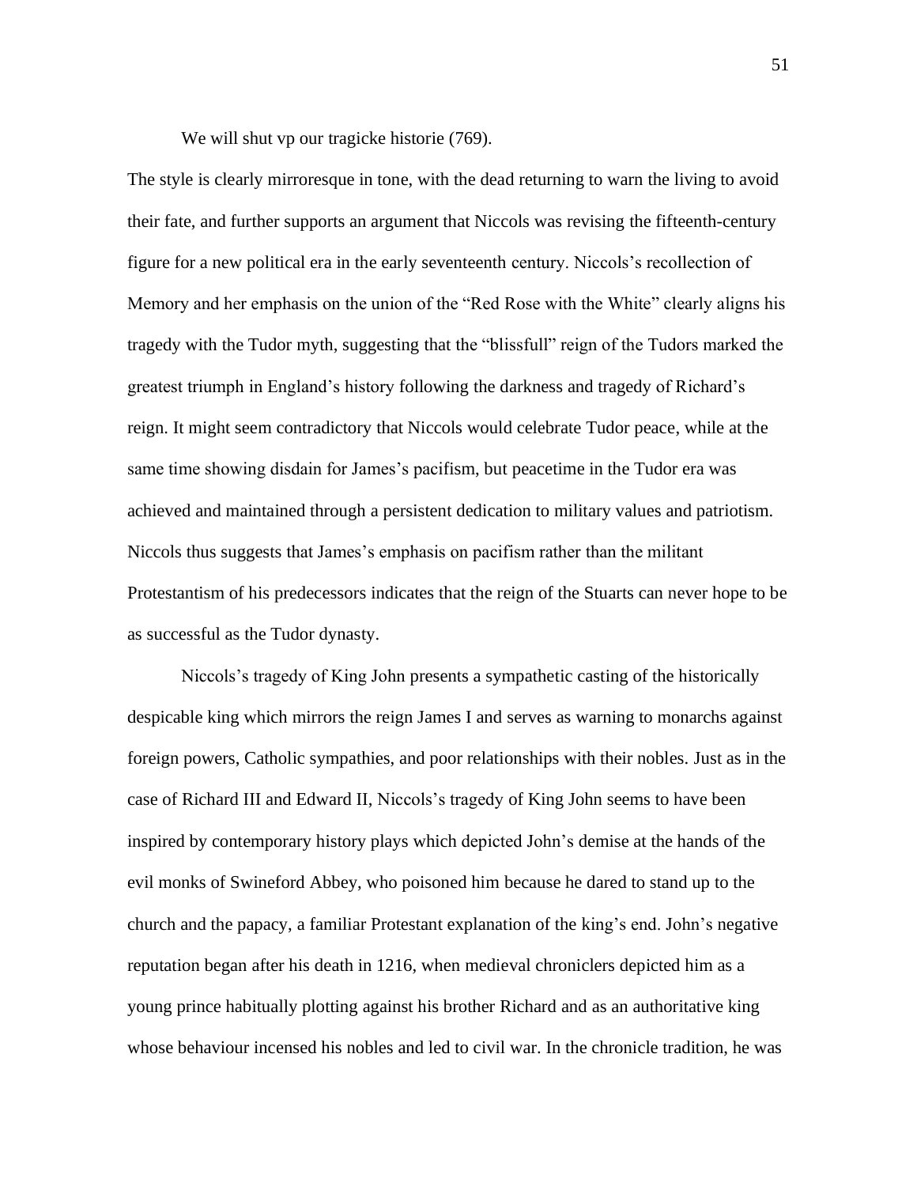We will shut vp our tragicke historie (769).

The style is clearly mirroresque in tone, with the dead returning to warn the living to avoid their fate, and further supports an argument that Niccols was revising the fifteenth-century figure for a new political era in the early seventeenth century. Niccols's recollection of Memory and her emphasis on the union of the "Red Rose with the White" clearly aligns his tragedy with the Tudor myth, suggesting that the "blissfull" reign of the Tudors marked the greatest triumph in England's history following the darkness and tragedy of Richard's reign. It might seem contradictory that Niccols would celebrate Tudor peace, while at the same time showing disdain for James's pacifism, but peacetime in the Tudor era was achieved and maintained through a persistent dedication to military values and patriotism. Niccols thus suggests that James's emphasis on pacifism rather than the militant Protestantism of his predecessors indicates that the reign of the Stuarts can never hope to be as successful as the Tudor dynasty.

Niccols's tragedy of King John presents a sympathetic casting of the historically despicable king which mirrors the reign James I and serves as warning to monarchs against foreign powers, Catholic sympathies, and poor relationships with their nobles. Just as in the case of Richard III and Edward II, Niccols's tragedy of King John seems to have been inspired by contemporary history plays which depicted John's demise at the hands of the evil monks of Swineford Abbey, who poisoned him because he dared to stand up to the church and the papacy, a familiar Protestant explanation of the king's end. John's negative reputation began after his death in 1216, when medieval chroniclers depicted him as a young prince habitually plotting against his brother Richard and as an authoritative king whose behaviour incensed his nobles and led to civil war. In the chronicle tradition, he was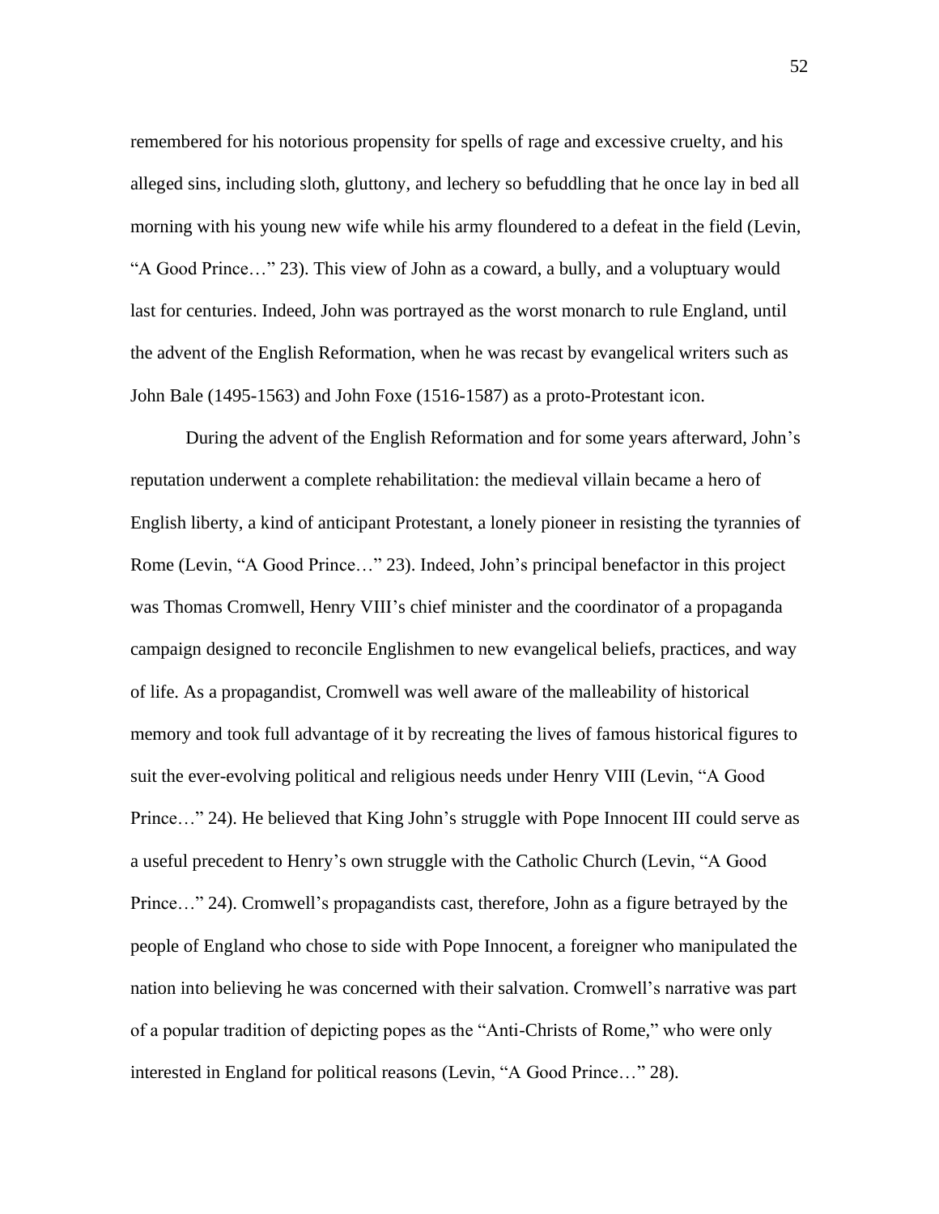remembered for his notorious propensity for spells of rage and excessive cruelty, and his alleged sins, including sloth, gluttony, and lechery so befuddling that he once lay in bed all morning with his young new wife while his army floundered to a defeat in the field (Levin, "A Good Prince…" 23). This view of John as a coward, a bully, and a voluptuary would last for centuries. Indeed, John was portrayed as the worst monarch to rule England, until the advent of the English Reformation, when he was recast by evangelical writers such as John Bale (1495-1563) and John Foxe (1516-1587) as a proto-Protestant icon.

During the advent of the English Reformation and for some years afterward, John's reputation underwent a complete rehabilitation: the medieval villain became a hero of English liberty, a kind of anticipant Protestant, a lonely pioneer in resisting the tyrannies of Rome (Levin, "A Good Prince…" 23). Indeed, John's principal benefactor in this project was Thomas Cromwell, Henry VIII's chief minister and the coordinator of a propaganda campaign designed to reconcile Englishmen to new evangelical beliefs, practices, and way of life. As a propagandist, Cromwell was well aware of the malleability of historical memory and took full advantage of it by recreating the lives of famous historical figures to suit the ever-evolving political and religious needs under Henry VIII (Levin, "A Good Prince…" 24). He believed that King John's struggle with Pope Innocent III could serve as a useful precedent to Henry's own struggle with the Catholic Church (Levin, "A Good Prince…" 24). Cromwell's propagandists cast, therefore, John as a figure betrayed by the people of England who chose to side with Pope Innocent, a foreigner who manipulated the nation into believing he was concerned with their salvation. Cromwell's narrative was part of a popular tradition of depicting popes as the "Anti-Christs of Rome," who were only interested in England for political reasons (Levin, "A Good Prince…" 28).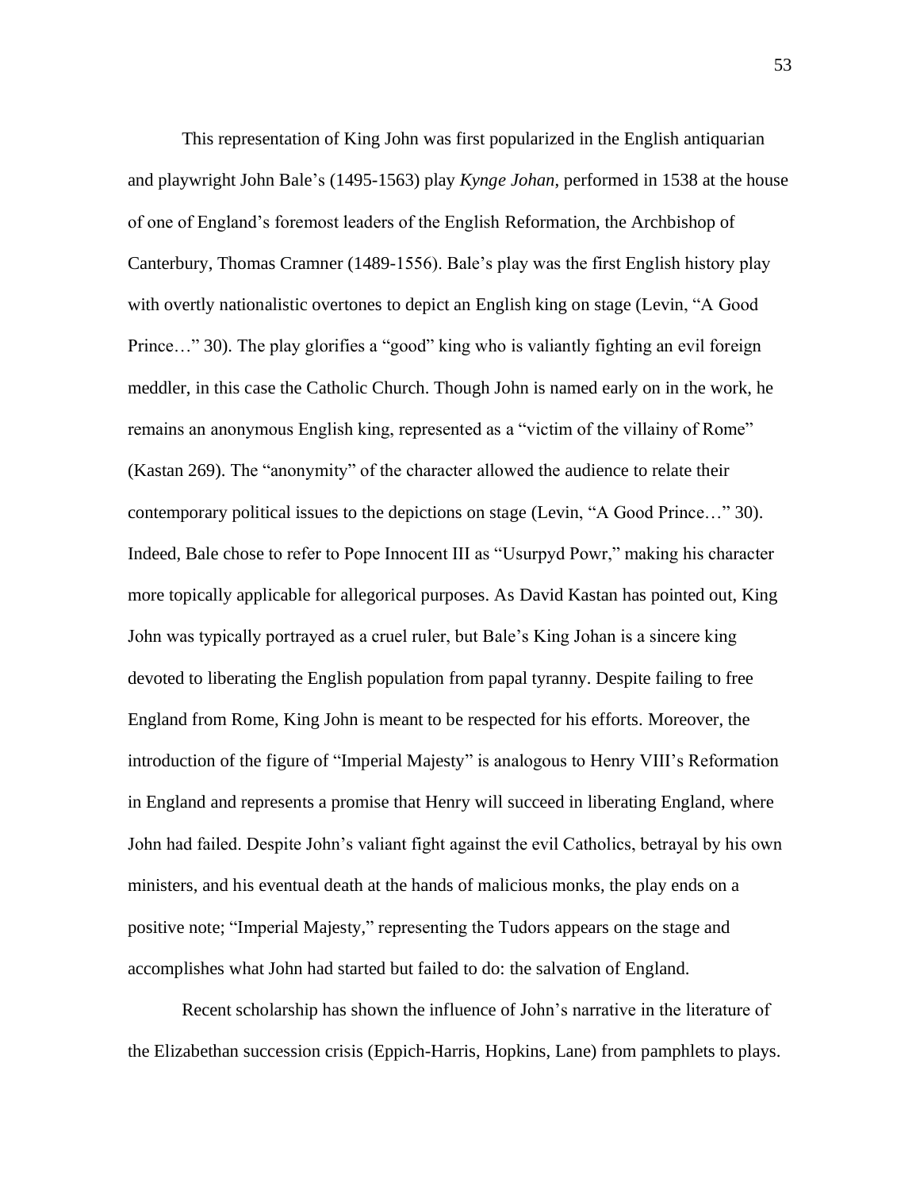This representation of King John was first popularized in the English antiquarian and playwright John Bale's (1495-1563) play *Kynge Johan*, performed in 1538 at the house of one of England's foremost leaders of the English Reformation, the Archbishop of Canterbury, Thomas Cramner (1489-1556). Bale's play was the first English history play with overtly nationalistic overtones to depict an English king on stage (Levin, "A Good Prince…" 30). The play glorifies a "good" king who is valiantly fighting an evil foreign meddler, in this case the Catholic Church. Though John is named early on in the work, he remains an anonymous English king, represented as a "victim of the villainy of Rome" (Kastan 269). The "anonymity" of the character allowed the audience to relate their contemporary political issues to the depictions on stage (Levin, "A Good Prince…" 30). Indeed, Bale chose to refer to Pope Innocent III as "Usurpyd Powr," making his character more topically applicable for allegorical purposes. As David Kastan has pointed out, King John was typically portrayed as a cruel ruler, but Bale's King Johan is a sincere king devoted to liberating the English population from papal tyranny. Despite failing to free England from Rome, King John is meant to be respected for his efforts. Moreover, the introduction of the figure of "Imperial Majesty" is analogous to Henry VIII's Reformation in England and represents a promise that Henry will succeed in liberating England, where John had failed. Despite John's valiant fight against the evil Catholics, betrayal by his own ministers, and his eventual death at the hands of malicious monks, the play ends on a positive note; "Imperial Majesty," representing the Tudors appears on the stage and accomplishes what John had started but failed to do: the salvation of England.

Recent scholarship has shown the influence of John's narrative in the literature of the Elizabethan succession crisis (Eppich-Harris, Hopkins, Lane) from pamphlets to plays.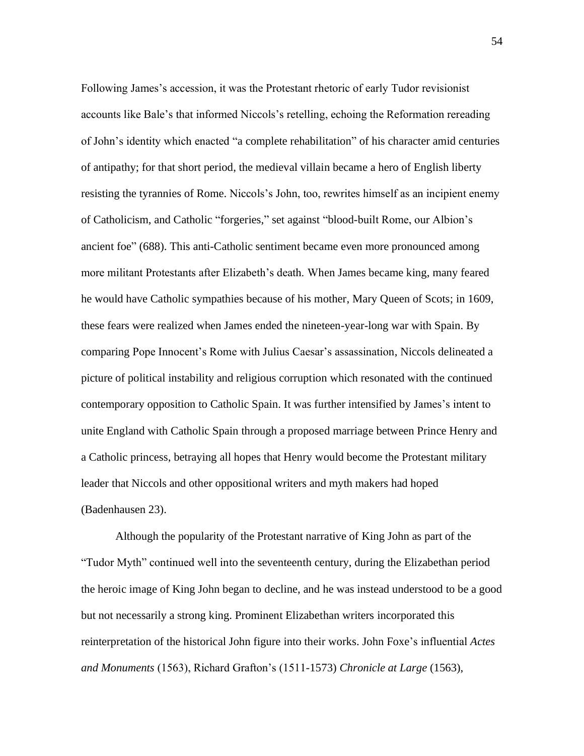Following James's accession, it was the Protestant rhetoric of early Tudor revisionist accounts like Bale's that informed Niccols's retelling, echoing the Reformation rereading of John's identity which enacted "a complete rehabilitation" of his character amid centuries of antipathy; for that short period, the medieval villain became a hero of English liberty resisting the tyrannies of Rome. Niccols's John, too, rewrites himself as an incipient enemy of Catholicism, and Catholic "forgeries," set against "blood-built Rome, our Albion's ancient foe" (688). This anti-Catholic sentiment became even more pronounced among more militant Protestants after Elizabeth's death. When James became king, many feared he would have Catholic sympathies because of his mother, Mary Queen of Scots; in 1609, these fears were realized when James ended the nineteen-year-long war with Spain. By comparing Pope Innocent's Rome with Julius Caesar's assassination, Niccols delineated a picture of political instability and religious corruption which resonated with the continued contemporary opposition to Catholic Spain. It was further intensified by James's intent to unite England with Catholic Spain through a proposed marriage between Prince Henry and a Catholic princess, betraying all hopes that Henry would become the Protestant military leader that Niccols and other oppositional writers and myth makers had hoped (Badenhausen 23).

Although the popularity of the Protestant narrative of King John as part of the "Tudor Myth" continued well into the seventeenth century, during the Elizabethan period the heroic image of King John began to decline, and he was instead understood to be a good but not necessarily a strong king. Prominent Elizabethan writers incorporated this reinterpretation of the historical John figure into their works. John Foxe's influential *Actes and Monuments* (1563), Richard Grafton's (1511-1573) *Chronicle at Large* (1563),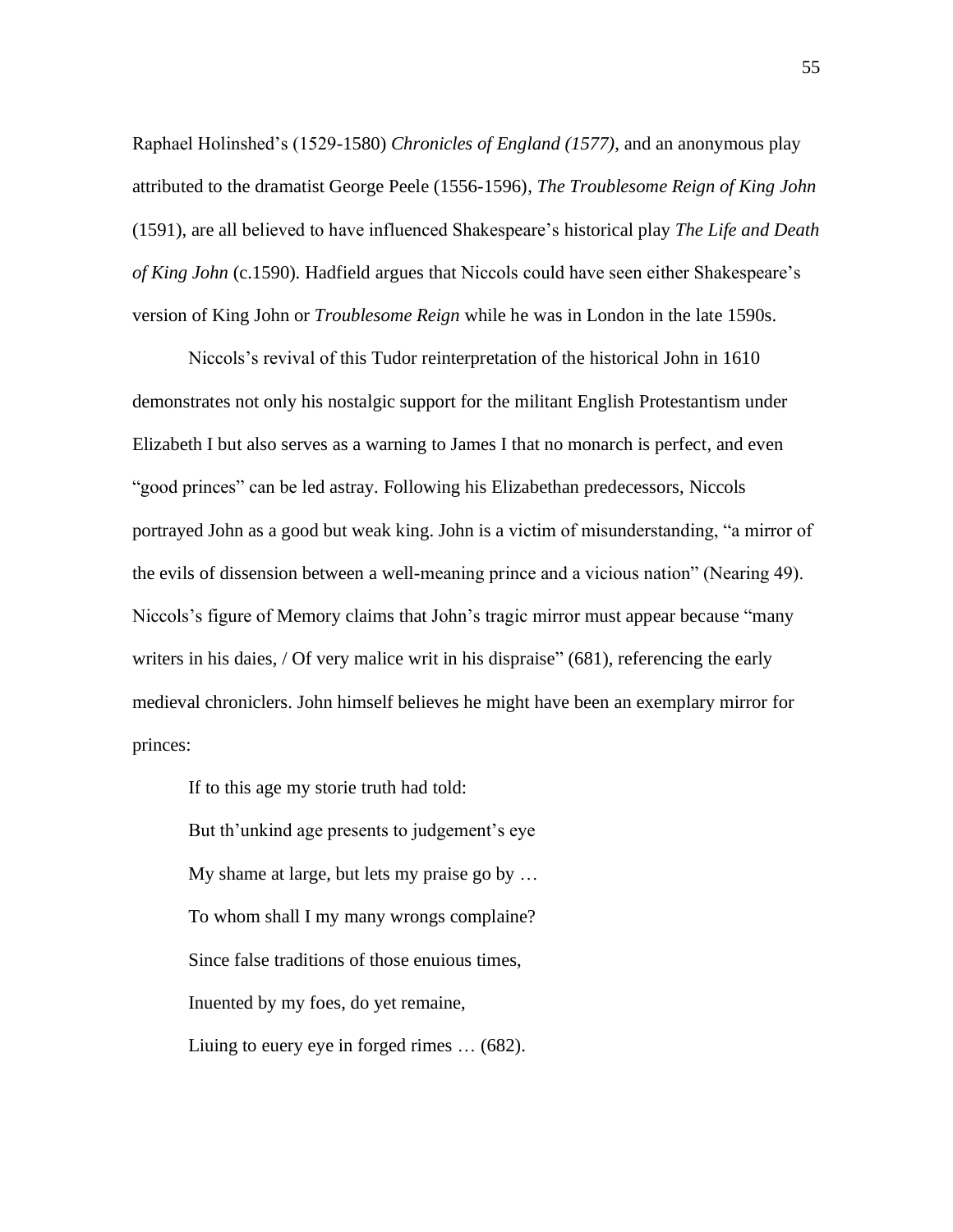Raphael Holinshed's (1529-1580) *Chronicles of England (1577)*, and an anonymous play attributed to the dramatist George Peele (1556-1596), *The Troublesome Reign of King John* (1591), are all believed to have influenced Shakespeare's historical play *The Life and Death of King John* (c.1590). Hadfield argues that Niccols could have seen either Shakespeare's version of King John or *Troublesome Reign* while he was in London in the late 1590s.

Niccols's revival of this Tudor reinterpretation of the historical John in 1610 demonstrates not only his nostalgic support for the militant English Protestantism under Elizabeth I but also serves as a warning to James I that no monarch is perfect, and even "good princes" can be led astray. Following his Elizabethan predecessors, Niccols portrayed John as a good but weak king. John is a victim of misunderstanding, "a mirror of the evils of dissension between a well-meaning prince and a vicious nation" (Nearing 49). Niccols's figure of Memory claims that John's tragic mirror must appear because "many writers in his daies, / Of very malice writ in his dispraise" (681), referencing the early medieval chroniclers. John himself believes he might have been an exemplary mirror for princes:

> If to this age my storie truth had told:
>
> But th'unkind age presents to judgement's eye
>
> My shame at large, but lets my praise go by …
>
> To whom shall I my many wrongs complaine?
>
> Since false traditions of those enuious times,
>
> Inuented by my foes, do yet remaine,
>
> Liuing to euery eye in forged rimes … (682).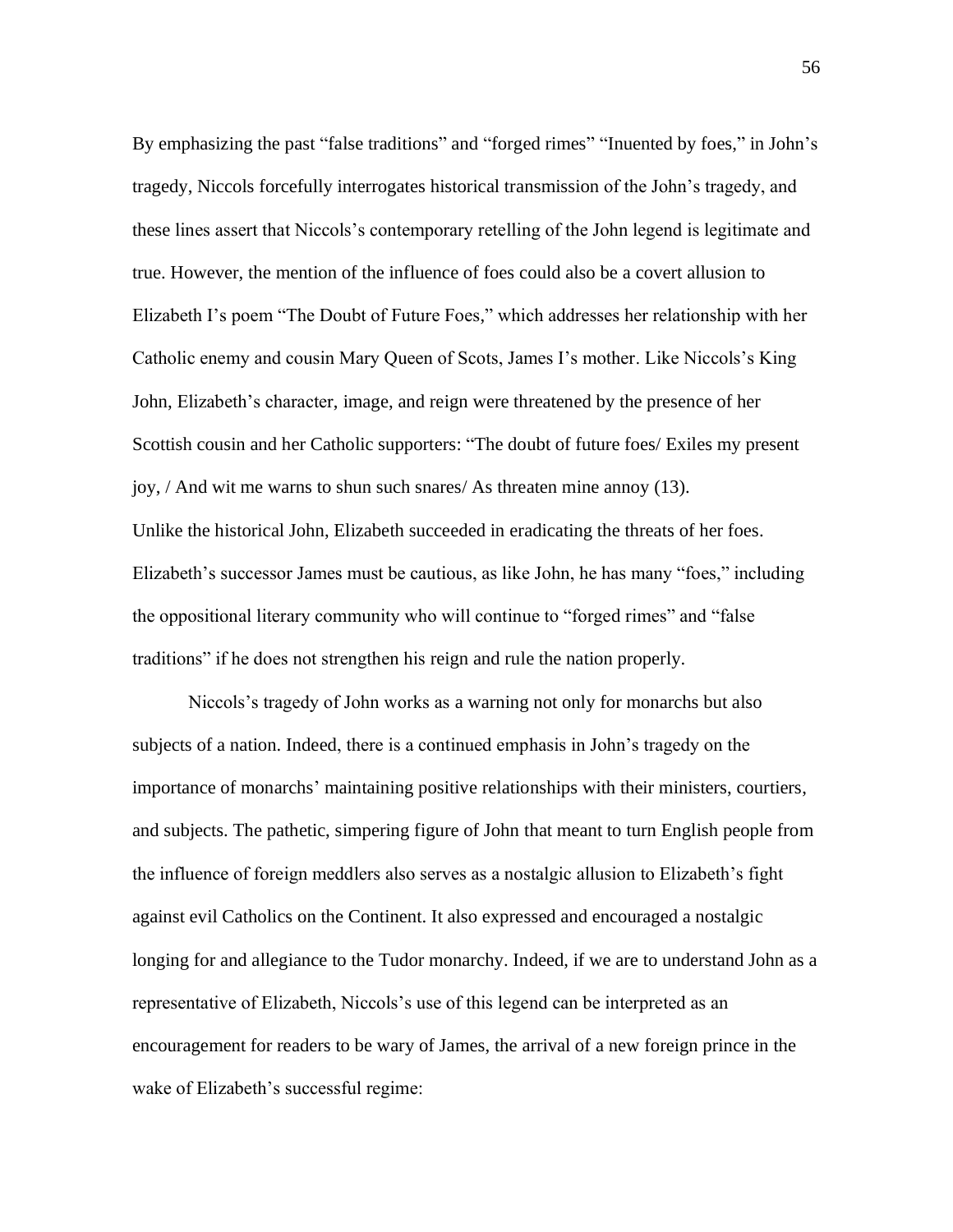By emphasizing the past "false traditions" and "forged rimes" "Inuented by foes," in John's tragedy, Niccols forcefully interrogates historical transmission of the John's tragedy, and these lines assert that Niccols's contemporary retelling of the John legend is legitimate and true. However, the mention of the influence of foes could also be a covert allusion to Elizabeth I's poem "The Doubt of Future Foes," which addresses her relationship with her Catholic enemy and cousin Mary Queen of Scots, James I's mother. Like Niccols's King John, Elizabeth's character, image, and reign were threatened by the presence of her Scottish cousin and her Catholic supporters: "The doubt of future foes/ Exiles my present joy, / And wit me warns to shun such snares/ As threaten mine annoy (13).
Unlike the historical John, Elizabeth succeeded in eradicating the threats of her foes. Elizabeth's successor James must be cautious, as like John, he has many "foes," including the oppositional literary community who will continue to "forged rimes" and "false traditions" if he does not strengthen his reign and rule the nation properly.

Niccols's tragedy of John works as a warning not only for monarchs but also subjects of a nation. Indeed, there is a continued emphasis in John's tragedy on the importance of monarchs' maintaining positive relationships with their ministers, courtiers, and subjects. The pathetic, simpering figure of John that meant to turn English people from the influence of foreign meddlers also serves as a nostalgic allusion to Elizabeth's fight against evil Catholics on the Continent. It also expressed and encouraged a nostalgic longing for and allegiance to the Tudor monarchy. Indeed, if we are to understand John as a representative of Elizabeth, Niccols's use of this legend can be interpreted as an encouragement for readers to be wary of James, the arrival of a new foreign prince in the wake of Elizabeth's successful regime: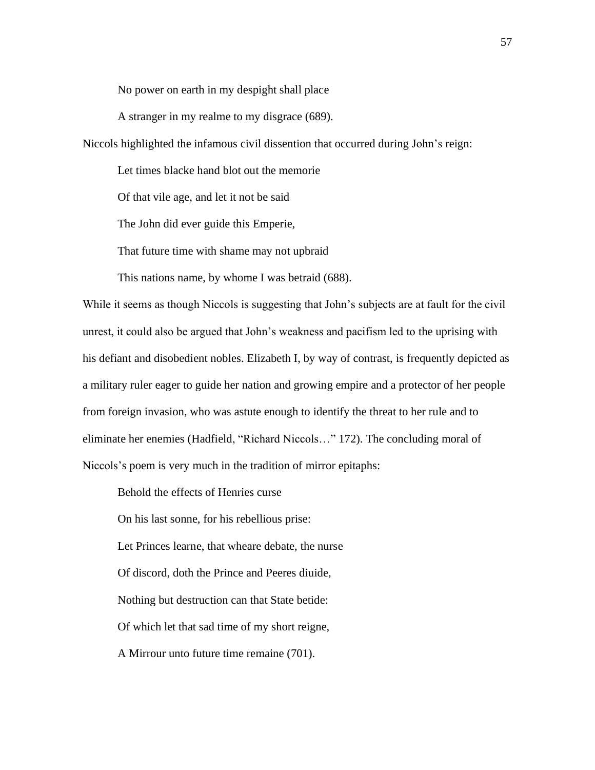> No power on earth in my despight shall place
>
> A stranger in my realme to my disgrace (689).

Niccols highlighted the infamous civil dissention that occurred during John's reign:

> Let times blacke hand blot out the memorie
>
> Of that vile age, and let it not be said
>
> The John did ever guide this Emperie,
>
> That future time with shame may not upbraid
>
> This nations name, by whome I was betraid (688).

While it seems as though Niccols is suggesting that John's subjects are at fault for the civil unrest, it could also be argued that John's weakness and pacifism led to the uprising with his defiant and disobedient nobles. Elizabeth I, by way of contrast, is frequently depicted as a military ruler eager to guide her nation and growing empire and a protector of her people from foreign invasion, who was astute enough to identify the threat to her rule and to eliminate her enemies (Hadfield, "Richard Niccols…" 172). The concluding moral of Niccols's poem is very much in the tradition of mirror epitaphs:

> Behold the effects of Henries curse
>
> On his last sonne, for his rebellious prise:
>
> Let Princes learne, that wheare debate, the nurse
>
> Of discord, doth the Prince and Peeres diuide,
>
> Nothing but destruction can that State betide:
>
> Of which let that sad time of my short reigne,
>
> A Mirrour unto future time remaine (701).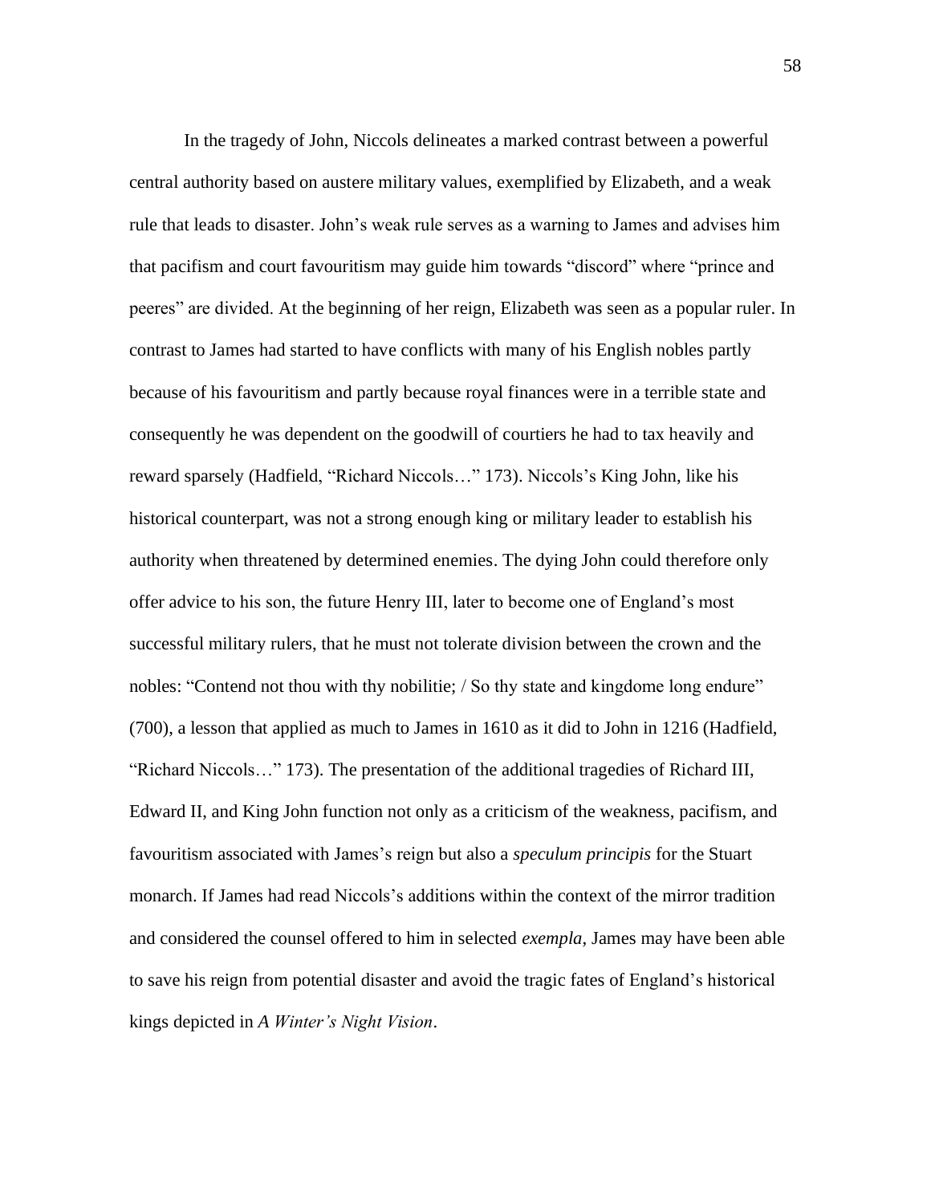In the tragedy of John, Niccols delineates a marked contrast between a powerful central authority based on austere military values, exemplified by Elizabeth, and a weak rule that leads to disaster. John's weak rule serves as a warning to James and advises him that pacifism and court favouritism may guide him towards "discord" where "prince and peeres" are divided. At the beginning of her reign, Elizabeth was seen as a popular ruler. In contrast to James had started to have conflicts with many of his English nobles partly because of his favouritism and partly because royal finances were in a terrible state and consequently he was dependent on the goodwill of courtiers he had to tax heavily and reward sparsely (Hadfield, "Richard Niccols…" 173). Niccols's King John, like his historical counterpart, was not a strong enough king or military leader to establish his authority when threatened by determined enemies. The dying John could therefore only offer advice to his son, the future Henry III, later to become one of England's most successful military rulers, that he must not tolerate division between the crown and the nobles: "Contend not thou with thy nobilitie; / So thy state and kingdome long endure" (700), a lesson that applied as much to James in 1610 as it did to John in 1216 (Hadfield, "Richard Niccols…" 173). The presentation of the additional tragedies of Richard III, Edward II, and King John function not only as a criticism of the weakness, pacifism, and favouritism associated with James's reign but also a *speculum principis* for the Stuart monarch. If James had read Niccols's additions within the context of the mirror tradition and considered the counsel offered to him in selected *exempla*, James may have been able to save his reign from potential disaster and avoid the tragic fates of England's historical kings depicted in *A Winter's Night Vision*.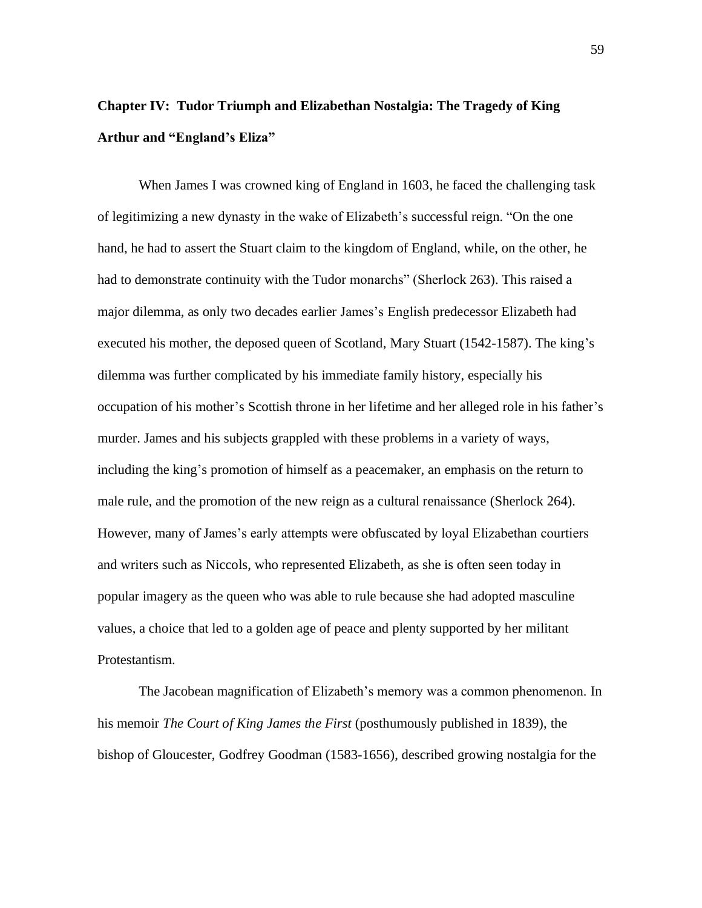## Chapter IV: Tudor Triumph and Elizabethan Nostalgia: The Tragedy of King Arthur and "England's Eliza"

When James I was crowned king of England in 1603, he faced the challenging task of legitimizing a new dynasty in the wake of Elizabeth's successful reign. "On the one hand, he had to assert the Stuart claim to the kingdom of England, while, on the other, he had to demonstrate continuity with the Tudor monarchs" (Sherlock 263). This raised a major dilemma, as only two decades earlier James's English predecessor Elizabeth had executed his mother, the deposed queen of Scotland, Mary Stuart (1542-1587). The king's dilemma was further complicated by his immediate family history, especially his occupation of his mother's Scottish throne in her lifetime and her alleged role in his father's murder. James and his subjects grappled with these problems in a variety of ways, including the king's promotion of himself as a peacemaker, an emphasis on the return to male rule, and the promotion of the new reign as a cultural renaissance (Sherlock 264). However, many of James's early attempts were obfuscated by loyal Elizabethan courtiers and writers such as Niccols, who represented Elizabeth, as she is often seen today in popular imagery as the queen who was able to rule because she had adopted masculine values, a choice that led to a golden age of peace and plenty supported by her militant Protestantism.

The Jacobean magnification of Elizabeth's memory was a common phenomenon. In his memoir *The Court of King James the First* (posthumously published in 1839), the bishop of Gloucester, Godfrey Goodman (1583-1656), described growing nostalgia for the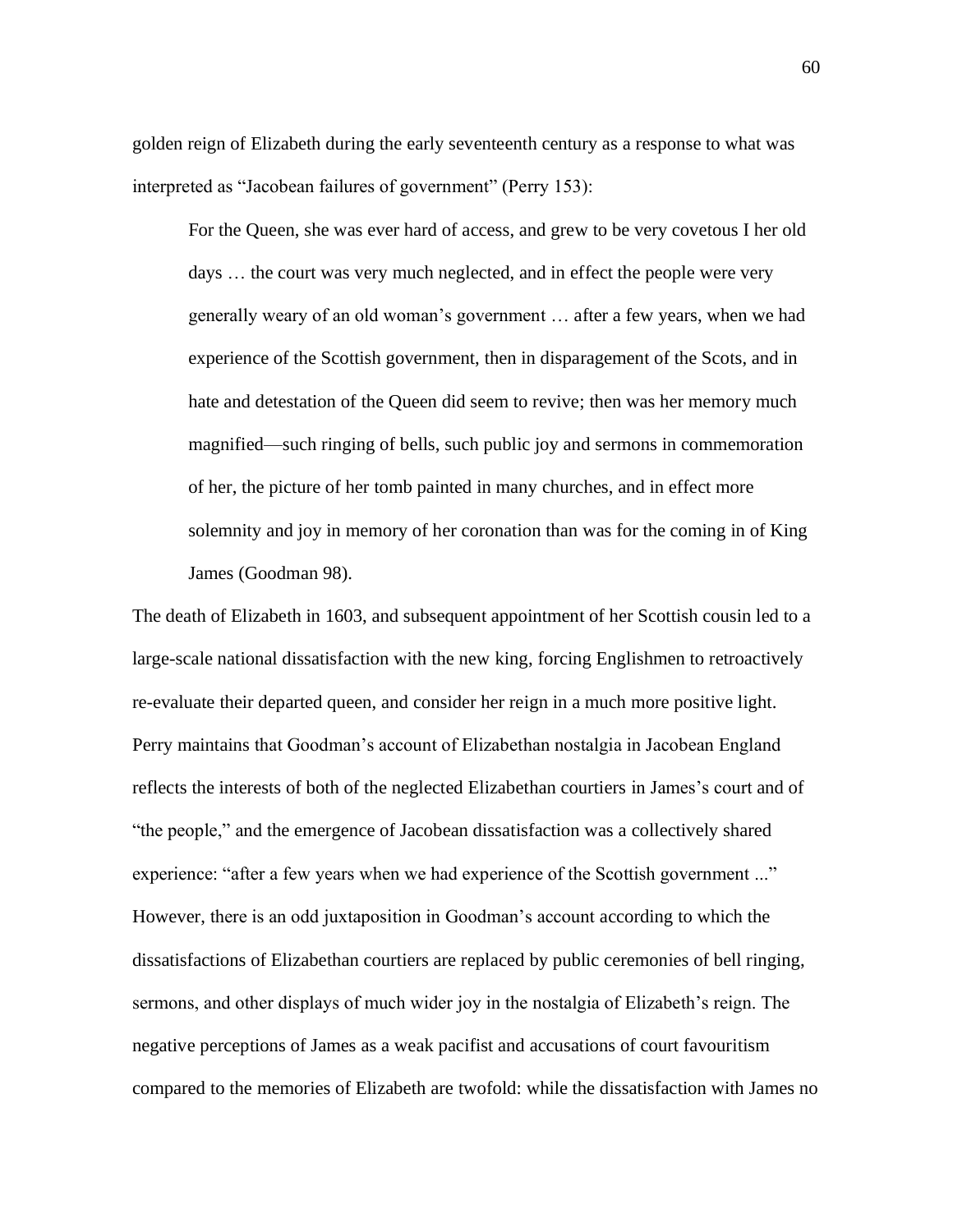golden reign of Elizabeth during the early seventeenth century as a response to what was interpreted as "Jacobean failures of government" (Perry 153):

> For the Queen, she was ever hard of access, and grew to be very covetous I her old days … the court was very much neglected, and in effect the people were very generally weary of an old woman's government … after a few years, when we had experience of the Scottish government, then in disparagement of the Scots, and in hate and detestation of the Queen did seem to revive; then was her memory much magnified—such ringing of bells, such public joy and sermons in commemoration of her, the picture of her tomb painted in many churches, and in effect more solemnity and joy in memory of her coronation than was for the coming in of King James (Goodman 98).

The death of Elizabeth in 1603, and subsequent appointment of her Scottish cousin led to a large-scale national dissatisfaction with the new king, forcing Englishmen to retroactively re-evaluate their departed queen, and consider her reign in a much more positive light. Perry maintains that Goodman's account of Elizabethan nostalgia in Jacobean England reflects the interests of both of the neglected Elizabethan courtiers in James's court and of "the people," and the emergence of Jacobean dissatisfaction was a collectively shared experience: "after a few years when we had experience of the Scottish government ..." However, there is an odd juxtaposition in Goodman's account according to which the dissatisfactions of Elizabethan courtiers are replaced by public ceremonies of bell ringing, sermons, and other displays of much wider joy in the nostalgia of Elizabeth's reign. The negative perceptions of James as a weak pacifist and accusations of court favouritism compared to the memories of Elizabeth are twofold: while the dissatisfaction with James no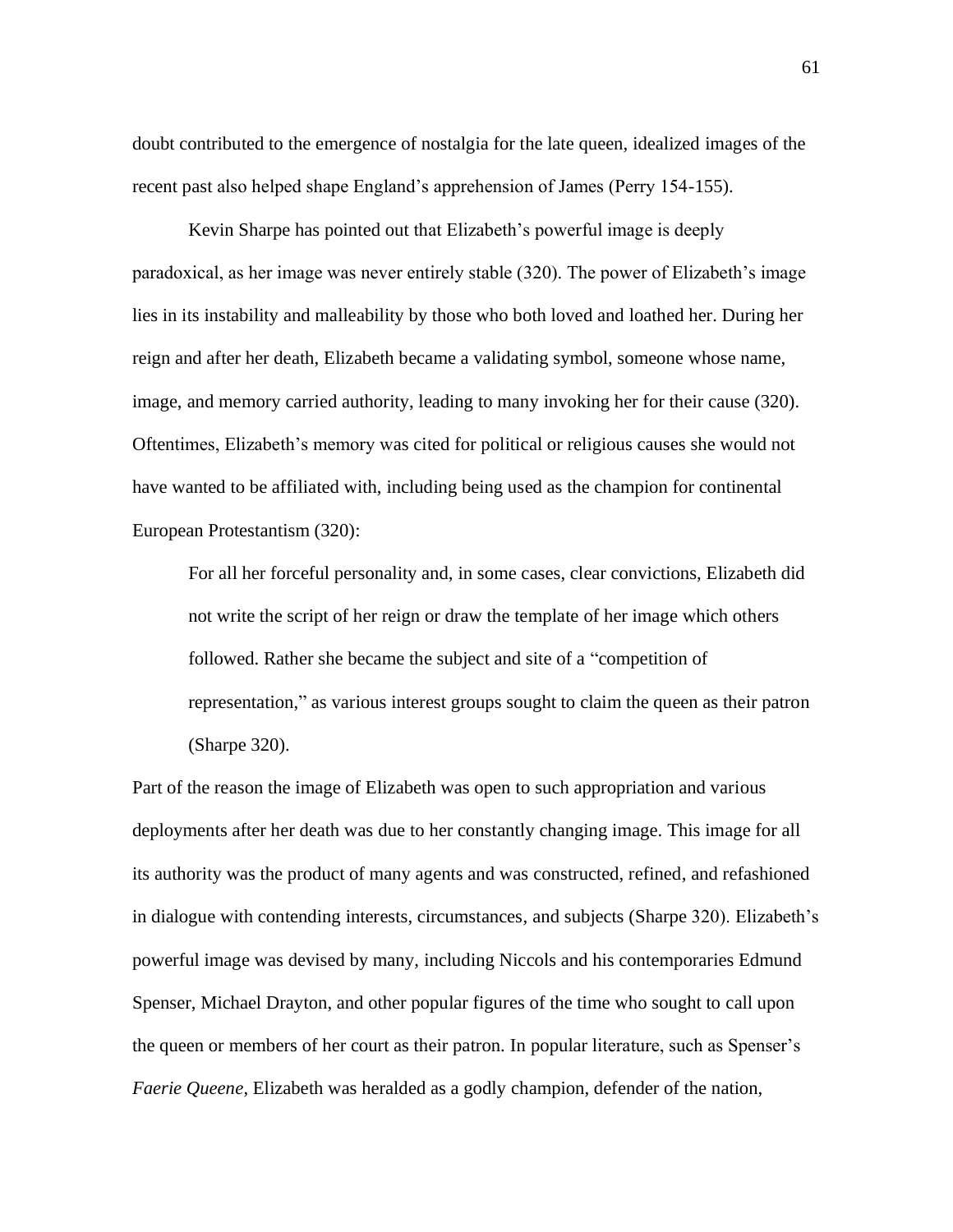doubt contributed to the emergence of nostalgia for the late queen, idealized images of the recent past also helped shape England's apprehension of James (Perry 154-155).

Kevin Sharpe has pointed out that Elizabeth's powerful image is deeply paradoxical, as her image was never entirely stable (320). The power of Elizabeth's image lies in its instability and malleability by those who both loved and loathed her. During her reign and after her death, Elizabeth became a validating symbol, someone whose name, image, and memory carried authority, leading to many invoking her for their cause (320). Oftentimes, Elizabeth's memory was cited for political or religious causes she would not have wanted to be affiliated with, including being used as the champion for continental European Protestantism (320):

> For all her forceful personality and, in some cases, clear convictions, Elizabeth did not write the script of her reign or draw the template of her image which others followed. Rather she became the subject and site of a "competition of representation," as various interest groups sought to claim the queen as their patron (Sharpe 320).

Part of the reason the image of Elizabeth was open to such appropriation and various deployments after her death was due to her constantly changing image. This image for all its authority was the product of many agents and was constructed, refined, and refashioned in dialogue with contending interests, circumstances, and subjects (Sharpe 320). Elizabeth's powerful image was devised by many, including Niccols and his contemporaries Edmund Spenser, Michael Drayton, and other popular figures of the time who sought to call upon the queen or members of her court as their patron. In popular literature, such as Spenser's *Faerie Queene*, Elizabeth was heralded as a godly champion, defender of the nation,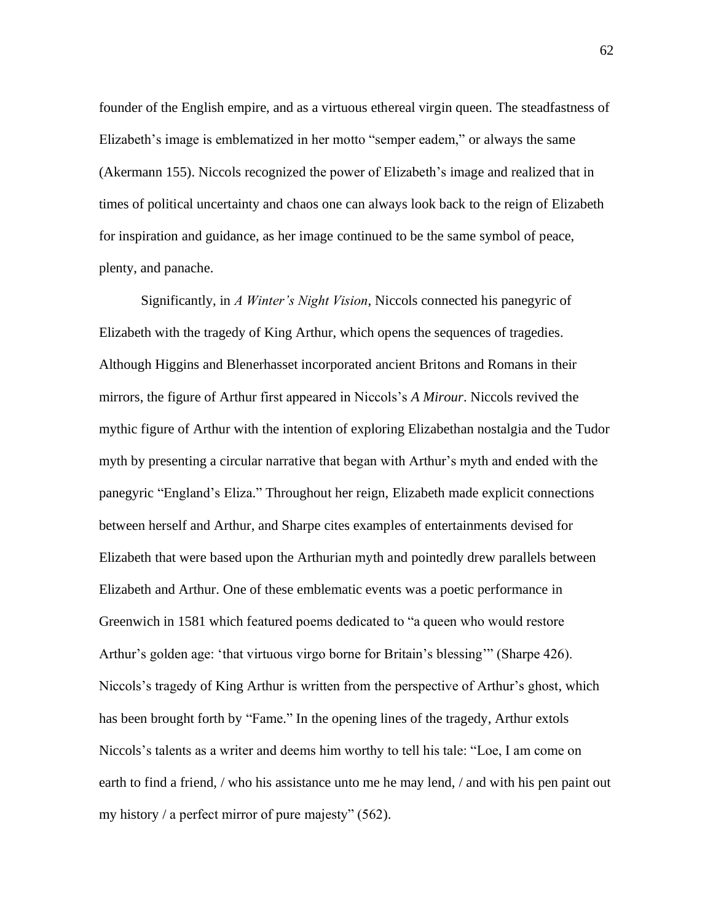founder of the English empire, and as a virtuous ethereal virgin queen. The steadfastness of Elizabeth's image is emblematized in her motto "semper eadem," or always the same (Akermann 155). Niccols recognized the power of Elizabeth's image and realized that in times of political uncertainty and chaos one can always look back to the reign of Elizabeth for inspiration and guidance, as her image continued to be the same symbol of peace, plenty, and panache.

Significantly, in *A Winter's Night Vision*, Niccols connected his panegyric of Elizabeth with the tragedy of King Arthur, which opens the sequences of tragedies. Although Higgins and Blenerhasset incorporated ancient Britons and Romans in their mirrors, the figure of Arthur first appeared in Niccols's *A Mirour*. Niccols revived the mythic figure of Arthur with the intention of exploring Elizabethan nostalgia and the Tudor myth by presenting a circular narrative that began with Arthur's myth and ended with the panegyric "England's Eliza." Throughout her reign, Elizabeth made explicit connections between herself and Arthur, and Sharpe cites examples of entertainments devised for Elizabeth that were based upon the Arthurian myth and pointedly drew parallels between Elizabeth and Arthur. One of these emblematic events was a poetic performance in Greenwich in 1581 which featured poems dedicated to "a queen who would restore Arthur's golden age: 'that virtuous virgo borne for Britain's blessing'" (Sharpe 426). Niccols's tragedy of King Arthur is written from the perspective of Arthur's ghost, which has been brought forth by "Fame." In the opening lines of the tragedy, Arthur extols Niccols's talents as a writer and deems him worthy to tell his tale: "Loe, I am come on earth to find a friend, / who his assistance unto me he may lend, / and with his pen paint out my history / a perfect mirror of pure majesty" (562).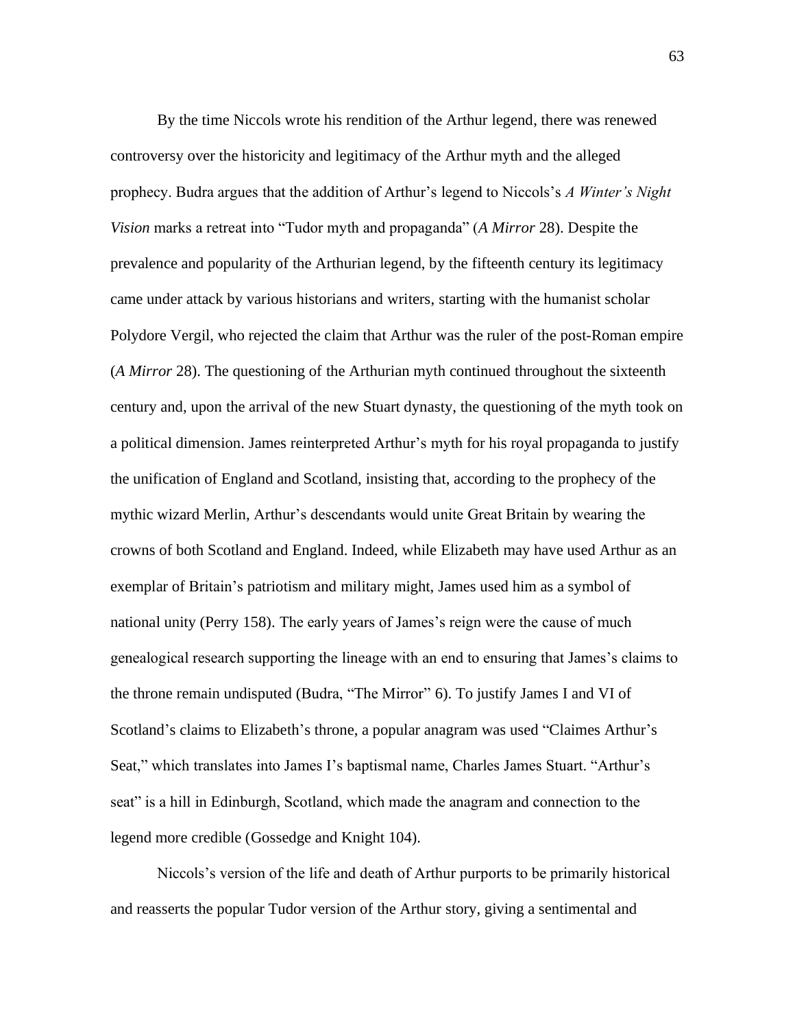By the time Niccols wrote his rendition of the Arthur legend, there was renewed controversy over the historicity and legitimacy of the Arthur myth and the alleged prophecy. Budra argues that the addition of Arthur's legend to Niccols's *A Winter's Night Vision* marks a retreat into "Tudor myth and propaganda" (*A Mirror* 28). Despite the prevalence and popularity of the Arthurian legend, by the fifteenth century its legitimacy came under attack by various historians and writers, starting with the humanist scholar Polydore Vergil, who rejected the claim that Arthur was the ruler of the post-Roman empire (*A Mirror* 28). The questioning of the Arthurian myth continued throughout the sixteenth century and, upon the arrival of the new Stuart dynasty, the questioning of the myth took on a political dimension. James reinterpreted Arthur's myth for his royal propaganda to justify the unification of England and Scotland, insisting that, according to the prophecy of the mythic wizard Merlin, Arthur's descendants would unite Great Britain by wearing the crowns of both Scotland and England. Indeed, while Elizabeth may have used Arthur as an exemplar of Britain's patriotism and military might, James used him as a symbol of national unity (Perry 158). The early years of James's reign were the cause of much genealogical research supporting the lineage with an end to ensuring that James's claims to the throne remain undisputed (Budra, "The Mirror" 6). To justify James I and VI of Scotland's claims to Elizabeth's throne, a popular anagram was used "Claimes Arthur's Seat," which translates into James I's baptismal name, Charles James Stuart. "Arthur's seat" is a hill in Edinburgh, Scotland, which made the anagram and connection to the legend more credible (Gossedge and Knight 104).

Niccols's version of the life and death of Arthur purports to be primarily historical and reasserts the popular Tudor version of the Arthur story, giving a sentimental and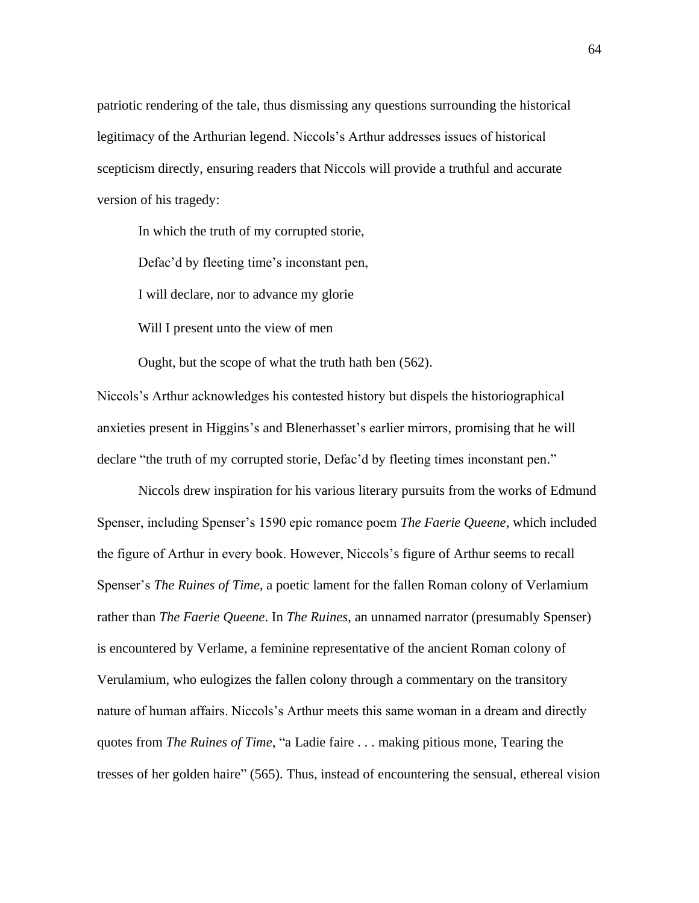patriotic rendering of the tale, thus dismissing any questions surrounding the historical legitimacy of the Arthurian legend. Niccols's Arthur addresses issues of historical scepticism directly, ensuring readers that Niccols will provide a truthful and accurate version of his tragedy:

> In which the truth of my corrupted storie,
>
> Defac'd by fleeting time's inconstant pen,
>
> I will declare, nor to advance my glorie
>
> Will I present unto the view of men
>
> Ought, but the scope of what the truth hath ben (562).

Niccols's Arthur acknowledges his contested history but dispels the historiographical anxieties present in Higgins's and Blenerhasset's earlier mirrors, promising that he will declare "the truth of my corrupted storie, Defac'd by fleeting times inconstant pen."

Niccols drew inspiration for his various literary pursuits from the works of Edmund Spenser, including Spenser's 1590 epic romance poem *The Faerie Queene*, which included the figure of Arthur in every book. However, Niccols's figure of Arthur seems to recall Spenser's *The Ruines of Time*, a poetic lament for the fallen Roman colony of Verlamium rather than *The Faerie Queene*. In *The Ruines*, an unnamed narrator (presumably Spenser) is encountered by Verlame, a feminine representative of the ancient Roman colony of Verulamium, who eulogizes the fallen colony through a commentary on the transitory nature of human affairs. Niccols's Arthur meets this same woman in a dream and directly quotes from *The Ruines of Time*, "a Ladie faire . . . making pitious mone, Tearing the tresses of her golden haire" (565). Thus, instead of encountering the sensual, ethereal vision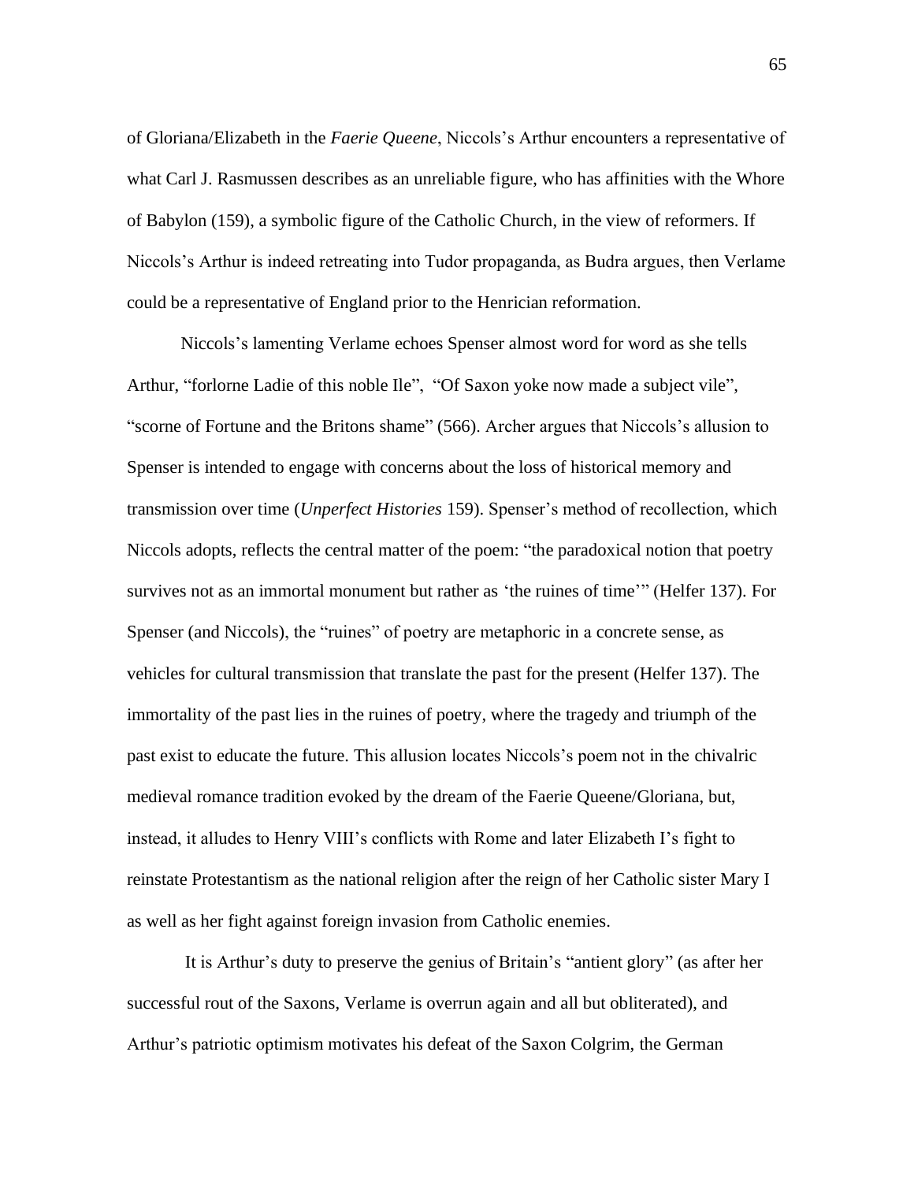of Gloriana/Elizabeth in the *Faerie Queene*, Niccols's Arthur encounters a representative of what Carl J. Rasmussen describes as an unreliable figure, who has affinities with the Whore of Babylon (159), a symbolic figure of the Catholic Church, in the view of reformers. If Niccols's Arthur is indeed retreating into Tudor propaganda, as Budra argues, then Verlame could be a representative of England prior to the Henrician reformation.

Niccols's lamenting Verlame echoes Spenser almost word for word as she tells Arthur, "forlorne Ladie of this noble Ile", "Of Saxon yoke now made a subject vile", "scorne of Fortune and the Britons shame" (566). Archer argues that Niccols's allusion to Spenser is intended to engage with concerns about the loss of historical memory and transmission over time (*Unperfect Histories* 159). Spenser's method of recollection, which Niccols adopts, reflects the central matter of the poem: "the paradoxical notion that poetry survives not as an immortal monument but rather as 'the ruines of time'" (Helfer 137). For Spenser (and Niccols), the "ruines" of poetry are metaphoric in a concrete sense, as vehicles for cultural transmission that translate the past for the present (Helfer 137). The immortality of the past lies in the ruines of poetry, where the tragedy and triumph of the past exist to educate the future. This allusion locates Niccols's poem not in the chivalric medieval romance tradition evoked by the dream of the Faerie Queene/Gloriana, but, instead, it alludes to Henry VIII's conflicts with Rome and later Elizabeth I's fight to reinstate Protestantism as the national religion after the reign of her Catholic sister Mary I as well as her fight against foreign invasion from Catholic enemies.

It is Arthur's duty to preserve the genius of Britain's "antient glory" (as after her successful rout of the Saxons, Verlame is overrun again and all but obliterated), and Arthur's patriotic optimism motivates his defeat of the Saxon Colgrim, the German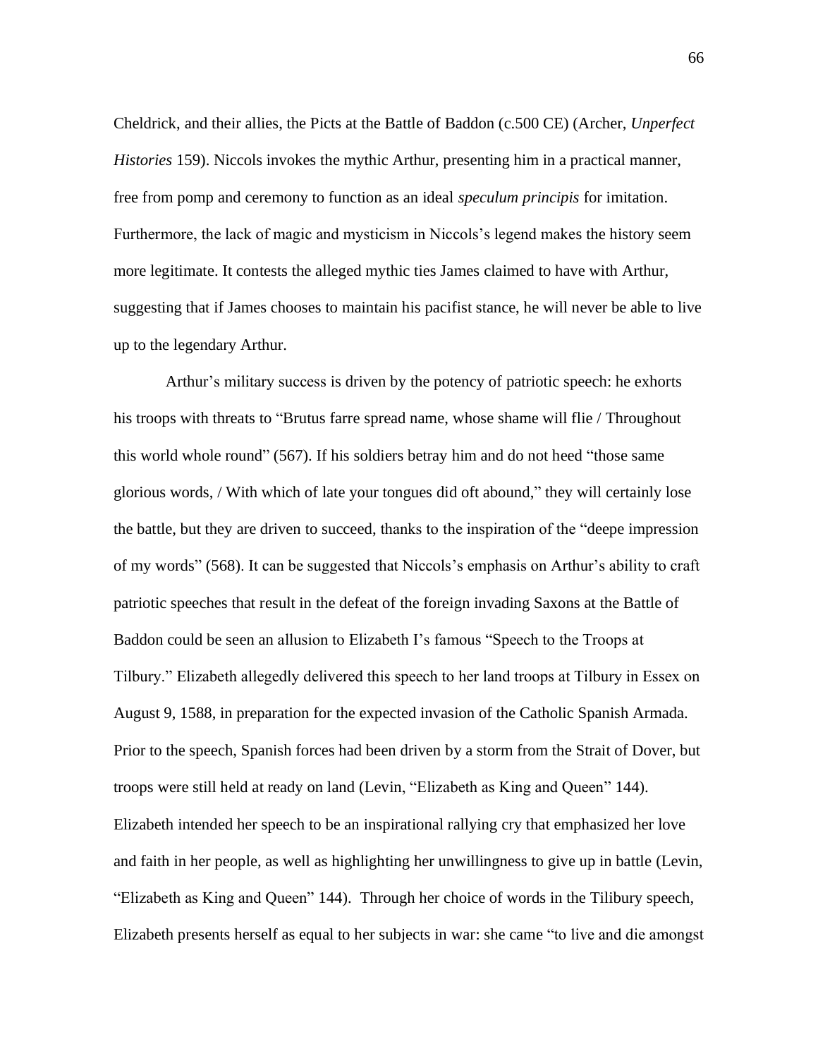Cheldrick, and their allies, the Picts at the Battle of Baddon (c.500 CE) (Archer, *Unperfect Histories* 159). Niccols invokes the mythic Arthur, presenting him in a practical manner, free from pomp and ceremony to function as an ideal *speculum principis* for imitation. Furthermore, the lack of magic and mysticism in Niccols's legend makes the history seem more legitimate. It contests the alleged mythic ties James claimed to have with Arthur, suggesting that if James chooses to maintain his pacifist stance, he will never be able to live up to the legendary Arthur.

Arthur's military success is driven by the potency of patriotic speech: he exhorts his troops with threats to "Brutus farre spread name, whose shame will flie / Throughout this world whole round" (567). If his soldiers betray him and do not heed "those same glorious words, / With which of late your tongues did oft abound," they will certainly lose the battle, but they are driven to succeed, thanks to the inspiration of the "deepe impression of my words" (568). It can be suggested that Niccols's emphasis on Arthur's ability to craft patriotic speeches that result in the defeat of the foreign invading Saxons at the Battle of Baddon could be seen an allusion to Elizabeth I's famous "Speech to the Troops at Tilbury." Elizabeth allegedly delivered this speech to her land troops at Tilbury in Essex on August 9, 1588, in preparation for the expected invasion of the Catholic Spanish Armada. Prior to the speech, Spanish forces had been driven by a storm from the Strait of Dover, but troops were still held at ready on land (Levin, "Elizabeth as King and Queen" 144). Elizabeth intended her speech to be an inspirational rallying cry that emphasized her love and faith in her people, as well as highlighting her unwillingness to give up in battle (Levin, "Elizabeth as King and Queen" 144). Through her choice of words in the Tilibury speech, Elizabeth presents herself as equal to her subjects in war: she came "to live and die amongst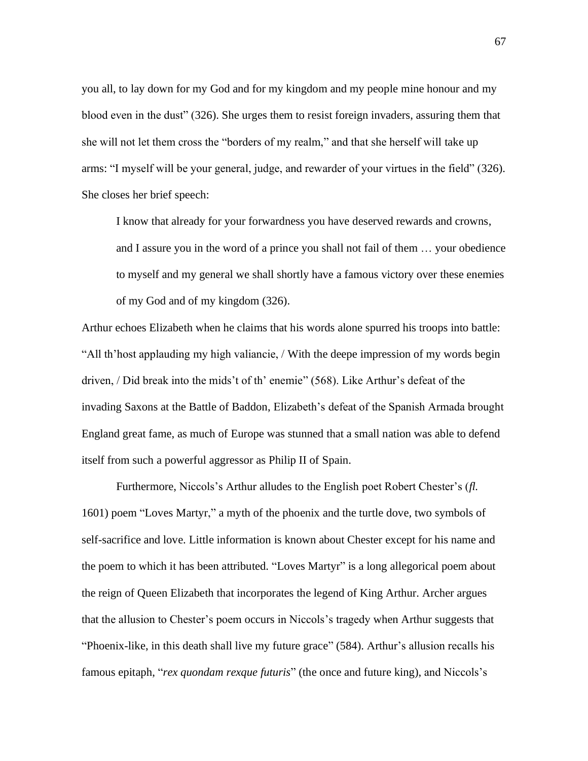you all, to lay down for my God and for my kingdom and my people mine honour and my blood even in the dust" (326). She urges them to resist foreign invaders, assuring them that she will not let them cross the "borders of my realm," and that she herself will take up arms: "I myself will be your general, judge, and rewarder of your virtues in the field" (326). She closes her brief speech:

> I know that already for your forwardness you have deserved rewards and crowns, and I assure you in the word of a prince you shall not fail of them … your obedience to myself and my general we shall shortly have a famous victory over these enemies of my God and of my kingdom (326).

Arthur echoes Elizabeth when he claims that his words alone spurred his troops into battle: "All th'host applauding my high valiancie, / With the deepe impression of my words begin driven, / Did break into the mids't of th' enemie" (568). Like Arthur's defeat of the invading Saxons at the Battle of Baddon, Elizabeth's defeat of the Spanish Armada brought England great fame, as much of Europe was stunned that a small nation was able to defend itself from such a powerful aggressor as Philip II of Spain.

Furthermore, Niccols's Arthur alludes to the English poet Robert Chester's (*fl.* 1601) poem "Loves Martyr," a myth of the phoenix and the turtle dove, two symbols of self-sacrifice and love. Little information is known about Chester except for his name and the poem to which it has been attributed. "Loves Martyr" is a long allegorical poem about the reign of Queen Elizabeth that incorporates the legend of King Arthur. Archer argues that the allusion to Chester's poem occurs in Niccols's tragedy when Arthur suggests that "Phoenix-like, in this death shall live my future grace" (584). Arthur's allusion recalls his famous epitaph, "*rex quondam rexque futuris*" (the once and future king), and Niccols's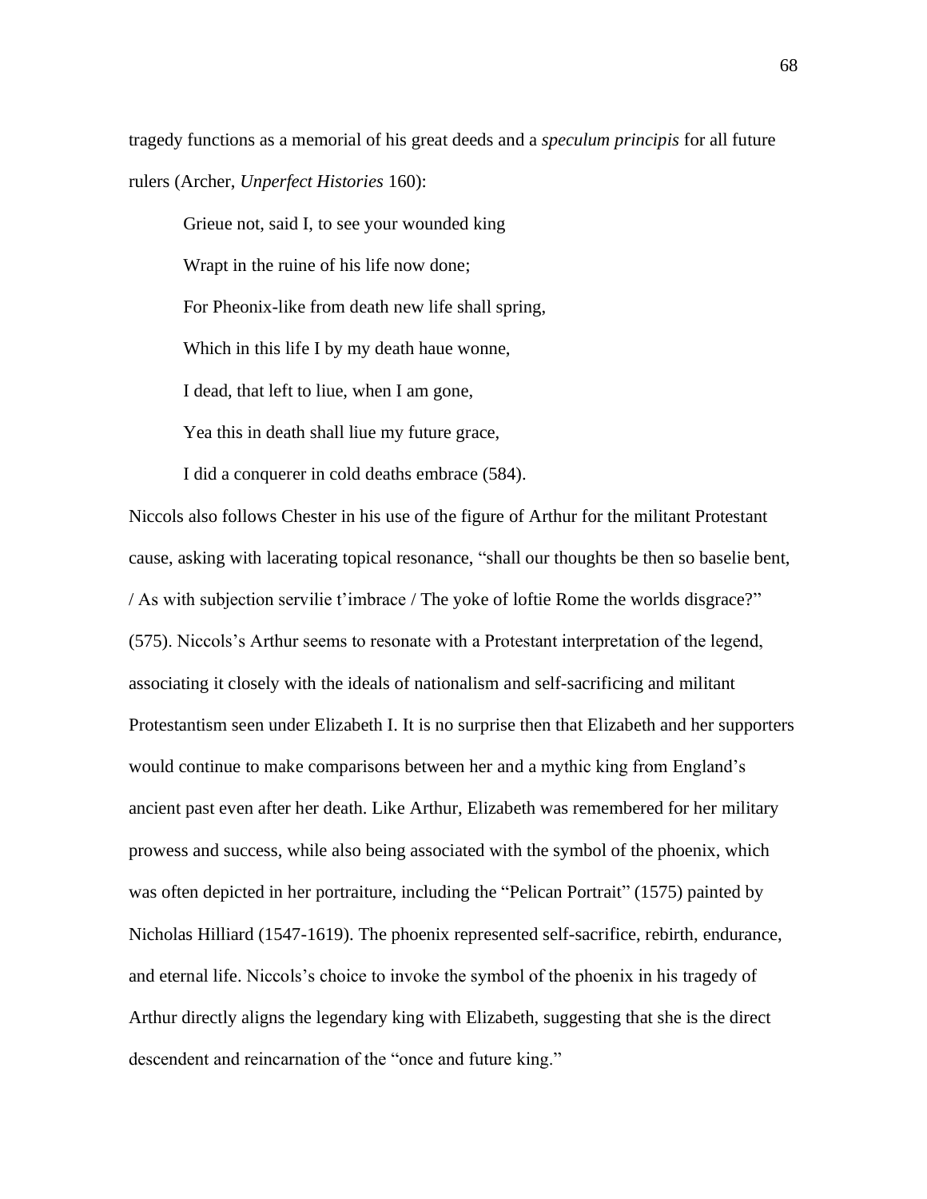tragedy functions as a memorial of his great deeds and a *speculum principis* for all future rulers (Archer, *Unperfect Histories* 160):

> Grieue not, said I, to see your wounded king
>
> Wrapt in the ruine of his life now done;
>
> For Pheonix-like from death new life shall spring,
>
> Which in this life I by my death haue wonne,
>
> I dead, that left to liue, when I am gone,
>
> Yea this in death shall liue my future grace,
>
> I did a conquerer in cold deaths embrace (584).

Niccols also follows Chester in his use of the figure of Arthur for the militant Protestant cause, asking with lacerating topical resonance, "shall our thoughts be then so baselie bent, / As with subjection servilie t'imbrace / The yoke of loftie Rome the worlds disgrace?" (575). Niccols's Arthur seems to resonate with a Protestant interpretation of the legend, associating it closely with the ideals of nationalism and self-sacrificing and militant Protestantism seen under Elizabeth I. It is no surprise then that Elizabeth and her supporters would continue to make comparisons between her and a mythic king from England's ancient past even after her death. Like Arthur, Elizabeth was remembered for her military prowess and success, while also being associated with the symbol of the phoenix, which was often depicted in her portraiture, including the "Pelican Portrait" (1575) painted by Nicholas Hilliard (1547-1619). The phoenix represented self-sacrifice, rebirth, endurance, and eternal life. Niccols's choice to invoke the symbol of the phoenix in his tragedy of Arthur directly aligns the legendary king with Elizabeth, suggesting that she is the direct descendent and reincarnation of the "once and future king."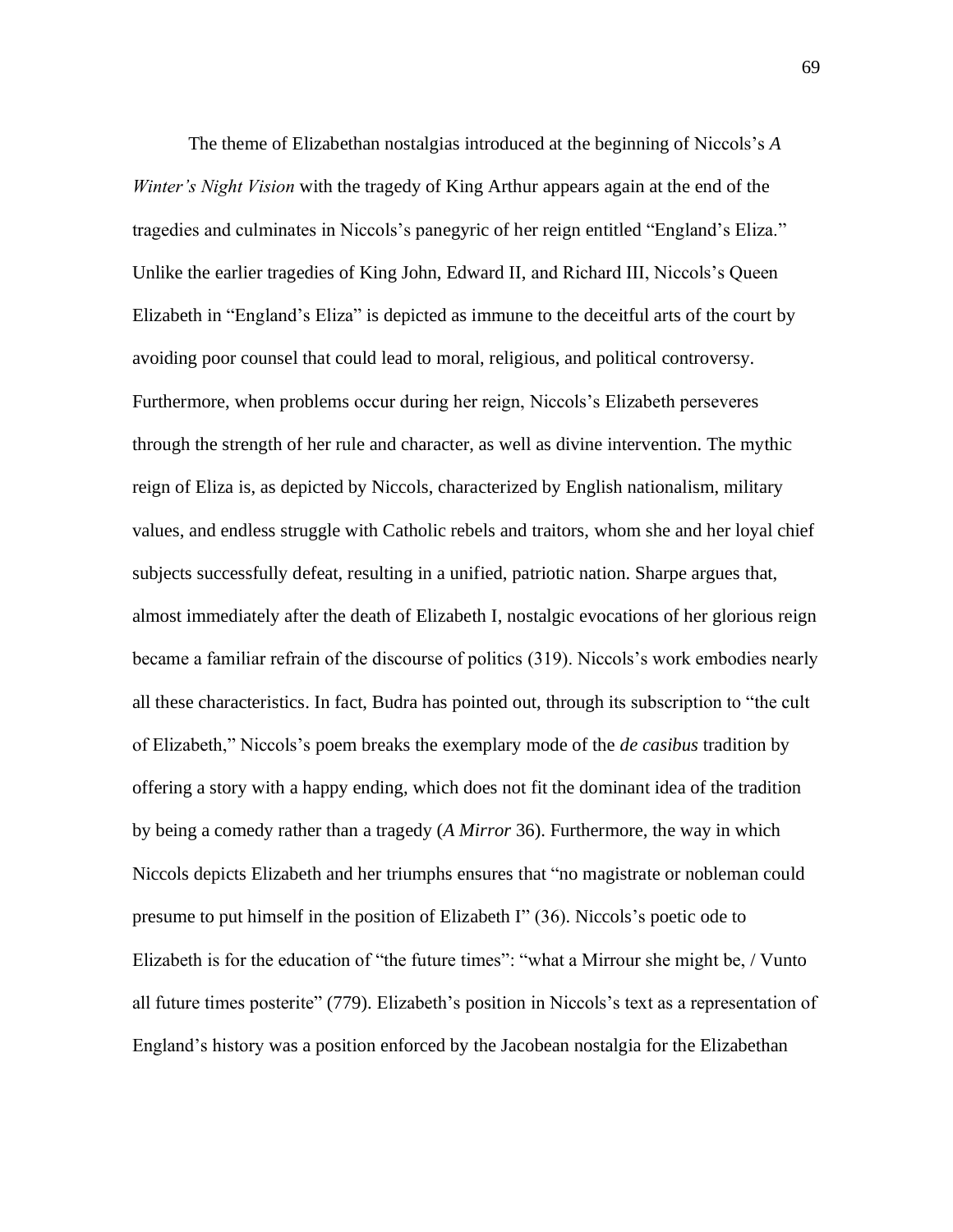The theme of Elizabethan nostalgias introduced at the beginning of Niccols's *A Winter's Night Vision* with the tragedy of King Arthur appears again at the end of the tragedies and culminates in Niccols's panegyric of her reign entitled "England's Eliza." Unlike the earlier tragedies of King John, Edward II, and Richard III, Niccols's Queen Elizabeth in "England's Eliza" is depicted as immune to the deceitful arts of the court by avoiding poor counsel that could lead to moral, religious, and political controversy. Furthermore, when problems occur during her reign, Niccols's Elizabeth perseveres through the strength of her rule and character, as well as divine intervention. The mythic reign of Eliza is, as depicted by Niccols, characterized by English nationalism, military values, and endless struggle with Catholic rebels and traitors, whom she and her loyal chief subjects successfully defeat, resulting in a unified, patriotic nation. Sharpe argues that, almost immediately after the death of Elizabeth I, nostalgic evocations of her glorious reign became a familiar refrain of the discourse of politics (319). Niccols's work embodies nearly all these characteristics. In fact, Budra has pointed out, through its subscription to "the cult of Elizabeth," Niccols's poem breaks the exemplary mode of the *de casibus* tradition by offering a story with a happy ending, which does not fit the dominant idea of the tradition by being a comedy rather than a tragedy (*A Mirror* 36). Furthermore, the way in which Niccols depicts Elizabeth and her triumphs ensures that "no magistrate or nobleman could presume to put himself in the position of Elizabeth I" (36). Niccols's poetic ode to Elizabeth is for the education of "the future times": "what a Mirrour she might be, / Vunto all future times posterite" (779). Elizabeth's position in Niccols's text as a representation of England's history was a position enforced by the Jacobean nostalgia for the Elizabethan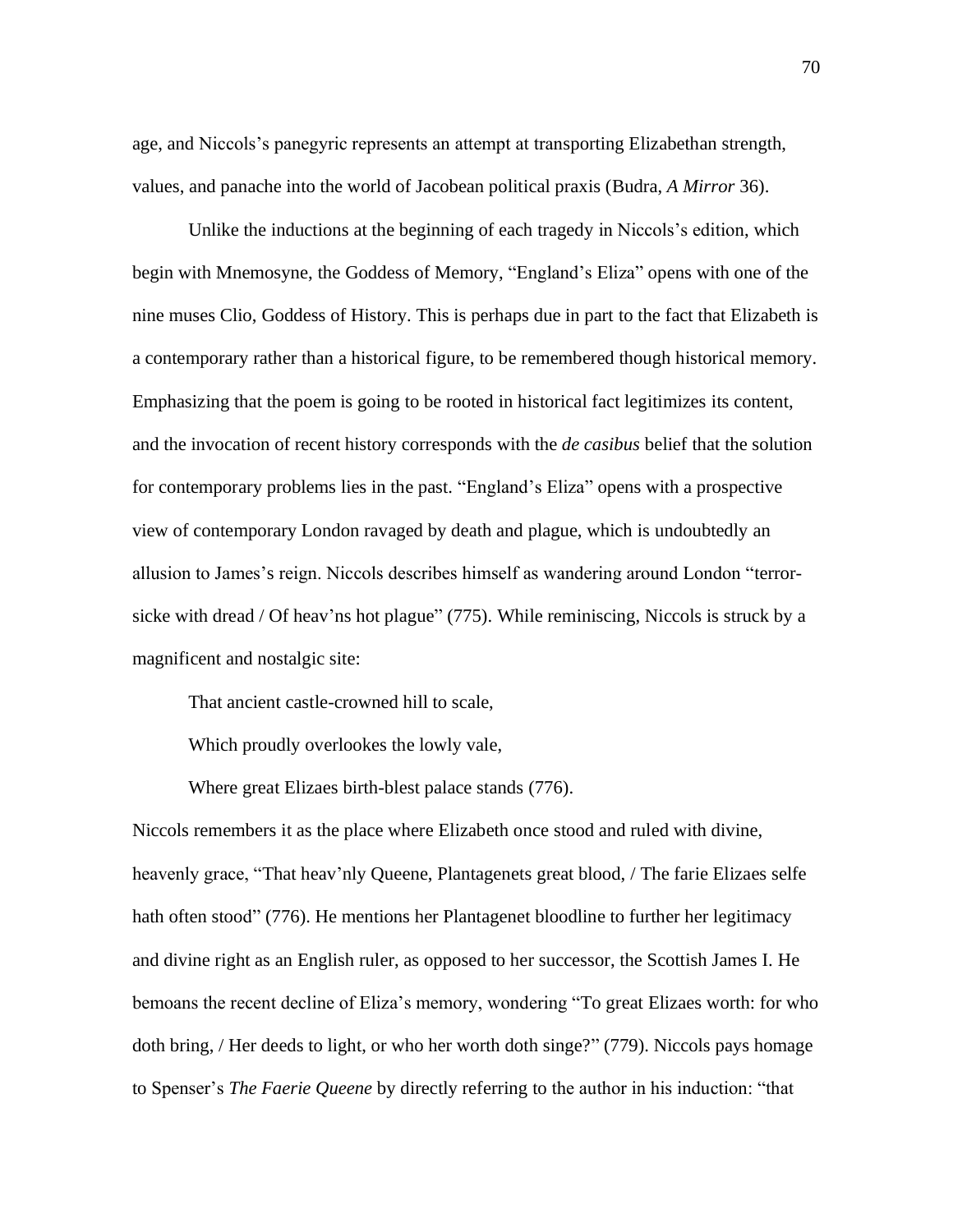age, and Niccols's panegyric represents an attempt at transporting Elizabethan strength, values, and panache into the world of Jacobean political praxis (Budra, *A Mirror* 36).

Unlike the inductions at the beginning of each tragedy in Niccols's edition, which begin with Mnemosyne, the Goddess of Memory, "England's Eliza" opens with one of the nine muses Clio, Goddess of History. This is perhaps due in part to the fact that Elizabeth is a contemporary rather than a historical figure, to be remembered though historical memory. Emphasizing that the poem is going to be rooted in historical fact legitimizes its content, and the invocation of recent history corresponds with the *de casibus* belief that the solution for contemporary problems lies in the past. "England's Eliza" opens with a prospective view of contemporary London ravaged by death and plague, which is undoubtedly an allusion to James's reign. Niccols describes himself as wandering around London "terror-sicke with dread / Of heav'ns hot plague" (775). While reminiscing, Niccols is struck by a magnificent and nostalgic site:

> That ancient castle-crowned hill to scale,
>
> Which proudly overlookes the lowly vale,
>
> Where great Elizaes birth-blest palace stands (776).

Niccols remembers it as the place where Elizabeth once stood and ruled with divine, heavenly grace, "That heav'nly Queene, Plantagenets great blood, / The farie Elizaes selfe hath often stood" (776). He mentions her Plantagenet bloodline to further her legitimacy and divine right as an English ruler, as opposed to her successor, the Scottish James I. He bemoans the recent decline of Eliza's memory, wondering "To great Elizaes worth: for who doth bring, / Her deeds to light, or who her worth doth singe?" (779). Niccols pays homage to Spenser's *The Faerie Queene* by directly referring to the author in his induction: "that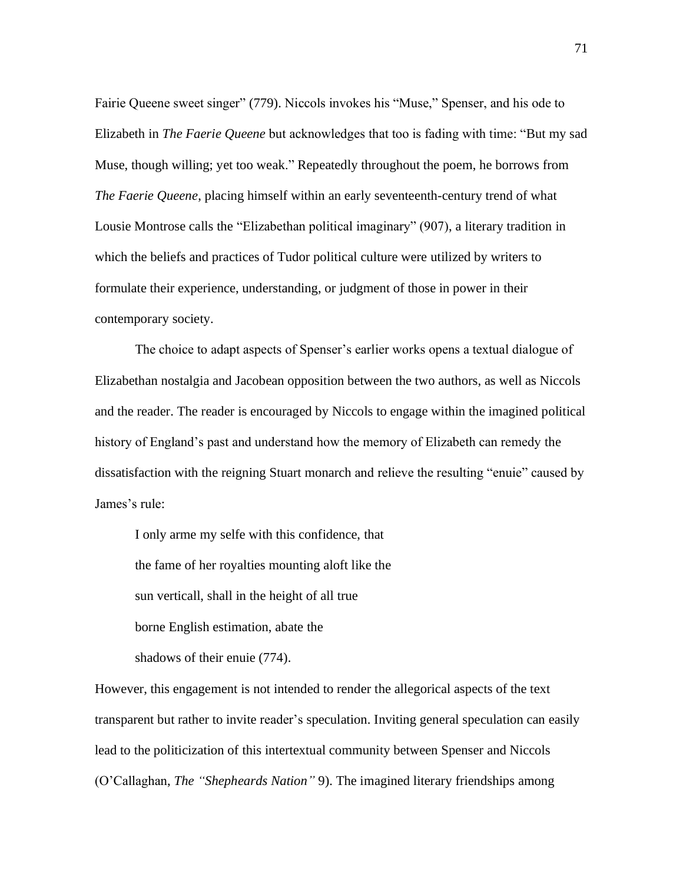Fairie Queene sweet singer" (779). Niccols invokes his "Muse," Spenser, and his ode to Elizabeth in *The Faerie Queene* but acknowledges that too is fading with time: "But my sad Muse, though willing; yet too weak." Repeatedly throughout the poem, he borrows from *The Faerie Queene*, placing himself within an early seventeenth-century trend of what Lousie Montrose calls the "Elizabethan political imaginary" (907), a literary tradition in which the beliefs and practices of Tudor political culture were utilized by writers to formulate their experience, understanding, or judgment of those in power in their contemporary society.

The choice to adapt aspects of Spenser's earlier works opens a textual dialogue of Elizabethan nostalgia and Jacobean opposition between the two authors, as well as Niccols and the reader. The reader is encouraged by Niccols to engage within the imagined political history of England's past and understand how the memory of Elizabeth can remedy the dissatisfaction with the reigning Stuart monarch and relieve the resulting "enuie" caused by James's rule:

> I only arme my selfe with this confidence, that
> the fame of her royalties mounting aloft like the
> sun verticall, shall in the height of all true
> borne English estimation, abate the
> shadows of their enuie (774).

However, this engagement is not intended to render the allegorical aspects of the text transparent but rather to invite reader's speculation. Inviting general speculation can easily lead to the politicization of this intertextual community between Spenser and Niccols (O'Callaghan, *The "Shepheards Nation"* 9). The imagined literary friendships among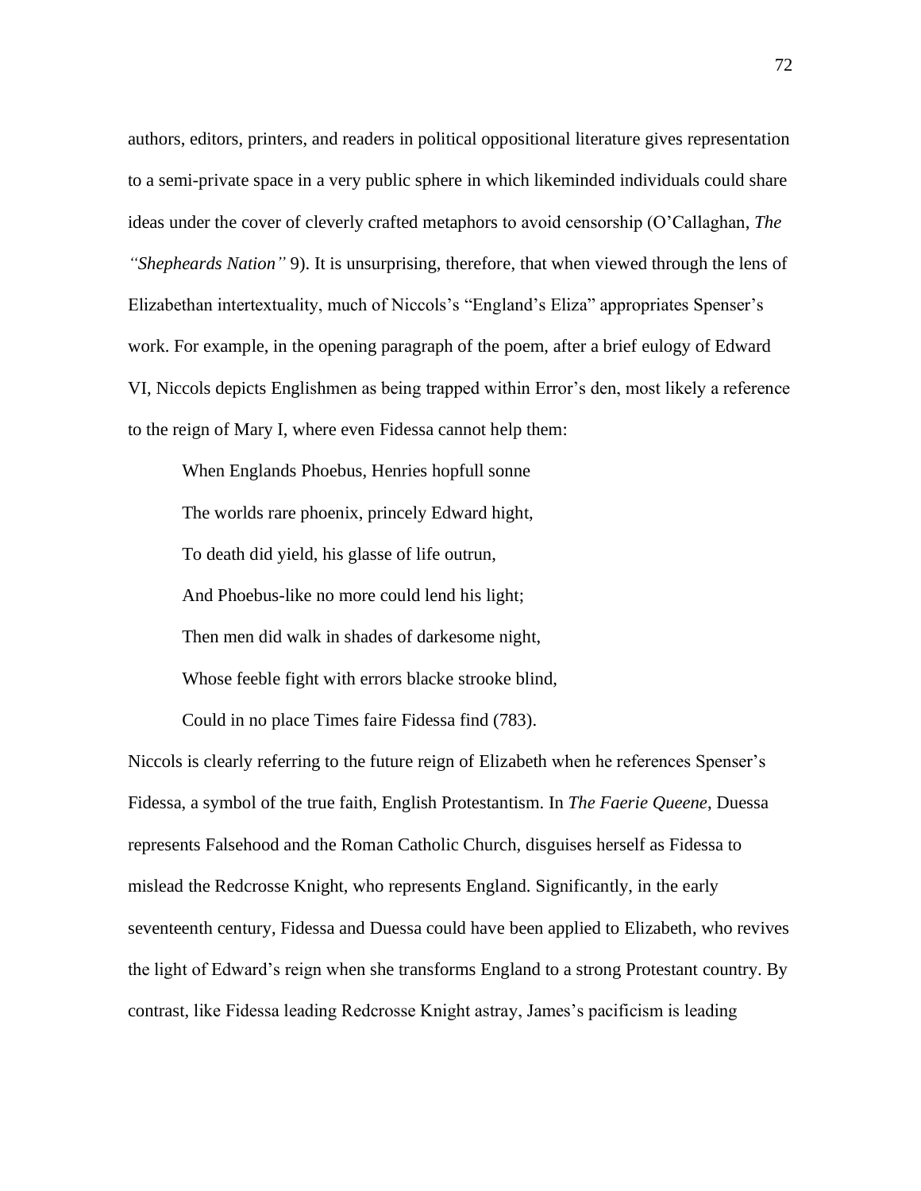authors, editors, printers, and readers in political oppositional literature gives representation to a semi-private space in a very public sphere in which likeminded individuals could share ideas under the cover of cleverly crafted metaphors to avoid censorship (O'Callaghan, *The "Shepheards Nation"* 9). It is unsurprising, therefore, that when viewed through the lens of Elizabethan intertextuality, much of Niccols's "England's Eliza" appropriates Spenser's work. For example, in the opening paragraph of the poem, after a brief eulogy of Edward VI, Niccols depicts Englishmen as being trapped within Error's den, most likely a reference to the reign of Mary I, where even Fidessa cannot help them:

> When Englands Phoebus, Henries hopfull sonne
>
> The worlds rare phoenix, princely Edward hight,
>
> To death did yield, his glasse of life outrun,
>
> And Phoebus-like no more could lend his light;
>
> Then men did walk in shades of darkesome night,
>
> Whose feeble fight with errors blacke strooke blind,
>
> Could in no place Times faire Fidessa find (783).

Niccols is clearly referring to the future reign of Elizabeth when he references Spenser's Fidessa, a symbol of the true faith, English Protestantism. In *The Faerie Queene*, Duessa represents Falsehood and the Roman Catholic Church, disguises herself as Fidessa to mislead the Redcrosse Knight, who represents England. Significantly, in the early seventeenth century, Fidessa and Duessa could have been applied to Elizabeth, who revives the light of Edward's reign when she transforms England to a strong Protestant country. By contrast, like Fidessa leading Redcrosse Knight astray, James's pacificism is leading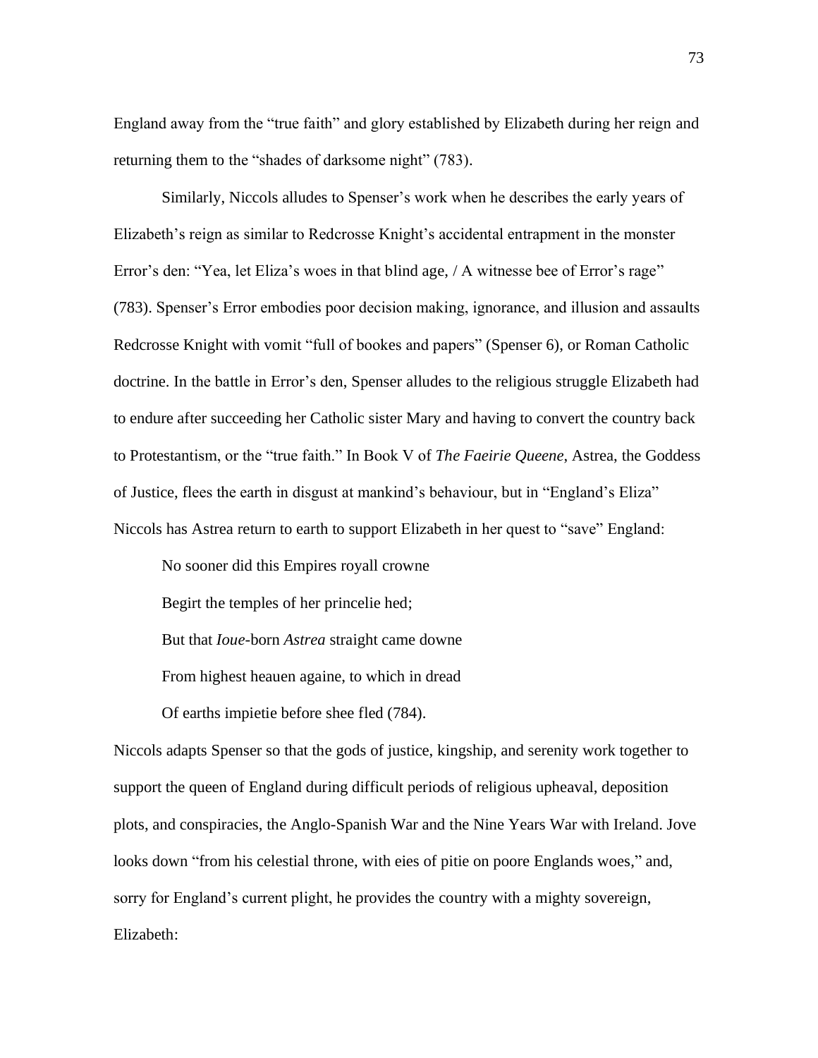England away from the "true faith" and glory established by Elizabeth during her reign and returning them to the "shades of darksome night" (783).

Similarly, Niccols alludes to Spenser's work when he describes the early years of Elizabeth's reign as similar to Redcrosse Knight's accidental entrapment in the monster Error's den: "Yea, let Eliza's woes in that blind age, / A witnesse bee of Error's rage" (783). Spenser's Error embodies poor decision making, ignorance, and illusion and assaults Redcrosse Knight with vomit "full of bookes and papers" (Spenser 6), or Roman Catholic doctrine. In the battle in Error's den, Spenser alludes to the religious struggle Elizabeth had to endure after succeeding her Catholic sister Mary and having to convert the country back to Protestantism, or the "true faith." In Book V of *The Faeirie Queene*, Astrea, the Goddess of Justice, flees the earth in disgust at mankind's behaviour, but in "England's Eliza" Niccols has Astrea return to earth to support Elizabeth in her quest to "save" England:

> No sooner did this Empires royall crowne
>
> Begirt the temples of her princelie hed;
>
> But that *Ioue*-born *Astrea* straight came downe
>
> From highest heauen againe, to which in dread
>
> Of earths impietie before shee fled (784).

Niccols adapts Spenser so that the gods of justice, kingship, and serenity work together to support the queen of England during difficult periods of religious upheaval, deposition plots, and conspiracies, the Anglo-Spanish War and the Nine Years War with Ireland. Jove looks down "from his celestial throne, with eies of pitie on poore Englands woes," and, sorry for England's current plight, he provides the country with a mighty sovereign, Elizabeth: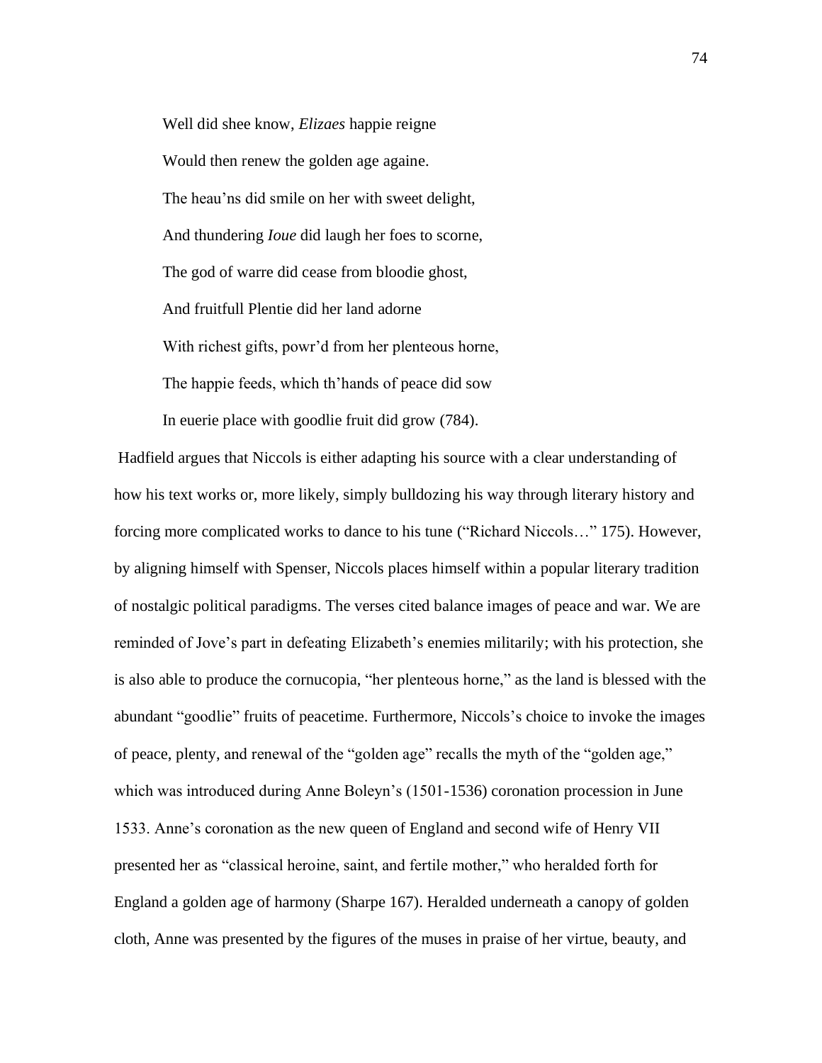Well did shee know, *Elizaes* happie reigne

Would then renew the golden age againe.

The heau'ns did smile on her with sweet delight,

And thundering *Ioue* did laugh her foes to scorne,

The god of warre did cease from bloodie ghost,

And fruitfull Plentie did her land adorne

With richest gifts, powr'd from her plenteous horne,

The happie feeds, which th'hands of peace did sow

In euerie place with goodlie fruit did grow (784).

Hadfield argues that Niccols is either adapting his source with a clear understanding of how his text works or, more likely, simply bulldozing his way through literary history and forcing more complicated works to dance to his tune ("Richard Niccols…" 175). However, by aligning himself with Spenser, Niccols places himself within a popular literary tradition of nostalgic political paradigms. The verses cited balance images of peace and war. We are reminded of Jove's part in defeating Elizabeth's enemies militarily; with his protection, she is also able to produce the cornucopia, "her plenteous horne," as the land is blessed with the abundant "goodlie" fruits of peacetime. Furthermore, Niccols's choice to invoke the images of peace, plenty, and renewal of the "golden age" recalls the myth of the "golden age," which was introduced during Anne Boleyn's (1501-1536) coronation procession in June 1533. Anne's coronation as the new queen of England and second wife of Henry VII presented her as "classical heroine, saint, and fertile mother," who heralded forth for England a golden age of harmony (Sharpe 167). Heralded underneath a canopy of golden cloth, Anne was presented by the figures of the muses in praise of her virtue, beauty, and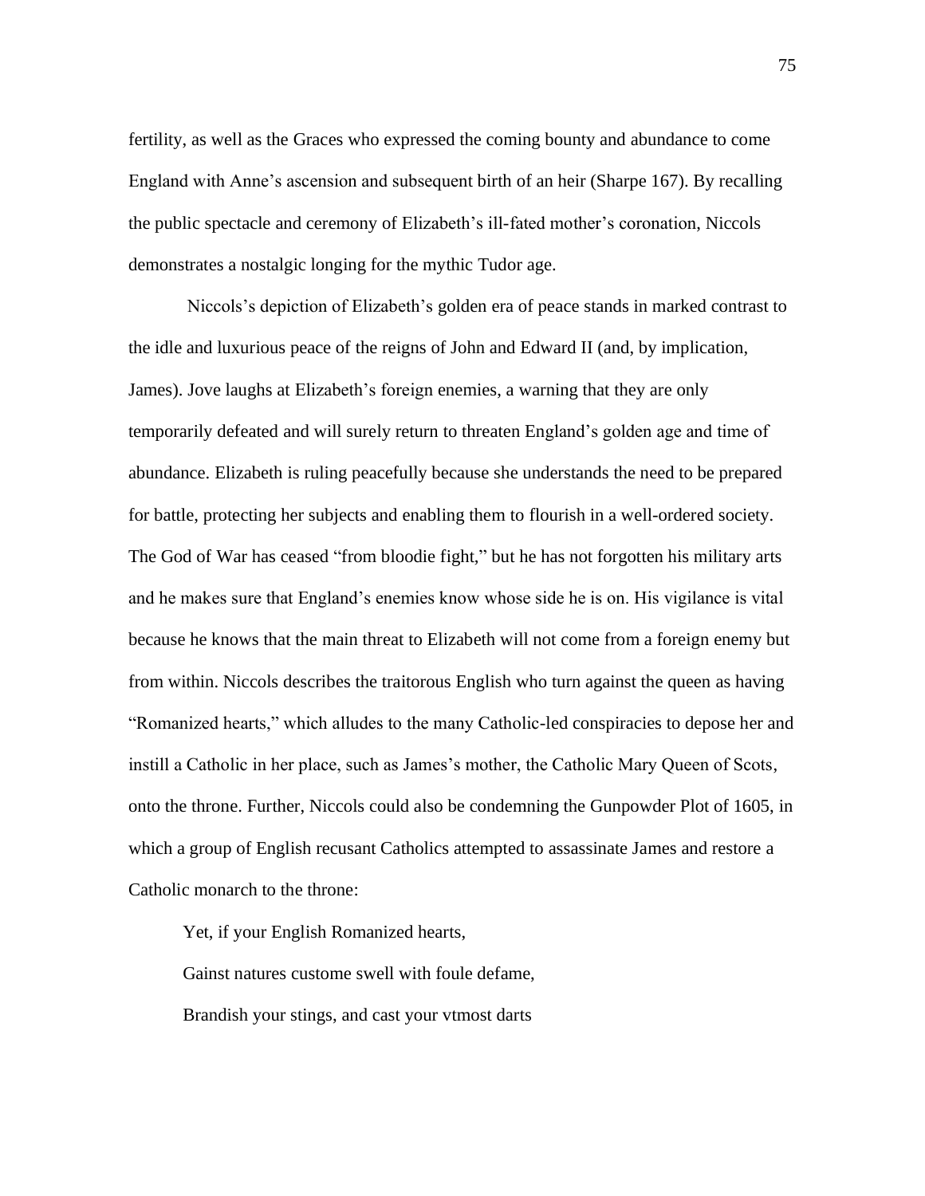fertility, as well as the Graces who expressed the coming bounty and abundance to come England with Anne's ascension and subsequent birth of an heir (Sharpe 167). By recalling the public spectacle and ceremony of Elizabeth's ill-fated mother's coronation, Niccols demonstrates a nostalgic longing for the mythic Tudor age.

Niccols's depiction of Elizabeth's golden era of peace stands in marked contrast to the idle and luxurious peace of the reigns of John and Edward II (and, by implication, James). Jove laughs at Elizabeth's foreign enemies, a warning that they are only temporarily defeated and will surely return to threaten England's golden age and time of abundance. Elizabeth is ruling peacefully because she understands the need to be prepared for battle, protecting her subjects and enabling them to flourish in a well-ordered society. The God of War has ceased "from bloodie fight," but he has not forgotten his military arts and he makes sure that England's enemies know whose side he is on. His vigilance is vital because he knows that the main threat to Elizabeth will not come from a foreign enemy but from within. Niccols describes the traitorous English who turn against the queen as having "Romanized hearts," which alludes to the many Catholic-led conspiracies to depose her and instill a Catholic in her place, such as James's mother, the Catholic Mary Queen of Scots, onto the throne. Further, Niccols could also be condemning the Gunpowder Plot of 1605, in which a group of English recusant Catholics attempted to assassinate James and restore a Catholic monarch to the throne:

> Yet, if your English Romanized hearts,
> Gainst natures custome swell with foule defame,
> Brandish your stings, and cast your vtmost darts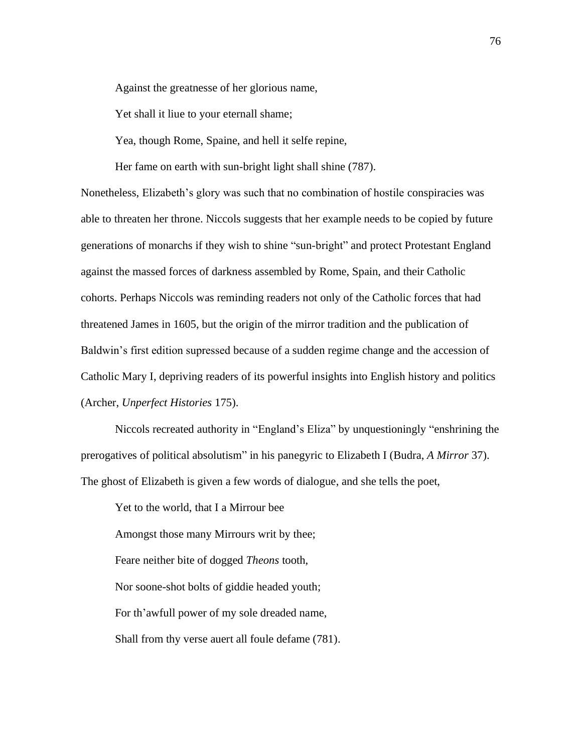Against the greatnesse of her glorious name,

Yet shall it liue to your eternall shame;

Yea, though Rome, Spaine, and hell it selfe repine,

Her fame on earth with sun-bright light shall shine (787).

Nonetheless, Elizabeth's glory was such that no combination of hostile conspiracies was able to threaten her throne. Niccols suggests that her example needs to be copied by future generations of monarchs if they wish to shine "sun-bright" and protect Protestant England against the massed forces of darkness assembled by Rome, Spain, and their Catholic cohorts. Perhaps Niccols was reminding readers not only of the Catholic forces that had threatened James in 1605, but the origin of the mirror tradition and the publication of Baldwin's first edition supressed because of a sudden regime change and the accession of Catholic Mary I, depriving readers of its powerful insights into English history and politics (Archer, *Unperfect Histories* 175).

Niccols recreated authority in "England's Eliza" by unquestioningly "enshrining the prerogatives of political absolutism" in his panegyric to Elizabeth I (Budra, *A Mirror* 37). The ghost of Elizabeth is given a few words of dialogue, and she tells the poet,

Yet to the world, that I a Mirrour bee

Amongst those many Mirrours writ by thee;

Feare neither bite of dogged *Theons* tooth,

Nor soone-shot bolts of giddie headed youth;

For th'awfull power of my sole dreaded name,

Shall from thy verse auert all foule defame (781).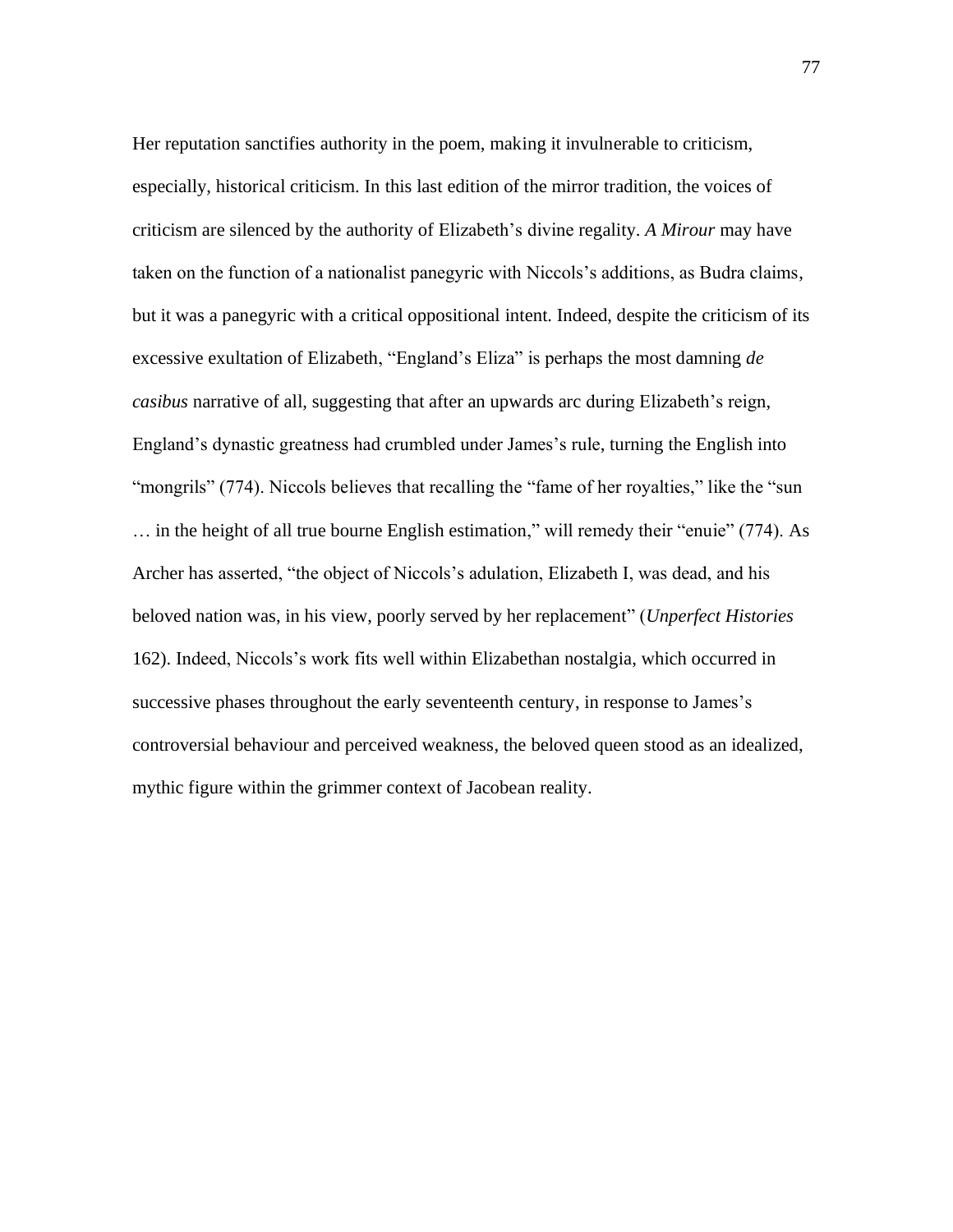Her reputation sanctifies authority in the poem, making it invulnerable to criticism, especially, historical criticism. In this last edition of the mirror tradition, the voices of criticism are silenced by the authority of Elizabeth's divine regality. *A Mirour* may have taken on the function of a nationalist panegyric with Niccols's additions, as Budra claims, but it was a panegyric with a critical oppositional intent. Indeed, despite the criticism of its excessive exultation of Elizabeth, "England's Eliza" is perhaps the most damning *de casibus* narrative of all, suggesting that after an upwards arc during Elizabeth's reign, England's dynastic greatness had crumbled under James's rule, turning the English into "mongrils" (774). Niccols believes that recalling the "fame of her royalties," like the "sun … in the height of all true bourne English estimation," will remedy their "enuie" (774). As Archer has asserted, "the object of Niccols's adulation, Elizabeth I, was dead, and his beloved nation was, in his view, poorly served by her replacement" (*Unperfect Histories* 162). Indeed, Niccols's work fits well within Elizabethan nostalgia, which occurred in successive phases throughout the early seventeenth century, in response to James's controversial behaviour and perceived weakness, the beloved queen stood as an idealized, mythic figure within the grimmer context of Jacobean reality.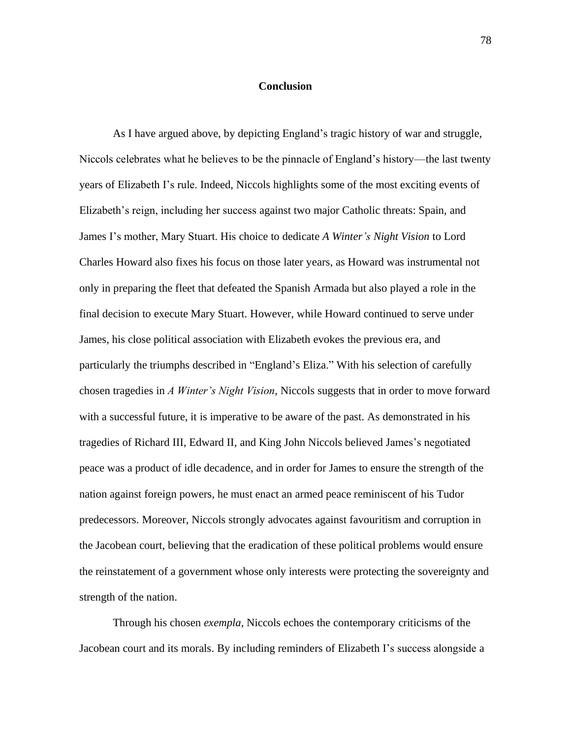# Conclusion

As I have argued above, by depicting England's tragic history of war and struggle, Niccols celebrates what he believes to be the pinnacle of England's history—the last twenty years of Elizabeth I's rule. Indeed, Niccols highlights some of the most exciting events of Elizabeth's reign, including her success against two major Catholic threats: Spain, and James I's mother, Mary Stuart. His choice to dedicate *A Winter's Night Vision* to Lord Charles Howard also fixes his focus on those later years, as Howard was instrumental not only in preparing the fleet that defeated the Spanish Armada but also played a role in the final decision to execute Mary Stuart. However, while Howard continued to serve under James, his close political association with Elizabeth evokes the previous era, and particularly the triumphs described in "England's Eliza." With his selection of carefully chosen tragedies in *A Winter's Night Vision*, Niccols suggests that in order to move forward with a successful future, it is imperative to be aware of the past. As demonstrated in his tragedies of Richard III, Edward II, and King John Niccols believed James's negotiated peace was a product of idle decadence, and in order for James to ensure the strength of the nation against foreign powers, he must enact an armed peace reminiscent of his Tudor predecessors. Moreover, Niccols strongly advocates against favouritism and corruption in the Jacobean court, believing that the eradication of these political problems would ensure the reinstatement of a government whose only interests were protecting the sovereignty and strength of the nation.

Through his chosen *exempla*, Niccols echoes the contemporary criticisms of the Jacobean court and its morals. By including reminders of Elizabeth I's success alongside a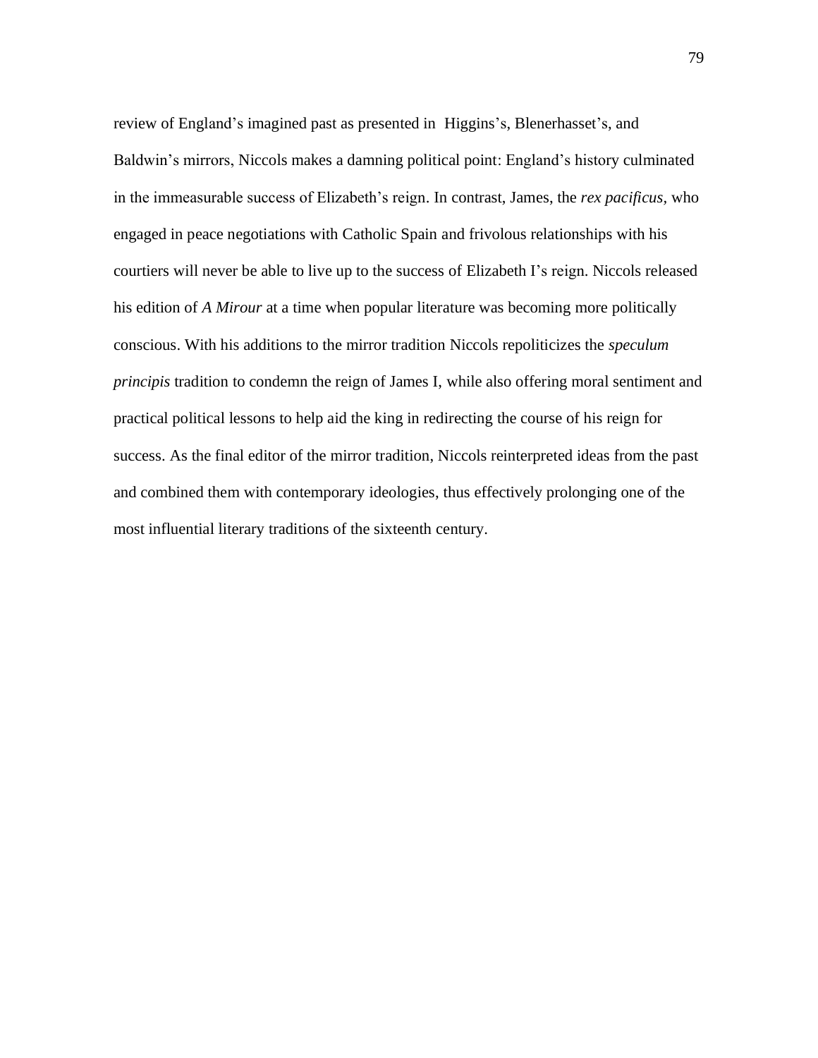review of England's imagined past as presented in Higgins's, Blenerhasset's, and Baldwin's mirrors, Niccols makes a damning political point: England's history culminated in the immeasurable success of Elizabeth's reign. In contrast, James, the *rex pacificus*, who engaged in peace negotiations with Catholic Spain and frivolous relationships with his courtiers will never be able to live up to the success of Elizabeth I's reign. Niccols released his edition of *A Mirour* at a time when popular literature was becoming more politically conscious. With his additions to the mirror tradition Niccols repoliticizes the *speculum principis* tradition to condemn the reign of James I, while also offering moral sentiment and practical political lessons to help aid the king in redirecting the course of his reign for success. As the final editor of the mirror tradition, Niccols reinterpreted ideas from the past and combined them with contemporary ideologies, thus effectively prolonging one of the most influential literary traditions of the sixteenth century.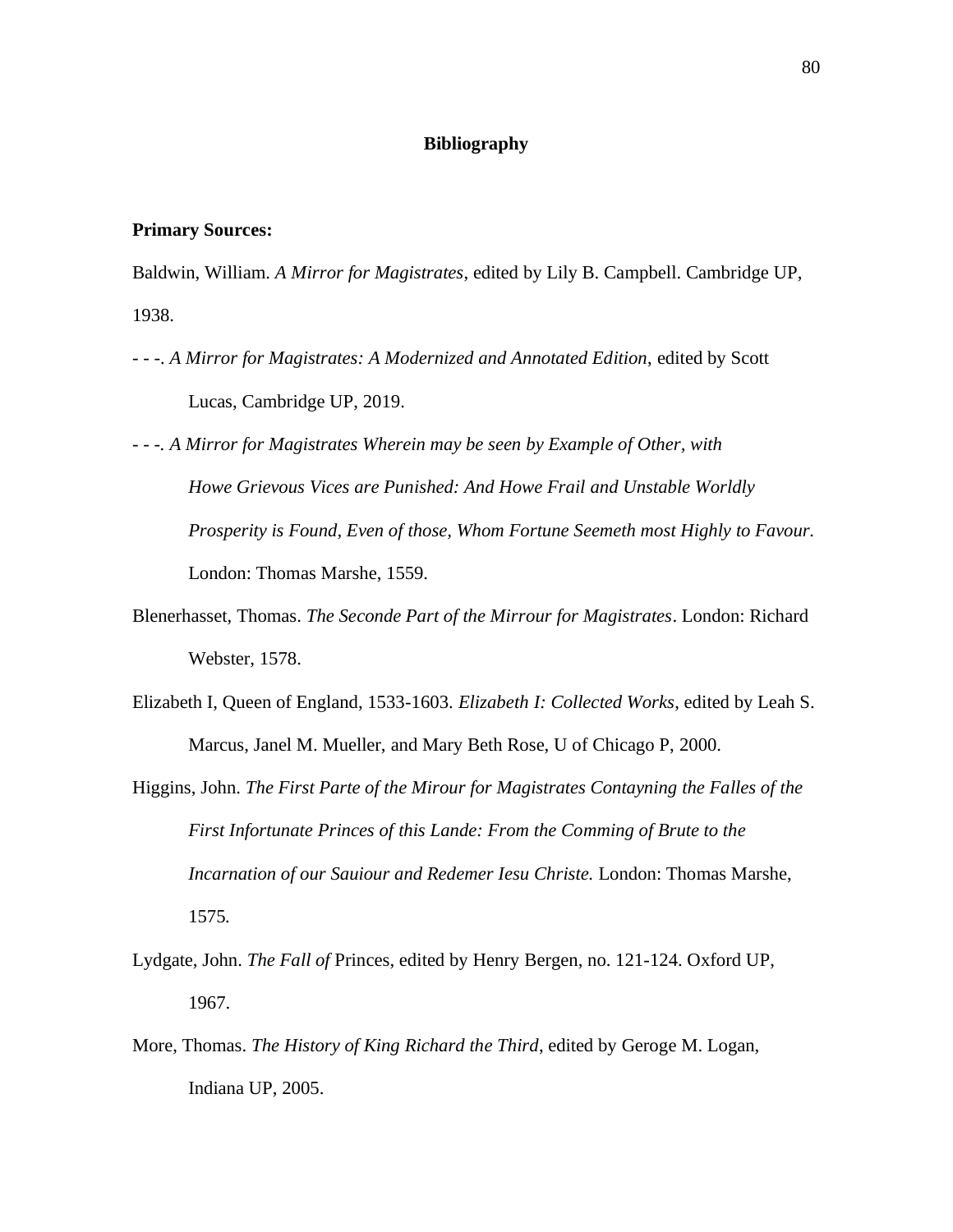# Bibliography

**Primary Sources:**

Baldwin, William. *A Mirror for Magistrates*, edited by Lily B. Campbell. Cambridge UP, 1938.

- - -. *A Mirror for Magistrates: A Modernized and Annotated Edition*, edited by Scott Lucas, Cambridge UP, 2019.

- - -. *A Mirror for Magistrates Wherein may be seen by Example of Other, with Howe Grievous Vices are Punished: And Howe Frail and Unstable Worldly Prosperity is Found, Even of those, Whom Fortune Seemeth most Highly to Favour.* London: Thomas Marshe, 1559.

Blenerhasset, Thomas. *The Seconde Part of the Mirrour for Magistrates*. London: Richard Webster, 1578.

Elizabeth I, Queen of England, 1533-1603. *Elizabeth I: Collected Works*, edited by Leah S. Marcus, Janel M. Mueller, and Mary Beth Rose, U of Chicago P, 2000.

Higgins, John. *The First Parte of the Mirour for Magistrates Contayning the Falles of the First Infortunate Princes of this Lande: From the Comming of Brute to the Incarnation of our Sauiour and Redemer Iesu Christe.* London: Thomas Marshe, 1575.

Lydgate, John. *The Fall of* Princes, edited by Henry Bergen, no. 121-124. Oxford UP, 1967.

More, Thomas. *The History of King Richard the Third*, edited by Geroge M. Logan, Indiana UP, 2005.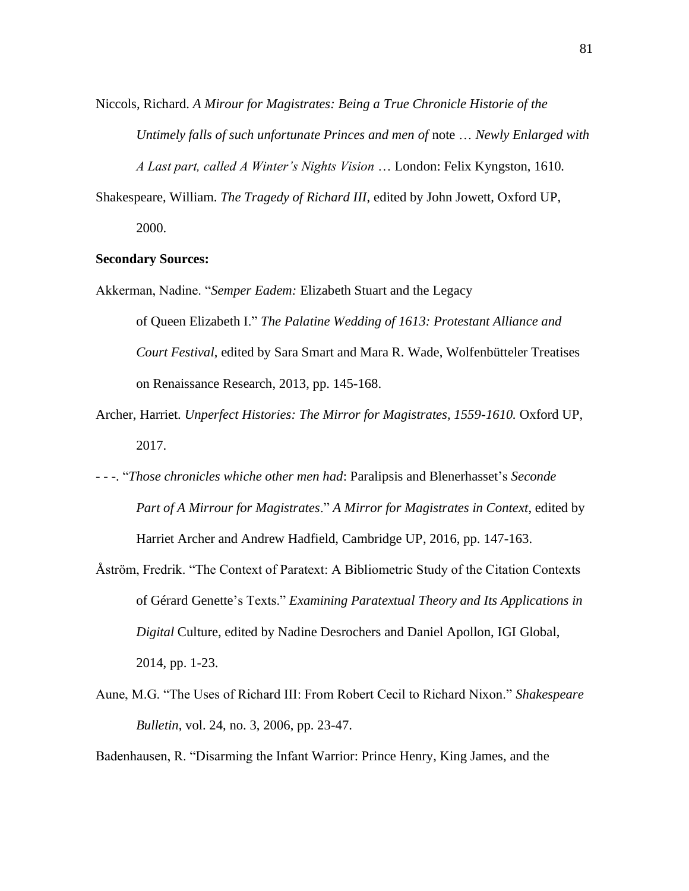Niccols, Richard. *A Mirour for Magistrates: Being a True Chronicle Historie of the Untimely falls of such unfortunate Princes and men of* note … *Newly Enlarged with A Last part, called A Winter's Nights Vision* … London: Felix Kyngston, 1610.

Shakespeare, William. *The Tragedy of Richard III*, edited by John Jowett, Oxford UP, 2000.

**Secondary Sources:**

Akkerman, Nadine. "*Semper Eadem:* Elizabeth Stuart and the Legacy of Queen Elizabeth I." *The Palatine Wedding of 1613: Protestant Alliance and Court Festival*, edited by Sara Smart and Mara R. Wade, Wolfenbütteler Treatises on Renaissance Research, 2013, pp. 145-168.

Archer, Harriet. *Unperfect Histories: The Mirror for Magistrates, 1559-1610.* Oxford UP, 2017.

- - -. "*Those chronicles whiche other men had*: Paralipsis and Blenerhasset's *Seconde Part of A Mirrour for Magistrates*." *A Mirror for Magistrates in Context*, edited by Harriet Archer and Andrew Hadfield, Cambridge UP, 2016, pp. 147-163.

Åström, Fredrik. "The Context of Paratext: A Bibliometric Study of the Citation Contexts of Gérard Genette's Texts." *Examining Paratextual Theory and Its Applications in Digital* Culture, edited by Nadine Desrochers and Daniel Apollon, IGI Global, 2014, pp. 1-23.

Aune, M.G. "The Uses of Richard III: From Robert Cecil to Richard Nixon." *Shakespeare Bulletin*, vol. 24, no. 3, 2006, pp. 23-47.

Badenhausen, R. "Disarming the Infant Warrior: Prince Henry, King James, and the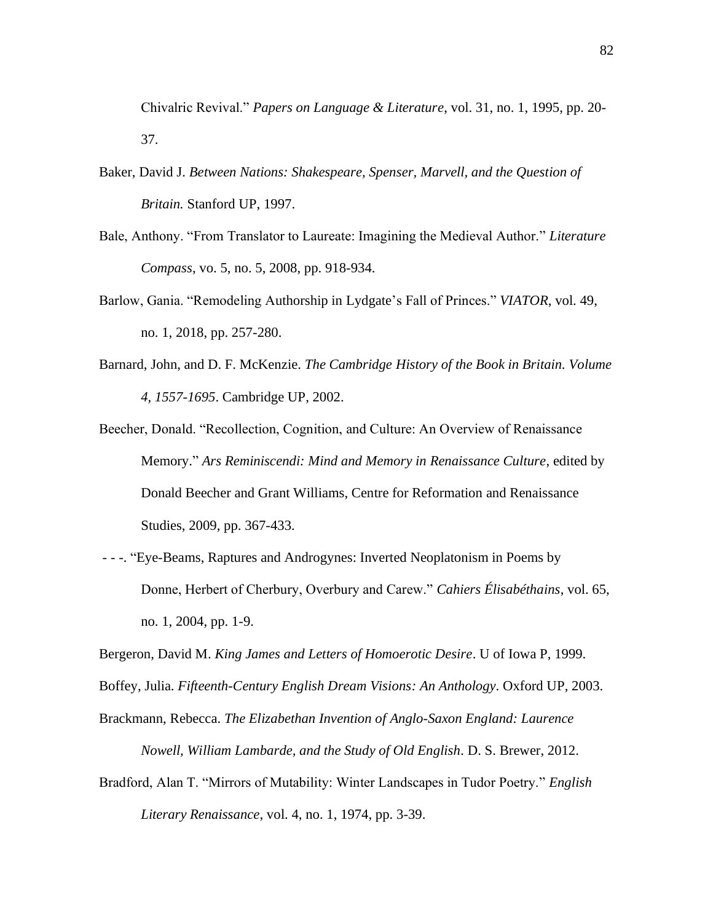Chivalric Revival." *Papers on Language & Literature*, vol. 31, no. 1, 1995, pp. 20-37.

Baker, David J. *Between Nations: Shakespeare, Spenser, Marvell, and the Question of Britain.* Stanford UP, 1997.

Bale, Anthony. "From Translator to Laureate: Imagining the Medieval Author." *Literature Compass*, vo. 5, no. 5, 2008, pp. 918-934.

Barlow, Gania. "Remodeling Authorship in Lydgate's Fall of Princes." *VIATOR*, vol. 49, no. 1, 2018, pp. 257-280.

Barnard, John, and D. F. McKenzie. *The Cambridge History of the Book in Britain. Volume 4, 1557-1695*. Cambridge UP, 2002.

Beecher, Donald. "Recollection, Cognition, and Culture: An Overview of Renaissance Memory." *Ars Reminiscendi: Mind and Memory in Renaissance Culture*, edited by Donald Beecher and Grant Williams, Centre for Reformation and Renaissance Studies, 2009, pp. 367-433.

- - -. "Eye-Beams, Raptures and Androgynes: Inverted Neoplatonism in Poems by Donne, Herbert of Cherbury, Overbury and Carew." *Cahiers Élisabéthains*, vol. 65, no. 1, 2004, pp. 1-9.

Bergeron, David M. *King James and Letters of Homoerotic Desire*. U of Iowa P, 1999.

Boffey, Julia. *Fifteenth-Century English Dream Visions: An Anthology*. Oxford UP, 2003.

Brackmann, Rebecca. *The Elizabethan Invention of Anglo-Saxon England: Laurence Nowell, William Lambarde, and the Study of Old English*. D. S. Brewer, 2012.

Bradford, Alan T. "Mirrors of Mutability: Winter Landscapes in Tudor Poetry." *English Literary Renaissance*, vol. 4, no. 1, 1974, pp. 3-39.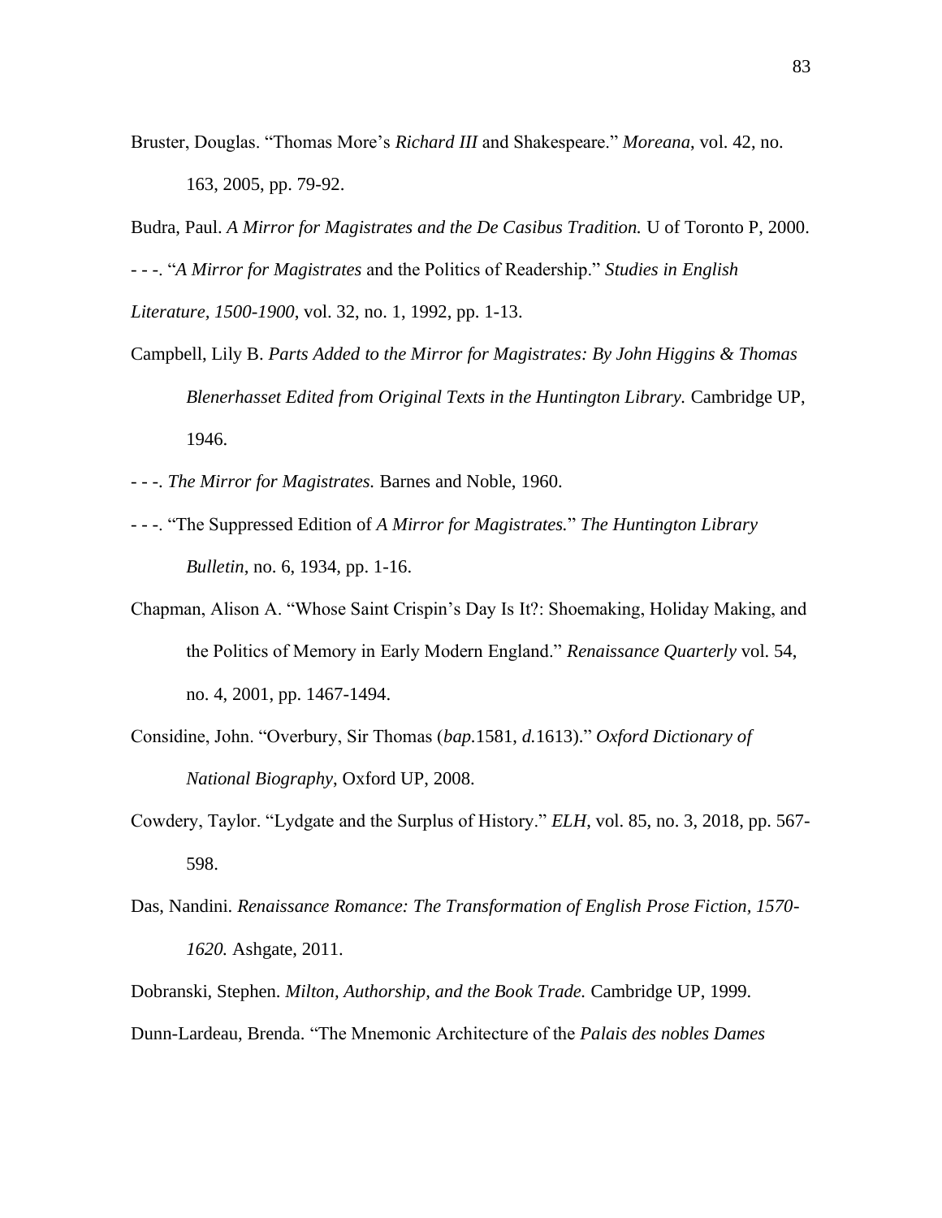Bruster, Douglas. "Thomas More's *Richard III* and Shakespeare." *Moreana*, vol. 42, no. 163, 2005, pp. 79-92.

Budra, Paul. *A Mirror for Magistrates and the De Casibus Tradition.* U of Toronto P, 2000.

- - -. "*A Mirror for Magistrates* and the Politics of Readership." *Studies in English Literature, 1500-1900*, vol. 32, no. 1, 1992, pp. 1-13.

Campbell, Lily B. *Parts Added to the Mirror for Magistrates: By John Higgins & Thomas Blenerhasset Edited from Original Texts in the Huntington Library.* Cambridge UP, 1946.

- - -. *The Mirror for Magistrates.* Barnes and Noble, 1960.

- - -. "The Suppressed Edition of *A Mirror for Magistrates.*" *The Huntington Library Bulletin*, no. 6, 1934, pp. 1-16.

Chapman, Alison A. "Whose Saint Crispin's Day Is It?: Shoemaking, Holiday Making, and the Politics of Memory in Early Modern England." *Renaissance Quarterly* vol. 54, no. 4, 2001, pp. 1467-1494.

Considine, John. "Overbury, Sir Thomas (*bap.*1581, *d.*1613)." *Oxford Dictionary of National Biography*, Oxford UP, 2008.

Cowdery, Taylor. "Lydgate and the Surplus of History." *ELH*, vol. 85, no. 3, 2018, pp. 567-598.

Das, Nandini. *Renaissance Romance: The Transformation of English Prose Fiction, 1570-1620.* Ashgate, 2011.

Dobranski, Stephen. *Milton, Authorship, and the Book Trade.* Cambridge UP, 1999.

Dunn-Lardeau, Brenda. "The Mnemonic Architecture of the *Palais des nobles Dames*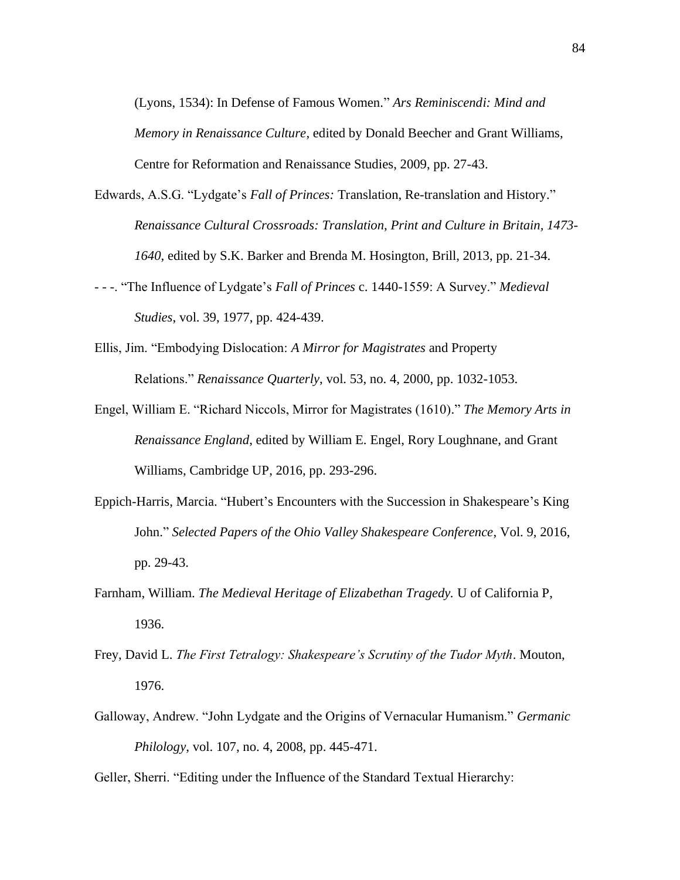(Lyons, 1534): In Defense of Famous Women." *Ars Reminiscendi: Mind and Memory in Renaissance Culture*, edited by Donald Beecher and Grant Williams, Centre for Reformation and Renaissance Studies, 2009, pp. 27-43.

Edwards, A.S.G. "Lydgate's *Fall of Princes:* Translation, Re-translation and History." *Renaissance Cultural Crossroads: Translation, Print and Culture in Britain, 1473-1640*, edited by S.K. Barker and Brenda M. Hosington, Brill, 2013, pp. 21-34.

- - -. "The Influence of Lydgate's *Fall of Princes* c. 1440-1559: A Survey." *Medieval Studies*, vol. 39, 1977, pp. 424-439.

Ellis, Jim. "Embodying Dislocation: *A Mirror for Magistrates* and Property Relations." *Renaissance Quarterly*, vol. 53, no. 4, 2000, pp. 1032-1053.

Engel, William E. "Richard Niccols, Mirror for Magistrates (1610)." *The Memory Arts in Renaissance England*, edited by William E. Engel, Rory Loughnane, and Grant Williams, Cambridge UP, 2016, pp. 293-296.

Eppich-Harris, Marcia. "Hubert's Encounters with the Succession in Shakespeare's King John." *Selected Papers of the Ohio Valley Shakespeare Conference*, Vol. 9, 2016, pp. 29-43.

Farnham, William. *The Medieval Heritage of Elizabethan Tragedy.* U of California P, 1936.

Frey, David L. *The First Tetralogy: Shakespeare's Scrutiny of the Tudor Myth*. Mouton, 1976.

Galloway, Andrew. "John Lydgate and the Origins of Vernacular Humanism." *Germanic Philology*, vol. 107, no. 4, 2008, pp. 445-471.

Geller, Sherri. "Editing under the Influence of the Standard Textual Hierarchy: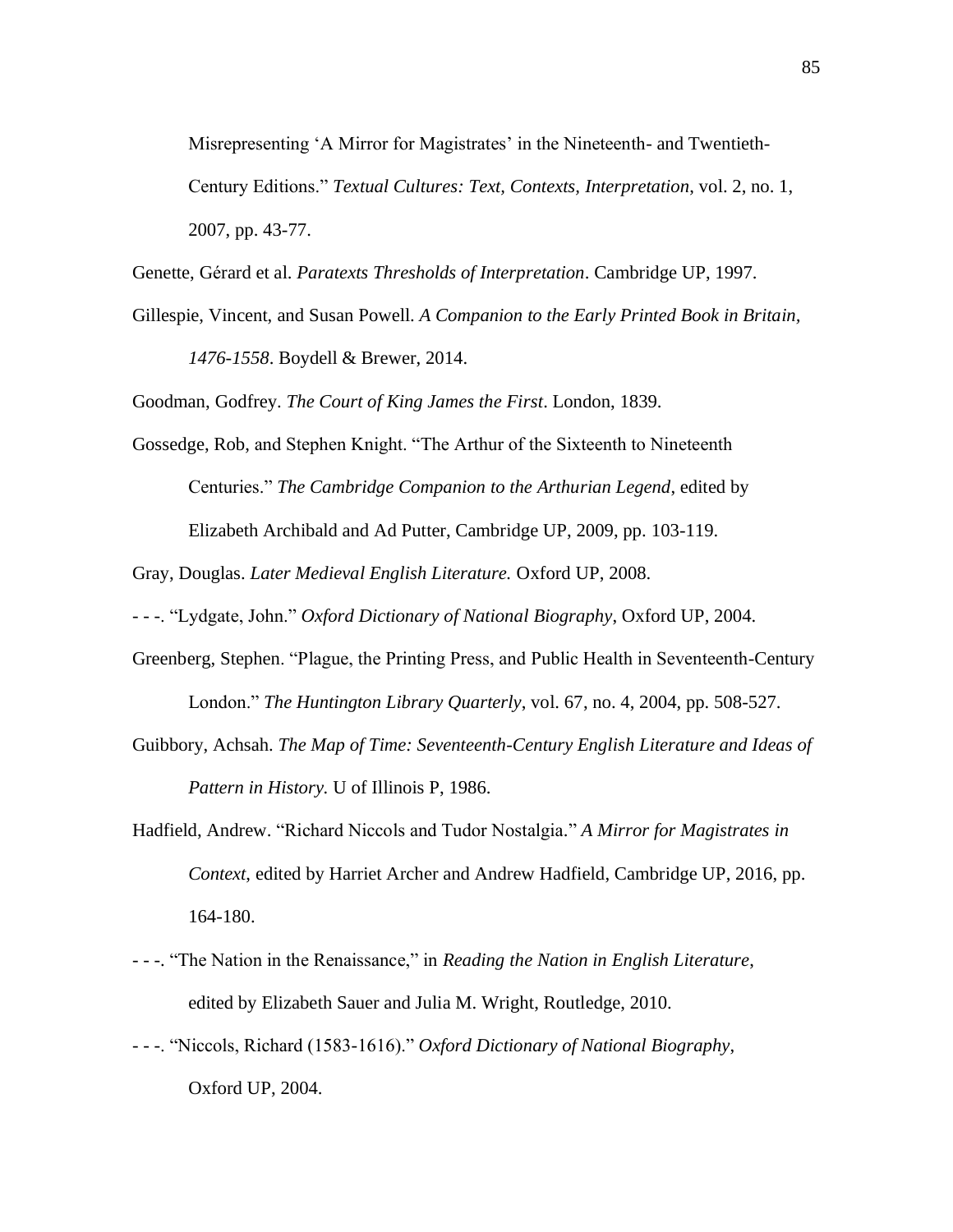Misrepresenting 'A Mirror for Magistrates' in the Nineteenth- and Twentieth-Century Editions." *Textual Cultures: Text, Contexts, Interpretation*, vol. 2, no. 1, 2007, pp. 43-77.

Genette, Gérard et al. *Paratexts Thresholds of Interpretation*. Cambridge UP, 1997.

Gillespie, Vincent, and Susan Powell. *A Companion to the Early Printed Book in Britain, 1476-1558*. Boydell & Brewer, 2014.

Goodman, Godfrey. *The Court of King James the First*. London, 1839.

Gossedge, Rob, and Stephen Knight. "The Arthur of the Sixteenth to Nineteenth Centuries." *The Cambridge Companion to the Arthurian Legend*, edited by Elizabeth Archibald and Ad Putter, Cambridge UP, 2009, pp. 103-119.

Gray, Douglas. *Later Medieval English Literature.* Oxford UP, 2008.

- - -. "Lydgate, John." *Oxford Dictionary of National Biography*, Oxford UP, 2004.

Greenberg, Stephen. "Plague, the Printing Press, and Public Health in Seventeenth-Century London." *The Huntington Library Quarterly*, vol. 67, no. 4, 2004, pp. 508-527.

Guibbory, Achsah. *The Map of Time: Seventeenth-Century English Literature and Ideas of Pattern in History.* U of Illinois P, 1986.

Hadfield, Andrew. "Richard Niccols and Tudor Nostalgia." *A Mirror for Magistrates in Context*, edited by Harriet Archer and Andrew Hadfield, Cambridge UP, 2016, pp. 164-180.

- - -. "The Nation in the Renaissance," in *Reading the Nation in English Literature*, edited by Elizabeth Sauer and Julia M. Wright, Routledge, 2010.

- - -. "Niccols, Richard (1583-1616)." *Oxford Dictionary of National Biography*, Oxford UP, 2004.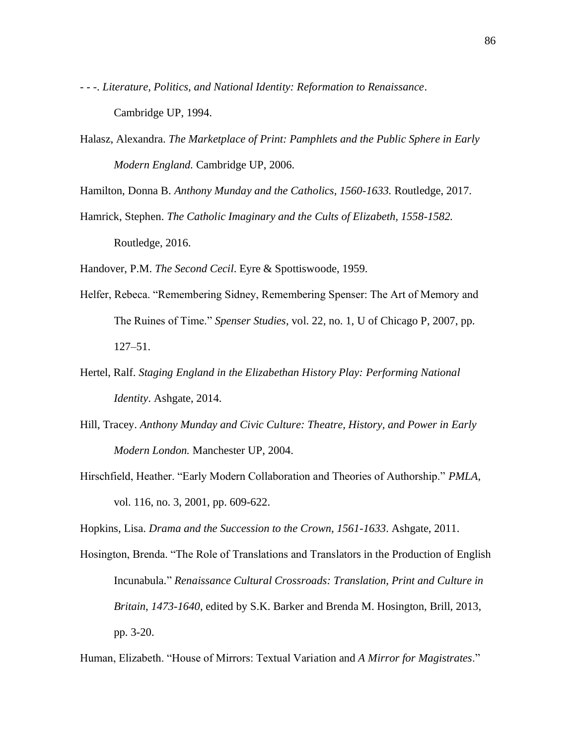- - -. *Literature, Politics, and National Identity: Reformation to Renaissance*. Cambridge UP, 1994.

Halasz, Alexandra. *The Marketplace of Print: Pamphlets and the Public Sphere in Early Modern England.* Cambridge UP, 2006.

Hamilton, Donna B. *Anthony Munday and the Catholics, 1560-1633.* Routledge, 2017.

Hamrick, Stephen. *The Catholic Imaginary and the Cults of Elizabeth, 1558-1582.* Routledge, 2016.

Handover, P.M. *The Second Cecil*. Eyre & Spottiswoode, 1959.

Helfer, Rebeca. "Remembering Sidney, Remembering Spenser: The Art of Memory and The Ruines of Time." *Spenser Studies*, vol. 22, no. 1, U of Chicago P, 2007, pp. 127–51.

Hertel, Ralf. *Staging England in the Elizabethan History Play: Performing National Identity*. Ashgate, 2014.

Hill, Tracey. *Anthony Munday and Civic Culture: Theatre, History, and Power in Early Modern London.* Manchester UP, 2004.

Hirschfield, Heather. "Early Modern Collaboration and Theories of Authorship." *PMLA*, vol. 116, no. 3, 2001, pp. 609-622.

Hopkins, Lisa. *Drama and the Succession to the Crown, 1561-1633*. Ashgate, 2011.

Hosington, Brenda. "The Role of Translations and Translators in the Production of English Incunabula." *Renaissance Cultural Crossroads: Translation, Print and Culture in Britain, 1473-1640*, edited by S.K. Barker and Brenda M. Hosington, Brill, 2013, pp. 3-20.

Human, Elizabeth. "House of Mirrors: Textual Variation and *A Mirror for Magistrates*."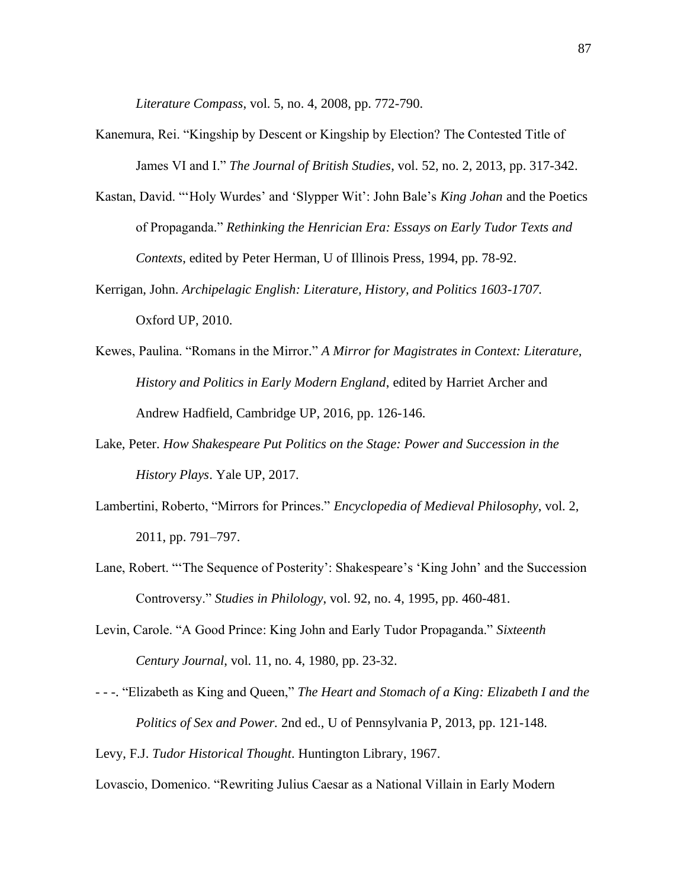*Literature Compass*, vol. 5, no. 4, 2008, pp. 772-790.

Kanemura, Rei. "Kingship by Descent or Kingship by Election? The Contested Title of James VI and I." *The Journal of British Studies*, vol. 52, no. 2, 2013, pp. 317-342.

Kastan, David. "'Holy Wurdes' and 'Slypper Wit': John Bale's *King Johan* and the Poetics of Propaganda." *Rethinking the Henrician Era: Essays on Early Tudor Texts and Contexts*, edited by Peter Herman, U of Illinois Press, 1994, pp. 78-92.

Kerrigan, John. *Archipelagic English: Literature, History, and Politics 1603-1707.* Oxford UP, 2010.

Kewes, Paulina. "Romans in the Mirror." *A Mirror for Magistrates in Context: Literature, History and Politics in Early Modern England*, edited by Harriet Archer and Andrew Hadfield, Cambridge UP, 2016, pp. 126-146.

Lake, Peter. *How Shakespeare Put Politics on the Stage: Power and Succession in the History Plays*. Yale UP, 2017.

Lambertini, Roberto, "Mirrors for Princes." *Encyclopedia of Medieval Philosophy*, vol. 2, 2011, pp. 791–797.

Lane, Robert. "'The Sequence of Posterity': Shakespeare's 'King John' and the Succession Controversy." *Studies in Philology*, vol. 92, no. 4, 1995, pp. 460-481.

Levin, Carole. "A Good Prince: King John and Early Tudor Propaganda." *Sixteenth Century Journal*, vol. 11, no. 4, 1980, pp. 23-32.

- - -. "Elizabeth as King and Queen," *The Heart and Stomach of a King: Elizabeth I and the Politics of Sex and Power.* 2nd ed., U of Pennsylvania P, 2013, pp. 121-148.

Levy, F.J. *Tudor Historical Thought*. Huntington Library, 1967.

Lovascio, Domenico. "Rewriting Julius Caesar as a National Villain in Early Modern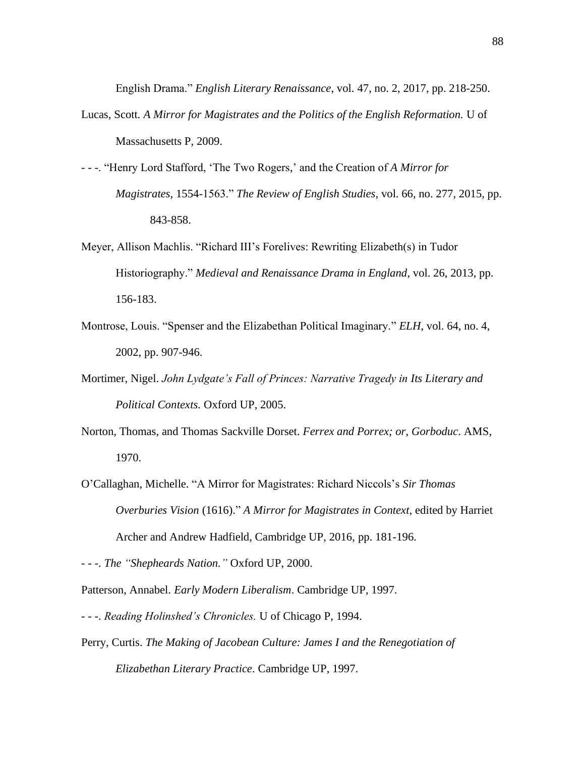English Drama." *English Literary Renaissance*, vol. 47, no. 2, 2017, pp. 218-250.

Lucas, Scott. *A Mirror for Magistrates and the Politics of the English Reformation.* U of Massachusetts P, 2009.

- - -. "Henry Lord Stafford, 'The Two Rogers,' and the Creation of *A Mirror for Magistrates*, 1554-1563." *The Review of English Studies*, vol. 66, no. 277, 2015, pp. 843-858.

Meyer, Allison Machlis. "Richard III's Forelives: Rewriting Elizabeth(s) in Tudor Historiography." *Medieval and Renaissance Drama in England*, vol. 26, 2013, pp. 156-183.

Montrose, Louis. "Spenser and the Elizabethan Political Imaginary." *ELH*, vol. 64, no. 4, 2002, pp. 907-946.

Mortimer, Nigel. *John Lydgate's Fall of Princes: Narrative Tragedy in Its Literary and Political Contexts.* Oxford UP, 2005.

Norton, Thomas, and Thomas Sackville Dorset. *Ferrex and Porrex; or, Gorboduc*. AMS, 1970.

O'Callaghan, Michelle. "A Mirror for Magistrates: Richard Niccols's *Sir Thomas Overburies Vision* (1616)." *A Mirror for Magistrates in Context*, edited by Harriet Archer and Andrew Hadfield, Cambridge UP, 2016, pp. 181-196.

- - -. *The "Shepheards Nation."* Oxford UP, 2000.

Patterson, Annabel. *Early Modern Liberalism*. Cambridge UP, 1997.

- - -. *Reading Holinshed's Chronicles.* U of Chicago P, 1994.

Perry, Curtis. *The Making of Jacobean Culture: James I and the Renegotiation of Elizabethan Literary Practice*. Cambridge UP, 1997.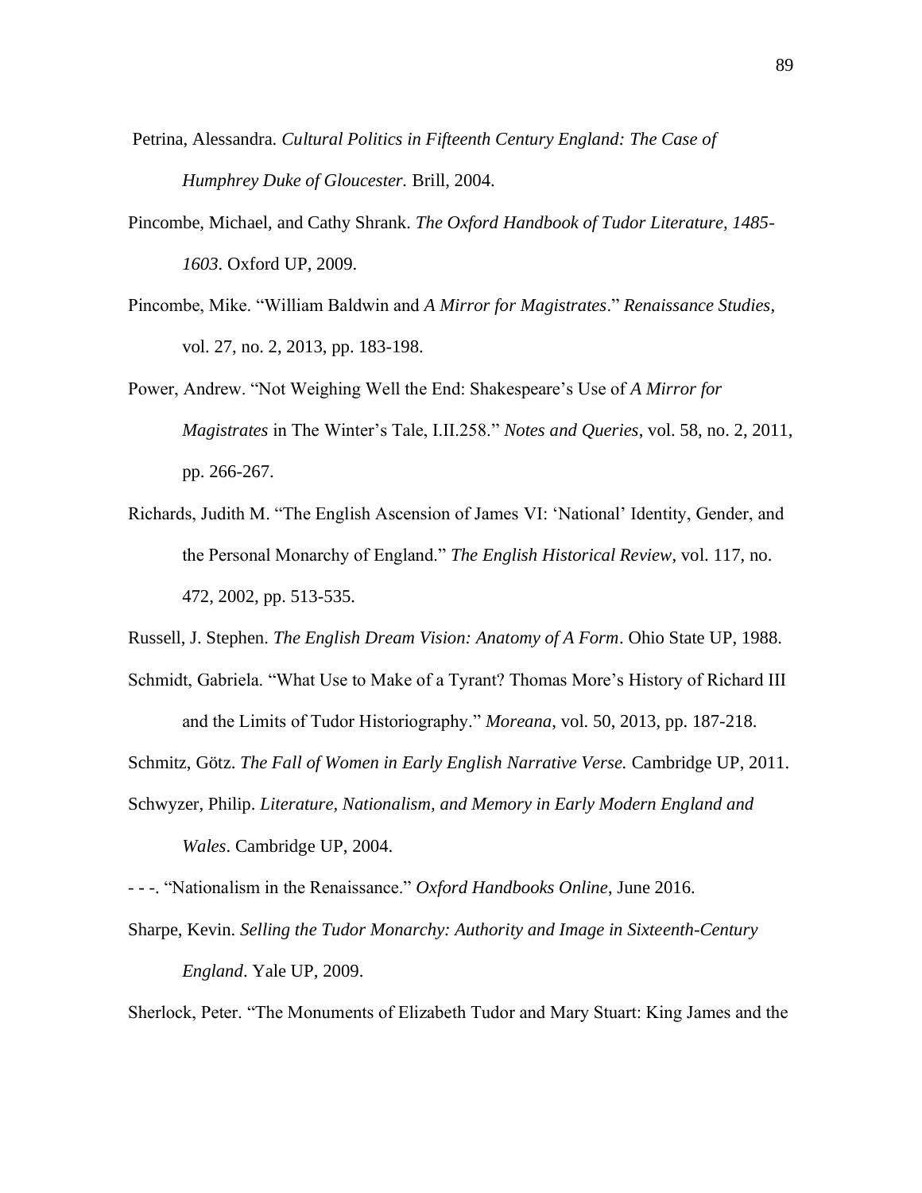Petrina, Alessandra. *Cultural Politics in Fifteenth Century England: The Case of Humphrey Duke of Gloucester.* Brill, 2004.

Pincombe, Michael, and Cathy Shrank. *The Oxford Handbook of Tudor Literature, 1485-1603*. Oxford UP, 2009.

Pincombe, Mike. "William Baldwin and *A Mirror for Magistrates*." *Renaissance Studies*, vol. 27, no. 2, 2013, pp. 183-198.

Power, Andrew. "Not Weighing Well the End: Shakespeare's Use of *A Mirror for Magistrates* in The Winter's Tale, I.II.258." *Notes and Queries*, vol. 58, no. 2, 2011, pp. 266-267.

Richards, Judith M. "The English Ascension of James VI: 'National' Identity, Gender, and the Personal Monarchy of England." *The English Historical Review*, vol. 117, no. 472, 2002, pp. 513-535.

Russell, J. Stephen. *The English Dream Vision: Anatomy of A Form*. Ohio State UP, 1988.

Schmidt, Gabriela. "What Use to Make of a Tyrant? Thomas More's History of Richard III and the Limits of Tudor Historiography." *Moreana*, vol. 50, 2013, pp. 187-218.

Schmitz, Götz. *The Fall of Women in Early English Narrative Verse.* Cambridge UP, 2011.

Schwyzer, Philip. *Literature, Nationalism, and Memory in Early Modern England and Wales*. Cambridge UP, 2004.

- - -. "Nationalism in the Renaissance." *Oxford Handbooks Online*, June 2016.

Sharpe, Kevin. *Selling the Tudor Monarchy: Authority and Image in Sixteenth-Century England*. Yale UP, 2009.

Sherlock, Peter. "The Monuments of Elizabeth Tudor and Mary Stuart: King James and the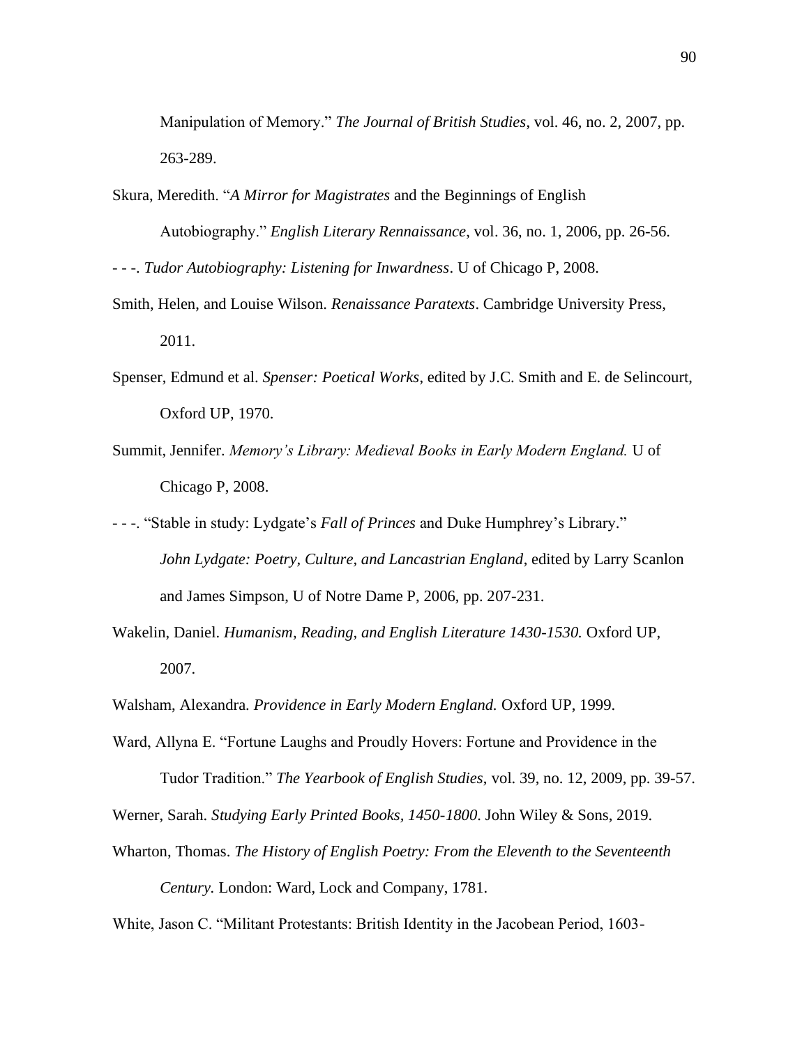Manipulation of Memory." *The Journal of British Studies*, vol. 46, no. 2, 2007, pp. 263-289.

Skura, Meredith. "*A Mirror for Magistrates* and the Beginnings of English Autobiography." *English Literary Rennaissance*, vol. 36, no. 1, 2006, pp. 26-56.

- - -. *Tudor Autobiography: Listening for Inwardness*. U of Chicago P, 2008.

Smith, Helen, and Louise Wilson. *Renaissance Paratexts*. Cambridge University Press, 2011.

Spenser, Edmund et al. *Spenser: Poetical Works*, edited by J.C. Smith and E. de Selincourt, Oxford UP, 1970.

Summit, Jennifer. *Memory's Library: Medieval Books in Early Modern England.* U of Chicago P, 2008.

- - -. "Stable in study: Lydgate's *Fall of Princes* and Duke Humphrey's Library." *John Lydgate: Poetry, Culture, and Lancastrian England*, edited by Larry Scanlon and James Simpson, U of Notre Dame P, 2006, pp. 207-231.

Wakelin, Daniel. *Humanism, Reading, and English Literature 1430-1530.* Oxford UP, 2007.

Walsham, Alexandra. *Providence in Early Modern England.* Oxford UP, 1999.

Ward, Allyna E. "Fortune Laughs and Proudly Hovers: Fortune and Providence in the Tudor Tradition." *The Yearbook of English Studies*, vol. 39, no. 12, 2009, pp. 39-57.

Werner, Sarah. *Studying Early Printed Books, 1450-1800*. John Wiley & Sons, 2019.

Wharton, Thomas. *The History of English Poetry: From the Eleventh to the Seventeenth Century.* London: Ward, Lock and Company, 1781.

White, Jason C. "Militant Protestants: British Identity in the Jacobean Period, 1603-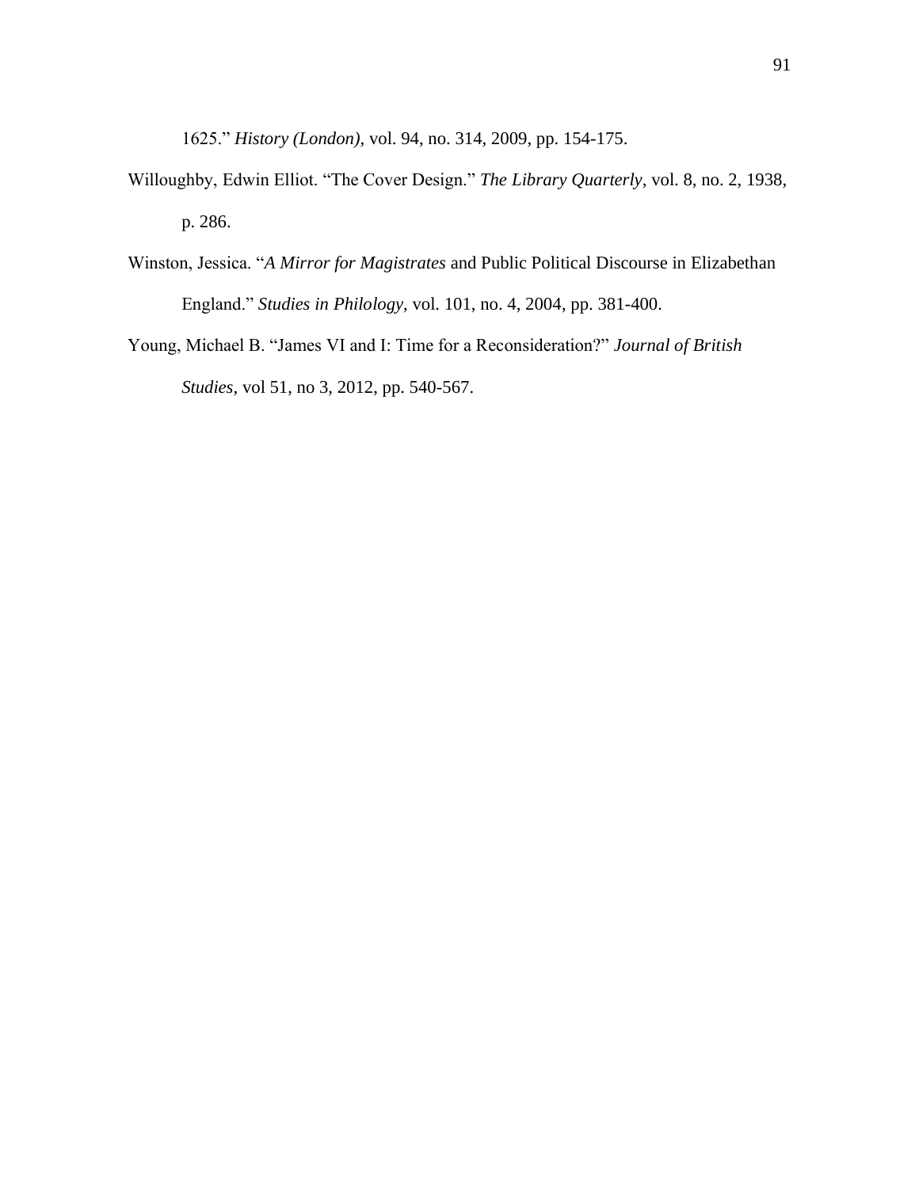1625." *History (London)*, vol. 94, no. 314, 2009, pp. 154-175.

Willoughby, Edwin Elliot. "The Cover Design." *The Library Quarterly*, vol. 8, no. 2, 1938, p. 286.

Winston, Jessica. "*A Mirror for Magistrates* and Public Political Discourse in Elizabethan England." *Studies in Philology*, vol. 101, no. 4, 2004, pp. 381-400.

Young, Michael B. "James VI and I: Time for a Reconsideration?" *Journal of British Studies*, vol 51, no 3, 2012, pp. 540-567.